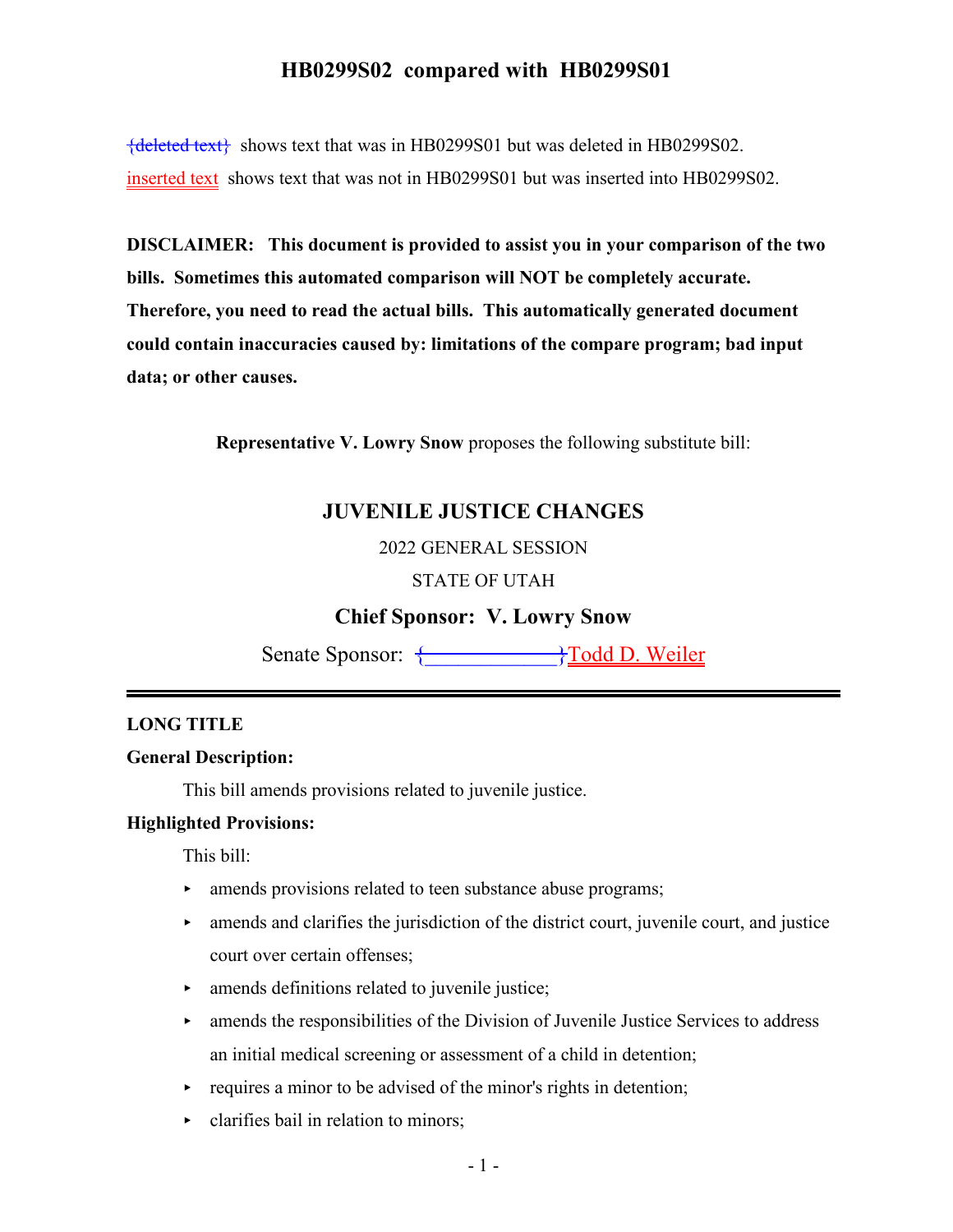# HB0299S02 compared with HB0299S01

{deleted text} shows text that was in HB0299S01 but was deleted in HB0299S02.

inserted text shows text that was not in HB0299S01 but was inserted into HB0299S02.

**DISCLAIMER: This document is provided to assist you in your comparison of the two bills. Sometimes this automated comparison will NOT be completely accurate. Therefore, you need to read the actual bills. This automatically generated document could contain inaccuracies caused by: limitations of the compare program; bad input data; or other causes.**

**Representative V. Lowry Snow** proposes the following substitute bill:

## JUVENILE JUSTICE CHANGES

2022 GENERAL SESSION

STATE OF UTAH

**Chief Sponsor: V. Lowry Snow**

Senate Sponsor: {\_\_\_\_\_\_\_\_\_\_\_\_}Todd D. Weiler

---

**LONG TITLE**

**General Description:**

This bill amends provisions related to juvenile justice.

**Highlighted Provisions:**

This bill:

- amends provisions related to teen substance abuse programs;
- amends and clarifies the jurisdiction of the district court, juvenile court, and justice court over certain offenses;
- amends definitions related to juvenile justice;
- amends the responsibilities of the Division of Juvenile Justice Services to address an initial medical screening or assessment of a child in detention;
- requires a minor to be advised of the minor's rights in detention;
- clarifies bail in relation to minors;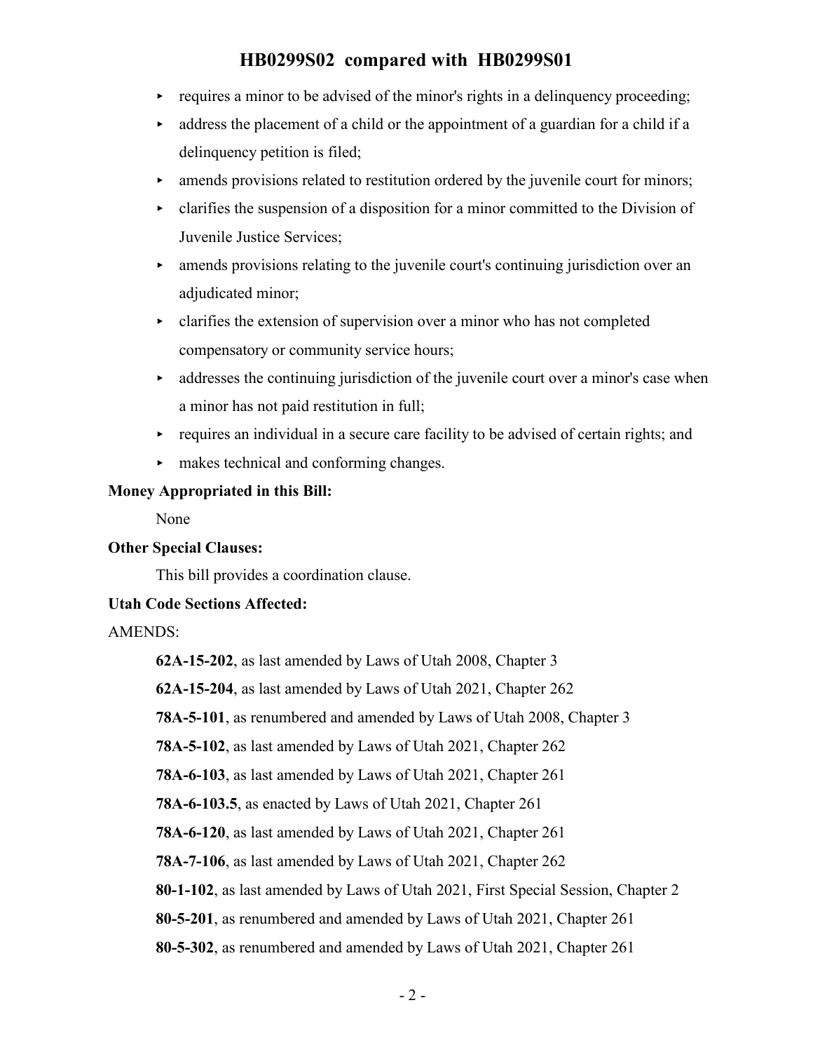- requires a minor to be advised of the minor's rights in a delinquency proceeding;
- address the placement of a child or the appointment of a guardian for a child if a delinquency petition is filed;
- amends provisions related to restitution ordered by the juvenile court for minors;
- clarifies the suspension of a disposition for a minor committed to the Division of Juvenile Justice Services;
- amends provisions relating to the juvenile court's continuing jurisdiction over an adjudicated minor;
- clarifies the extension of supervision over a minor who has not completed compensatory or community service hours;
- addresses the continuing jurisdiction of the juvenile court over a minor's case when a minor has not paid restitution in full;
- requires an individual in a secure care facility to be advised of certain rights; and
- makes technical and conforming changes.

**Money Appropriated in this Bill:**

None

**Other Special Clauses:**

This bill provides a coordination clause.

**Utah Code Sections Affected:**

AMENDS:

**62A-15-202**, as last amended by Laws of Utah 2008, Chapter 3

**62A-15-204**, as last amended by Laws of Utah 2021, Chapter 262

**78A-5-101**, as renumbered and amended by Laws of Utah 2008, Chapter 3

**78A-5-102**, as last amended by Laws of Utah 2021, Chapter 262

**78A-6-103**, as last amended by Laws of Utah 2021, Chapter 261

**78A-6-103.5**, as enacted by Laws of Utah 2021, Chapter 261

**78A-6-120**, as last amended by Laws of Utah 2021, Chapter 261

**78A-7-106**, as last amended by Laws of Utah 2021, Chapter 262

**80-1-102**, as last amended by Laws of Utah 2021, First Special Session, Chapter 2

**80-5-201**, as renumbered and amended by Laws of Utah 2021, Chapter 261

**80-5-302**, as renumbered and amended by Laws of Utah 2021, Chapter 261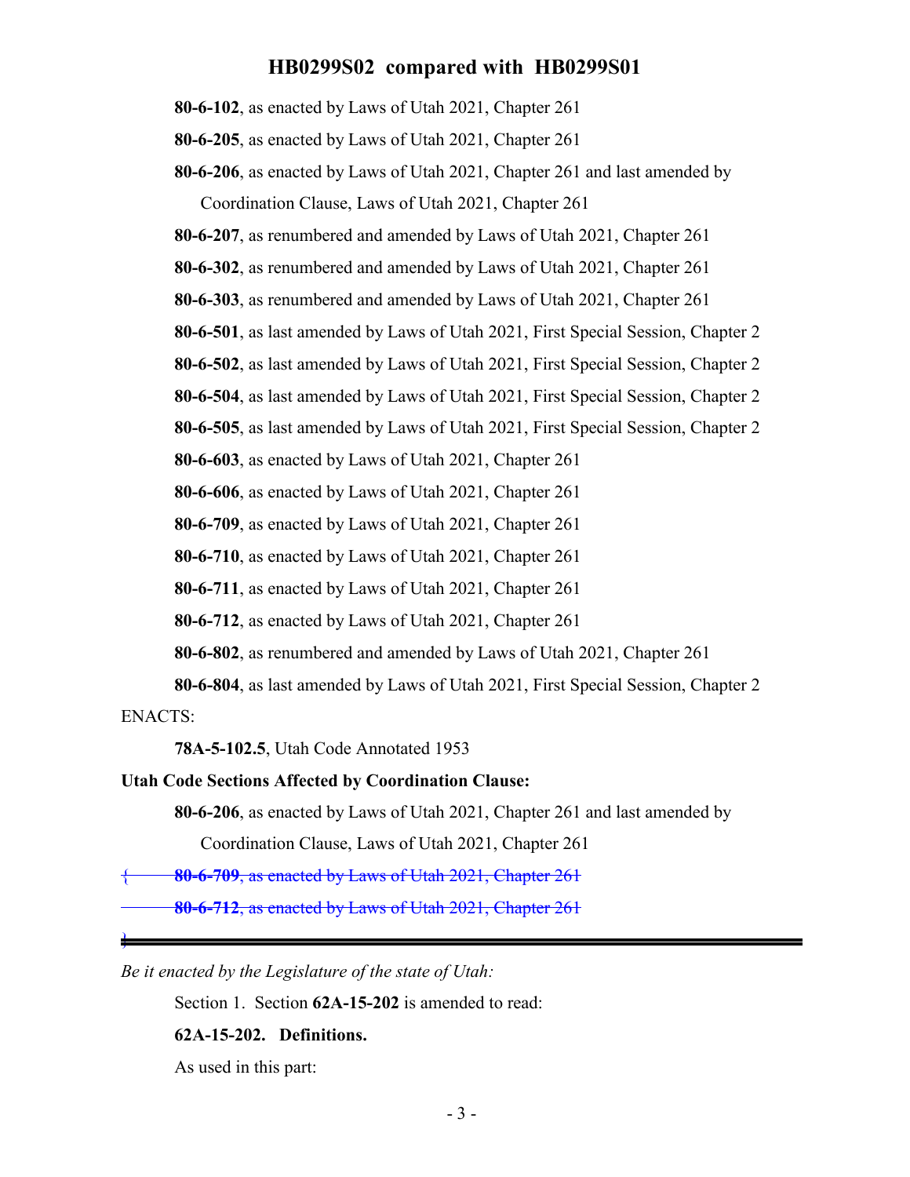**80-6-102**, as enacted by Laws of Utah 2021, Chapter 261

**80-6-205**, as enacted by Laws of Utah 2021, Chapter 261

**80-6-206**, as enacted by Laws of Utah 2021, Chapter 261 and last amended by Coordination Clause, Laws of Utah 2021, Chapter 261

**80-6-207**, as renumbered and amended by Laws of Utah 2021, Chapter 261

**80-6-302**, as renumbered and amended by Laws of Utah 2021, Chapter 261

**80-6-303**, as renumbered and amended by Laws of Utah 2021, Chapter 261

**80-6-501**, as last amended by Laws of Utah 2021, First Special Session, Chapter 2

**80-6-502**, as last amended by Laws of Utah 2021, First Special Session, Chapter 2

**80-6-504**, as last amended by Laws of Utah 2021, First Special Session, Chapter 2

**80-6-505**, as last amended by Laws of Utah 2021, First Special Session, Chapter 2

**80-6-603**, as enacted by Laws of Utah 2021, Chapter 261

**80-6-606**, as enacted by Laws of Utah 2021, Chapter 261

**80-6-709**, as enacted by Laws of Utah 2021, Chapter 261

**80-6-710**, as enacted by Laws of Utah 2021, Chapter 261

**80-6-711**, as enacted by Laws of Utah 2021, Chapter 261

**80-6-712**, as enacted by Laws of Utah 2021, Chapter 261

**80-6-802**, as renumbered and amended by Laws of Utah 2021, Chapter 261

**80-6-804**, as last amended by Laws of Utah 2021, First Special Session, Chapter 2

ENACTS:

**78A-5-102.5**, Utah Code Annotated 1953

**Utah Code Sections Affected by Coordination Clause:**

**80-6-206**, as enacted by Laws of Utah 2021, Chapter 261 and last amended by Coordination Clause, Laws of Utah 2021, Chapter 261

~~{ **80-6-709**, as enacted by Laws of Utah 2021, Chapter 261~~

~~**80-6-712**, as enacted by Laws of Utah 2021, Chapter 261~~

~~}~~

---

*Be it enacted by the Legislature of the state of Utah:*

Section 1. Section **62A-15-202** is amended to read:

**62A-15-202. Definitions.**

As used in this part: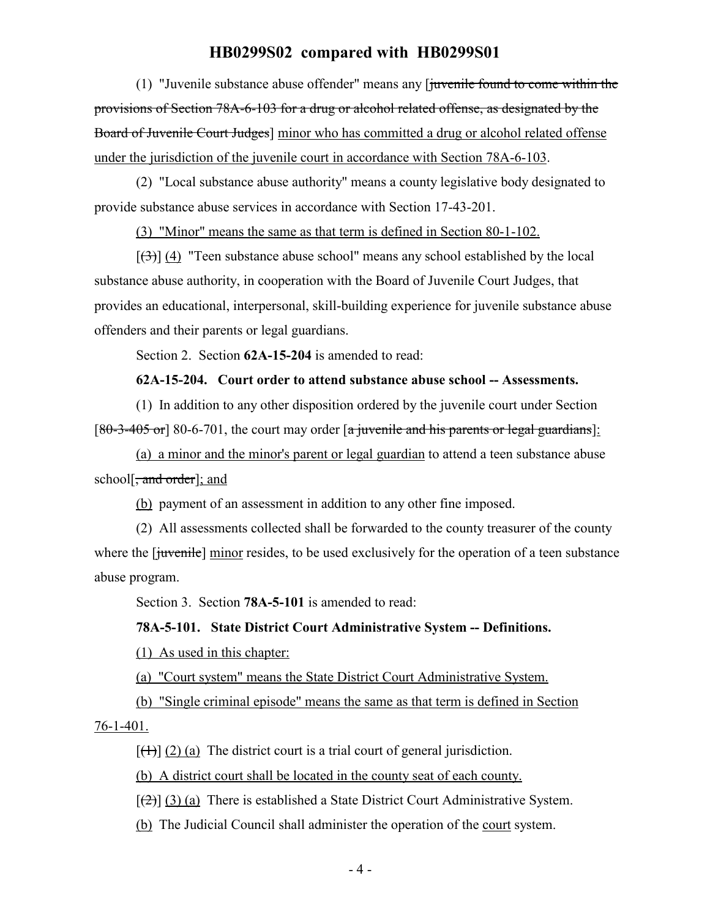(1) "Juvenile substance abuse offender" means any [~~juvenile found to come within the provisions of Section 78A-6-103 for a drug or alcohol related offense, as designated by the Board of Juvenile Court Judges~~] <u>minor who has committed a drug or alcohol related offense under the jurisdiction of the juvenile court in accordance with Section 78A-6-103</u>.

(2) "Local substance abuse authority" means a county legislative body designated to provide substance abuse services in accordance with Section 17-43-201.

<u>(3) "Minor" means the same as that term is defined in Section 80-1-102.</u>

[~~(3)~~] <u>(4)</u> "Teen substance abuse school" means any school established by the local substance abuse authority, in cooperation with the Board of Juvenile Court Judges, that provides an educational, interpersonal, skill-building experience for juvenile substance abuse offenders and their parents or legal guardians.

Section 2. Section **62A-15-204** is amended to read:

**62A-15-204. Court order to attend substance abuse school -- Assessments.**

(1) In addition to any other disposition ordered by the juvenile court under Section [~~80-3-405 or~~] 80-6-701, the court may order [~~a juvenile and his parents or legal guardians~~]<u>:</u>

<u>(a) a minor and the minor's parent or legal guardian</u> to attend a teen substance abuse school[~~, and order~~]<u>; and</u>

<u>(b)</u> payment of an assessment in addition to any other fine imposed.

(2) All assessments collected shall be forwarded to the county treasurer of the county where the [~~juvenile~~] <u>minor</u> resides, to be used exclusively for the operation of a teen substance abuse program.

Section 3. Section **78A-5-101** is amended to read:

**78A-5-101. State District Court Administrative System -- Definitions.**

<u>(1) As used in this chapter:</u>

<u>(a) "Court system" means the State District Court Administrative System.</u>

<u>(b) "Single criminal episode" means the same as that term is defined in Section 76-1-401.</u>

[~~(1)~~] <u>(2) (a)</u> The district court is a trial court of general jurisdiction.

<u>(b) A district court shall be located in the county seat of each county.</u>

[~~(2)~~] <u>(3) (a)</u> There is established a State District Court Administrative System.

<u>(b)</u> The Judicial Council shall administer the operation of the <u>court</u> system.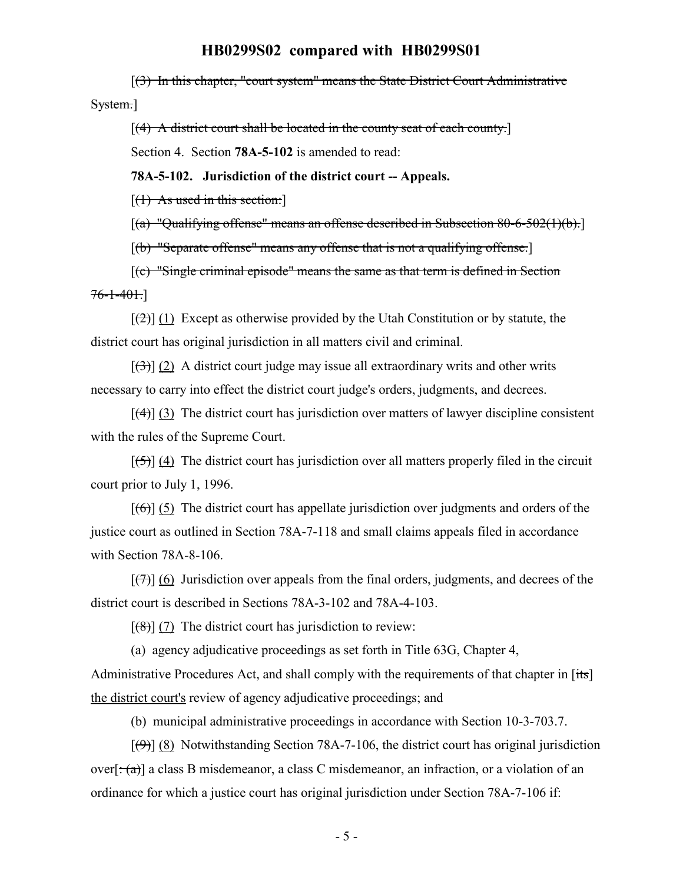[~~(3) In this chapter, "court system" means the State District Court Administrative System.~~]

[~~(4) A district court shall be located in the county seat of each county.~~]

Section 4. Section **78A-5-102** is amended to read:

**78A-5-102. Jurisdiction of the district court -- Appeals.**

[~~(1) As used in this section:~~]

[~~(a) "Qualifying offense" means an offense described in Subsection 80-6-502(1)(b).~~]

[~~(b) "Separate offense" means any offense that is not a qualifying offense.~~]

[~~(c) "Single criminal episode" means the same as that term is defined in Section 76-1-401.~~]

[~~(2)~~] <u>(1)</u> Except as otherwise provided by the Utah Constitution or by statute, the district court has original jurisdiction in all matters civil and criminal.

[~~(3)~~] <u>(2)</u> A district court judge may issue all extraordinary writs and other writs necessary to carry into effect the district court judge's orders, judgments, and decrees.

[~~(4)~~] <u>(3)</u> The district court has jurisdiction over matters of lawyer discipline consistent with the rules of the Supreme Court.

[~~(5)~~] <u>(4)</u> The district court has jurisdiction over all matters properly filed in the circuit court prior to July 1, 1996.

[~~(6)~~] <u>(5)</u> The district court has appellate jurisdiction over judgments and orders of the justice court as outlined in Section 78A-7-118 and small claims appeals filed in accordance with Section 78A-8-106.

[~~(7)~~] <u>(6)</u> Jurisdiction over appeals from the final orders, judgments, and decrees of the district court is described in Sections 78A-3-102 and 78A-4-103.

[~~(8)~~] <u>(7)</u> The district court has jurisdiction to review:

(a) agency adjudicative proceedings as set forth in Title 63G, Chapter 4, Administrative Procedures Act, and shall comply with the requirements of that chapter in [~~its~~] <u>the district court's</u> review of agency adjudicative proceedings; and

(b) municipal administrative proceedings in accordance with Section 10-3-703.7.

[~~(9)~~] <u>(8)</u> Notwithstanding Section 78A-7-106, the district court has original jurisdiction over[~~: (a)~~] a class B misdemeanor, a class C misdemeanor, an infraction, or a violation of an ordinance for which a justice court has original jurisdiction under Section 78A-7-106 if: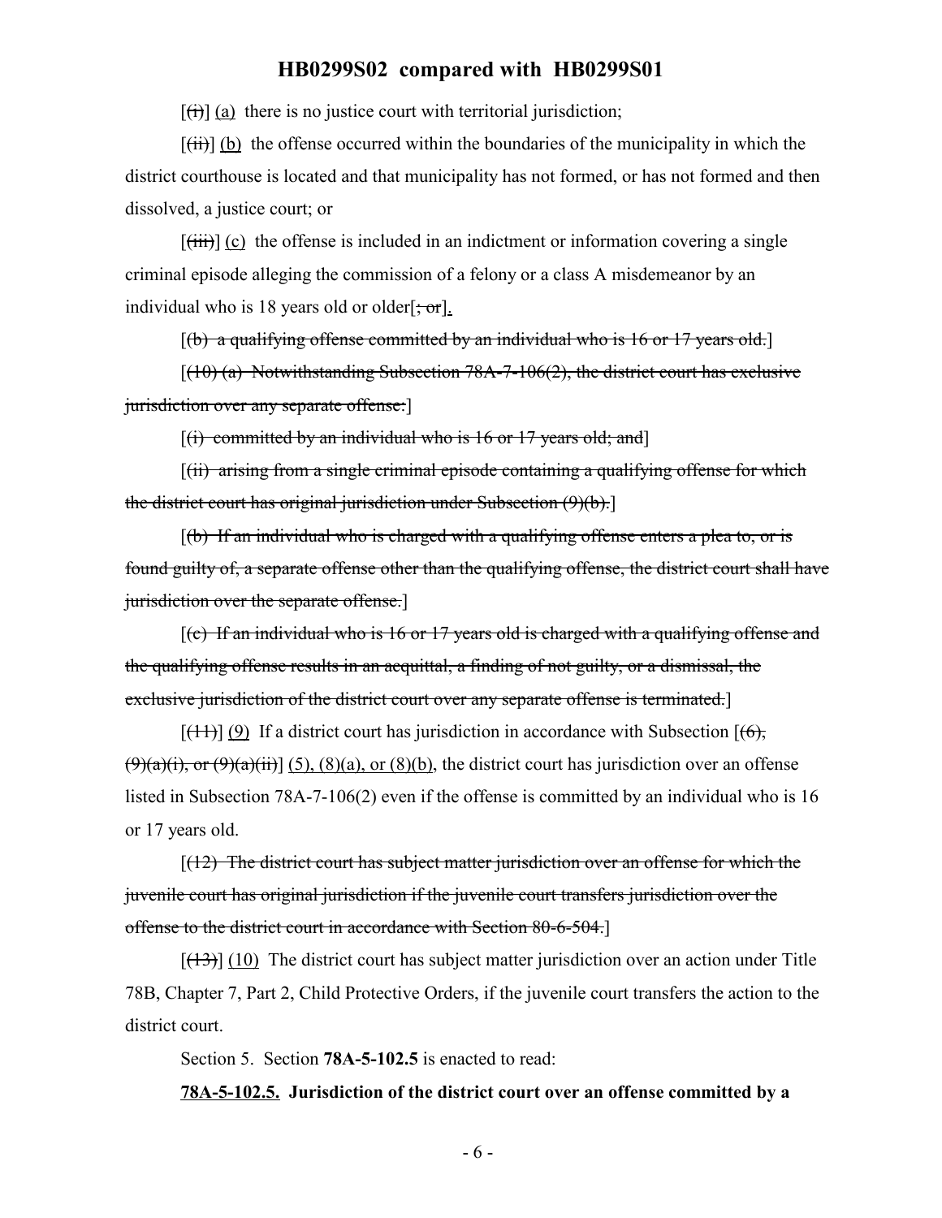[~~(i)~~] (a) there is no justice court with territorial jurisdiction;

[~~(ii)~~] (b) the offense occurred within the boundaries of the municipality in which the district courthouse is located and that municipality has not formed, or has not formed and then dissolved, a justice court; or

[~~(iii)~~] (c) the offense is included in an indictment or information covering a single criminal episode alleging the commission of a felony or a class A misdemeanor by an individual who is 18 years old or older[~~; or~~].

[~~(b) a qualifying offense committed by an individual who is 16 or 17 years old.~~]

[~~(10) (a) Notwithstanding Subsection 78A-7-106(2), the district court has exclusive jurisdiction over any separate offense:~~]

[~~(i) committed by an individual who is 16 or 17 years old; and~~]

[~~(ii) arising from a single criminal episode containing a qualifying offense for which the district court has original jurisdiction under Subsection (9)(b).~~]

[~~(b) If an individual who is charged with a qualifying offense enters a plea to, or is found guilty of, a separate offense other than the qualifying offense, the district court shall have jurisdiction over the separate offense.~~]

[~~(c) If an individual who is 16 or 17 years old is charged with a qualifying offense and the qualifying offense results in an acquittal, a finding of not guilty, or a dismissal, the exclusive jurisdiction of the district court over any separate offense is terminated.~~]

[~~(11)~~] (9) If a district court has jurisdiction in accordance with Subsection [~~(6), (9)(a)(i), or (9)(a)(ii)~~] (5), (8)(a), or (8)(b), the district court has jurisdiction over an offense listed in Subsection 78A-7-106(2) even if the offense is committed by an individual who is 16 or 17 years old.

[~~(12) The district court has subject matter jurisdiction over an offense for which the juvenile court has original jurisdiction if the juvenile court transfers jurisdiction over the offense to the district court in accordance with Section 80-6-504.~~]

[~~(13)~~] (10) The district court has subject matter jurisdiction over an action under Title 78B, Chapter 7, Part 2, Child Protective Orders, if the juvenile court transfers the action to the district court.

Section 5. Section **78A-5-102.5** is enacted to read:

**78A-5-102.5. Jurisdiction of the district court over an offense committed by a**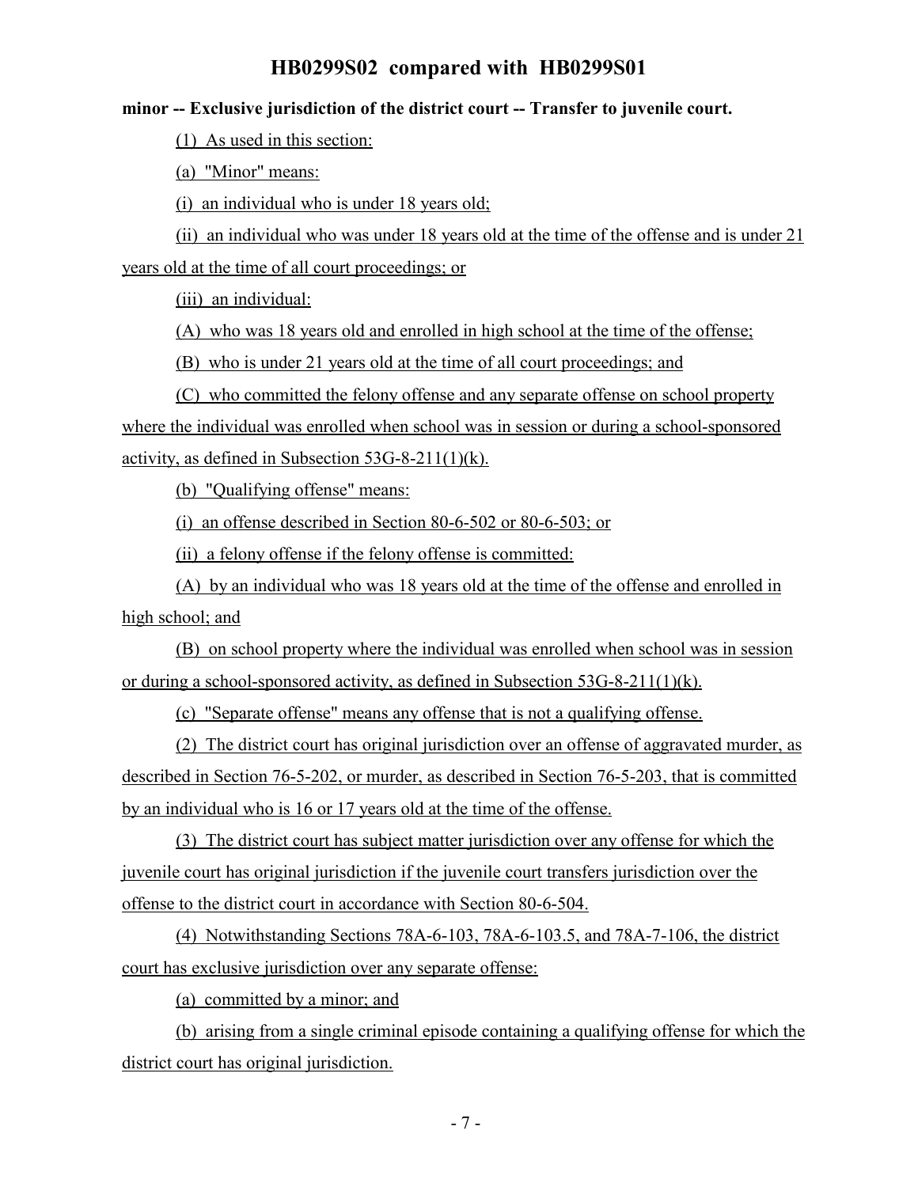**minor -- Exclusive jurisdiction of the district court -- Transfer to juvenile court.**

(1) As used in this section:

(a) "Minor" means:

(i) an individual who is under 18 years old;

(ii) an individual who was under 18 years old at the time of the offense and is under 21 years old at the time of all court proceedings; or

(iii) an individual:

(A) who was 18 years old and enrolled in high school at the time of the offense;

(B) who is under 21 years old at the time of all court proceedings; and

(C) who committed the felony offense and any separate offense on school property where the individual was enrolled when school was in session or during a school-sponsored activity, as defined in Subsection 53G-8-211(1)(k).

(b) "Qualifying offense" means:

(i) an offense described in Section 80-6-502 or 80-6-503; or

(ii) a felony offense if the felony offense is committed:

(A) by an individual who was 18 years old at the time of the offense and enrolled in high school; and

(B) on school property where the individual was enrolled when school was in session or during a school-sponsored activity, as defined in Subsection 53G-8-211(1)(k).

(c) "Separate offense" means any offense that is not a qualifying offense.

(2) The district court has original jurisdiction over an offense of aggravated murder, as described in Section 76-5-202, or murder, as described in Section 76-5-203, that is committed by an individual who is 16 or 17 years old at the time of the offense.

(3) The district court has subject matter jurisdiction over any offense for which the juvenile court has original jurisdiction if the juvenile court transfers jurisdiction over the offense to the district court in accordance with Section 80-6-504.

(4) Notwithstanding Sections 78A-6-103, 78A-6-103.5, and 78A-7-106, the district court has exclusive jurisdiction over any separate offense:

(a) committed by a minor; and

(b) arising from a single criminal episode containing a qualifying offense for which the district court has original jurisdiction.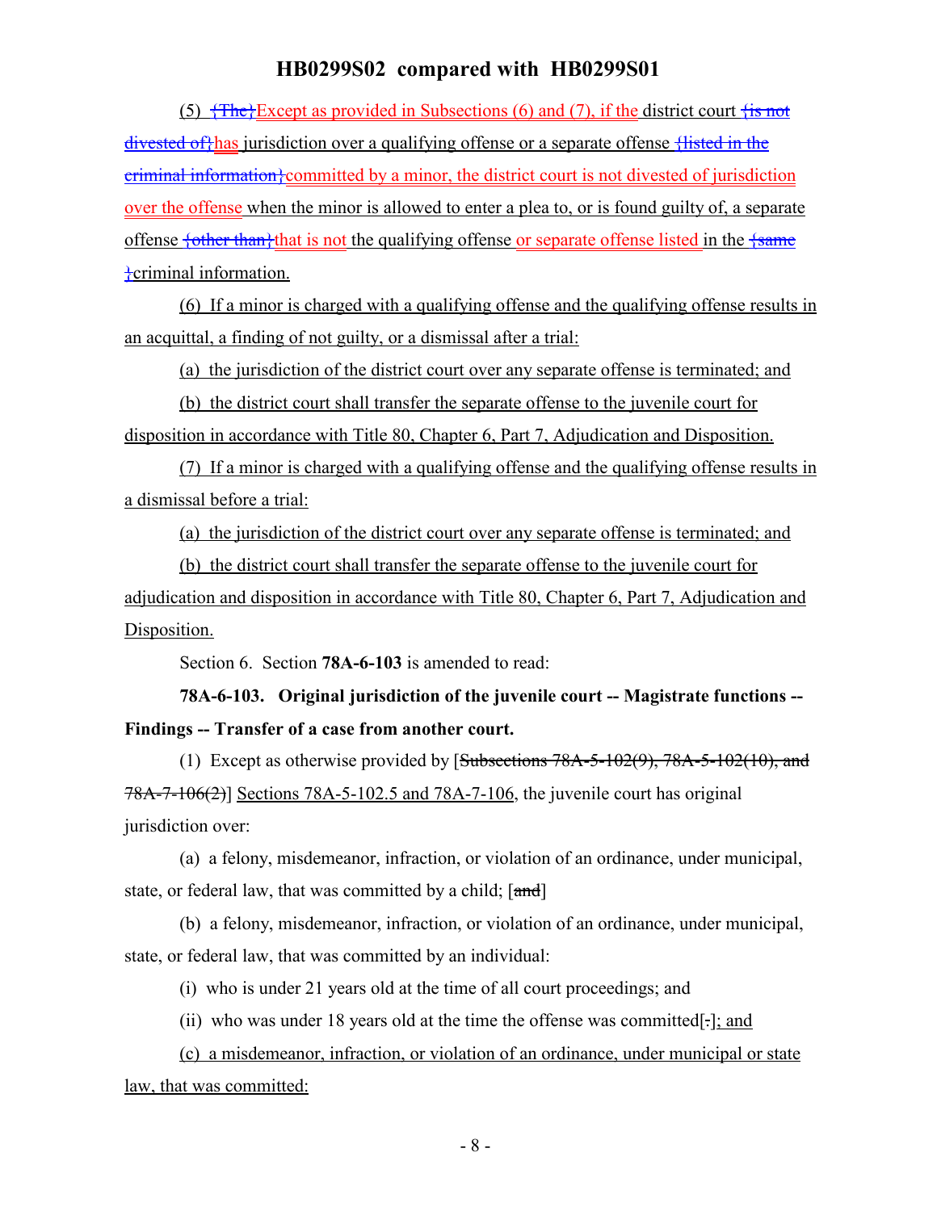(5) {The}Except as provided in Subsections (6) and (7), if the district court {is not divested of}has jurisdiction over a qualifying offense or a separate offense {listed in the criminal information}committed by a minor, the district court is not divested of jurisdiction over the offense when the minor is allowed to enter a plea to, or is found guilty of, a separate offense {other than}that is not the qualifying offense or separate offense listed in the {same }criminal information.

(6) If a minor is charged with a qualifying offense and the qualifying offense results in an acquittal, a finding of not guilty, or a dismissal after a trial:

(a) the jurisdiction of the district court over any separate offense is terminated; and

(b) the district court shall transfer the separate offense to the juvenile court for disposition in accordance with Title 80, Chapter 6, Part 7, Adjudication and Disposition.

(7) If a minor is charged with a qualifying offense and the qualifying offense results in a dismissal before a trial:

(a) the jurisdiction of the district court over any separate offense is terminated; and

(b) the district court shall transfer the separate offense to the juvenile court for adjudication and disposition in accordance with Title 80, Chapter 6, Part 7, Adjudication and Disposition.

Section 6. Section **78A-6-103** is amended to read:

**78A-6-103. Original jurisdiction of the juvenile court -- Magistrate functions -- Findings -- Transfer of a case from another court.**

(1) Except as otherwise provided by [~~Subsections 78A-5-102(9), 78A-5-102(10), and 78A-7-106(2)~~] Sections 78A-5-102.5 and 78A-7-106, the juvenile court has original jurisdiction over:

(a) a felony, misdemeanor, infraction, or violation of an ordinance, under municipal, state, or federal law, that was committed by a child; [~~and~~]

(b) a felony, misdemeanor, infraction, or violation of an ordinance, under municipal, state, or federal law, that was committed by an individual:

(i) who is under 21 years old at the time of all court proceedings; and

(ii) who was under 18 years old at the time the offense was committed[~~.~~]; and

(c) a misdemeanor, infraction, or violation of an ordinance, under municipal or state law, that was committed: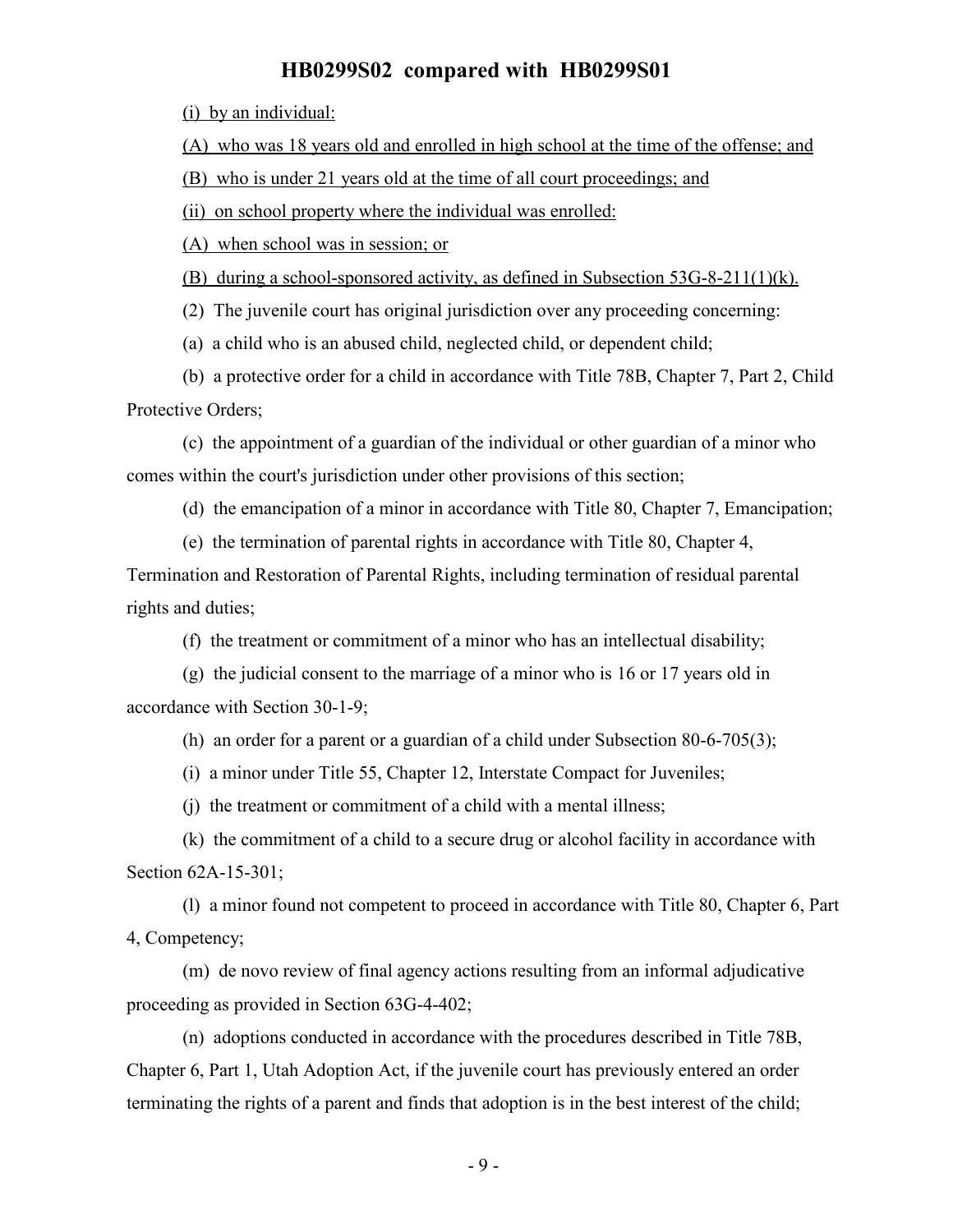(i) by an individual:

(A) who was 18 years old and enrolled in high school at the time of the offense; and

(B) who is under 21 years old at the time of all court proceedings; and

(ii) on school property where the individual was enrolled:

(A) when school was in session; or

(B) during a school-sponsored activity, as defined in Subsection 53G-8-211(1)(k).

(2) The juvenile court has original jurisdiction over any proceeding concerning:

(a) a child who is an abused child, neglected child, or dependent child;

(b) a protective order for a child in accordance with Title 78B, Chapter 7, Part 2, Child Protective Orders;

(c) the appointment of a guardian of the individual or other guardian of a minor who comes within the court's jurisdiction under other provisions of this section;

(d) the emancipation of a minor in accordance with Title 80, Chapter 7, Emancipation;

(e) the termination of parental rights in accordance with Title 80, Chapter 4, Termination and Restoration of Parental Rights, including termination of residual parental rights and duties;

(f) the treatment or commitment of a minor who has an intellectual disability;

(g) the judicial consent to the marriage of a minor who is 16 or 17 years old in accordance with Section 30-1-9;

(h) an order for a parent or a guardian of a child under Subsection 80-6-705(3);

(i) a minor under Title 55, Chapter 12, Interstate Compact for Juveniles;

(j) the treatment or commitment of a child with a mental illness;

(k) the commitment of a child to a secure drug or alcohol facility in accordance with Section 62A-15-301;

(l) a minor found not competent to proceed in accordance with Title 80, Chapter 6, Part 4, Competency;

(m) de novo review of final agency actions resulting from an informal adjudicative proceeding as provided in Section 63G-4-402;

(n) adoptions conducted in accordance with the procedures described in Title 78B, Chapter 6, Part 1, Utah Adoption Act, if the juvenile court has previously entered an order terminating the rights of a parent and finds that adoption is in the best interest of the child;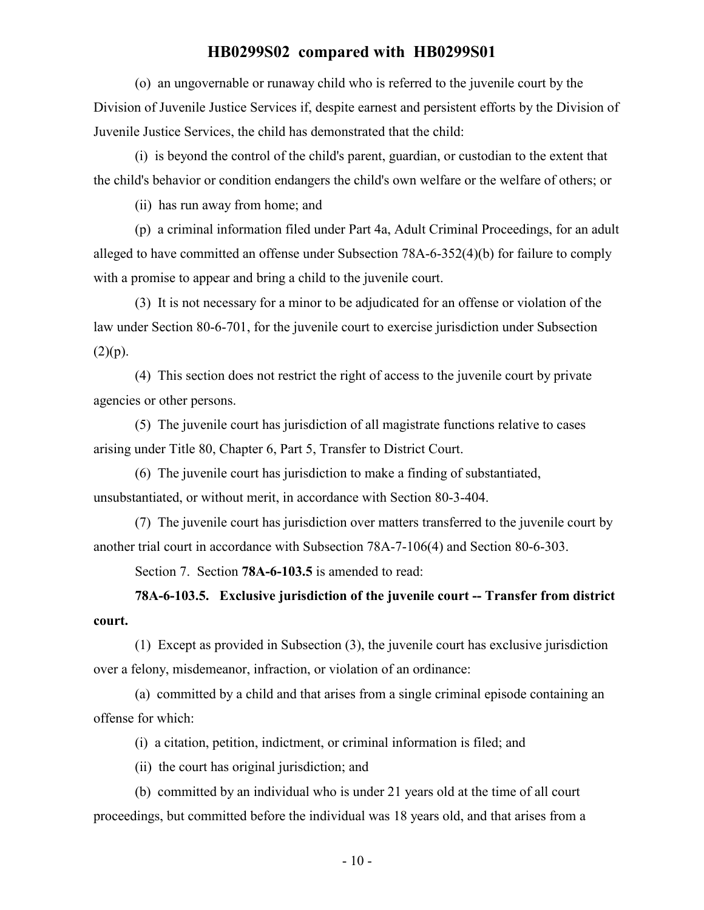(o) an ungovernable or runaway child who is referred to the juvenile court by the Division of Juvenile Justice Services if, despite earnest and persistent efforts by the Division of Juvenile Justice Services, the child has demonstrated that the child:

(i) is beyond the control of the child's parent, guardian, or custodian to the extent that the child's behavior or condition endangers the child's own welfare or the welfare of others; or

(ii) has run away from home; and

(p) a criminal information filed under Part 4a, Adult Criminal Proceedings, for an adult alleged to have committed an offense under Subsection 78A-6-352(4)(b) for failure to comply with a promise to appear and bring a child to the juvenile court.

(3) It is not necessary for a minor to be adjudicated for an offense or violation of the law under Section 80-6-701, for the juvenile court to exercise jurisdiction under Subsection (2)(p).

(4) This section does not restrict the right of access to the juvenile court by private agencies or other persons.

(5) The juvenile court has jurisdiction of all magistrate functions relative to cases arising under Title 80, Chapter 6, Part 5, Transfer to District Court.

(6) The juvenile court has jurisdiction to make a finding of substantiated, unsubstantiated, or without merit, in accordance with Section 80-3-404.

(7) The juvenile court has jurisdiction over matters transferred to the juvenile court by another trial court in accordance with Subsection 78A-7-106(4) and Section 80-6-303.

Section 7. Section **78A-6-103.5** is amended to read:

**78A-6-103.5. Exclusive jurisdiction of the juvenile court -- Transfer from district court.**

(1) Except as provided in Subsection (3), the juvenile court has exclusive jurisdiction over a felony, misdemeanor, infraction, or violation of an ordinance:

(a) committed by a child and that arises from a single criminal episode containing an offense for which:

(i) a citation, petition, indictment, or criminal information is filed; and

(ii) the court has original jurisdiction; and

(b) committed by an individual who is under 21 years old at the time of all court proceedings, but committed before the individual was 18 years old, and that arises from a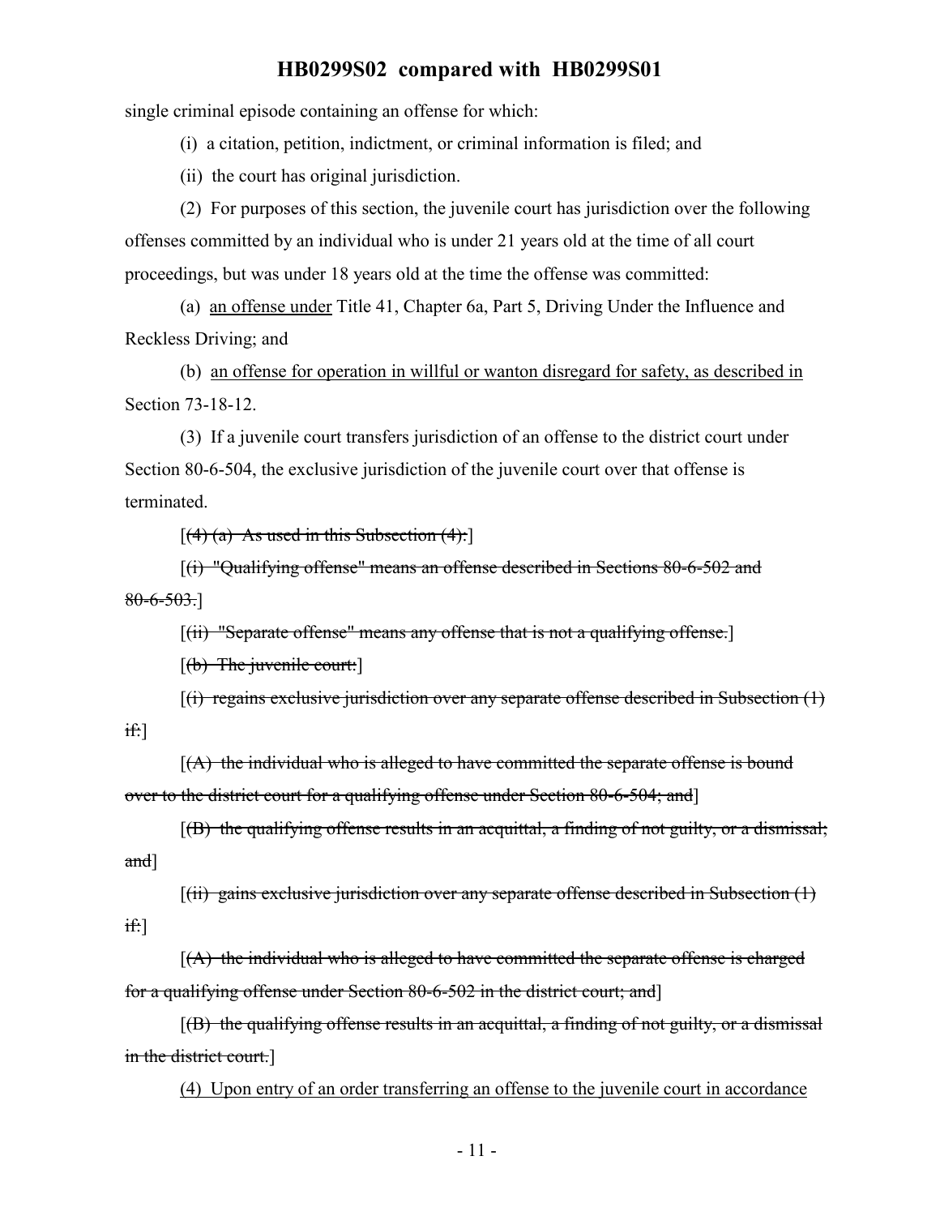single criminal episode containing an offense for which:

(i) a citation, petition, indictment, or criminal information is filed; and

(ii) the court has original jurisdiction.

(2) For purposes of this section, the juvenile court has jurisdiction over the following offenses committed by an individual who is under 21 years old at the time of all court proceedings, but was under 18 years old at the time the offense was committed:

(a) <u>an offense under</u> Title 41, Chapter 6a, Part 5, Driving Under the Influence and Reckless Driving; and

(b) <u>an offense for operation in willful or wanton disregard for safety, as described in</u> Section 73-18-12.

(3) If a juvenile court transfers jurisdiction of an offense to the district court under Section 80-6-504, the exclusive jurisdiction of the juvenile court over that offense is terminated.

[~~(4) (a) As used in this Subsection (4):~~]

[~~(i) "Qualifying offense" means an offense described in Sections 80-6-502 and 80-6-503.~~]

[~~(ii) "Separate offense" means any offense that is not a qualifying offense.~~]

[~~(b) The juvenile court:~~]

[~~(i) regains exclusive jurisdiction over any separate offense described in Subsection (1) if:~~]

[~~(A) the individual who is alleged to have committed the separate offense is bound over to the district court for a qualifying offense under Section 80-6-504; and~~]

[~~(B) the qualifying offense results in an acquittal, a finding of not guilty, or a dismissal; and~~]

[~~(ii) gains exclusive jurisdiction over any separate offense described in Subsection (1) if:~~]

[~~(A) the individual who is alleged to have committed the separate offense is charged for a qualifying offense under Section 80-6-502 in the district court; and~~]

[~~(B) the qualifying offense results in an acquittal, a finding of not guilty, or a dismissal in the district court.~~]

<u>(4) Upon entry of an order transferring an offense to the juvenile court in accordance</u>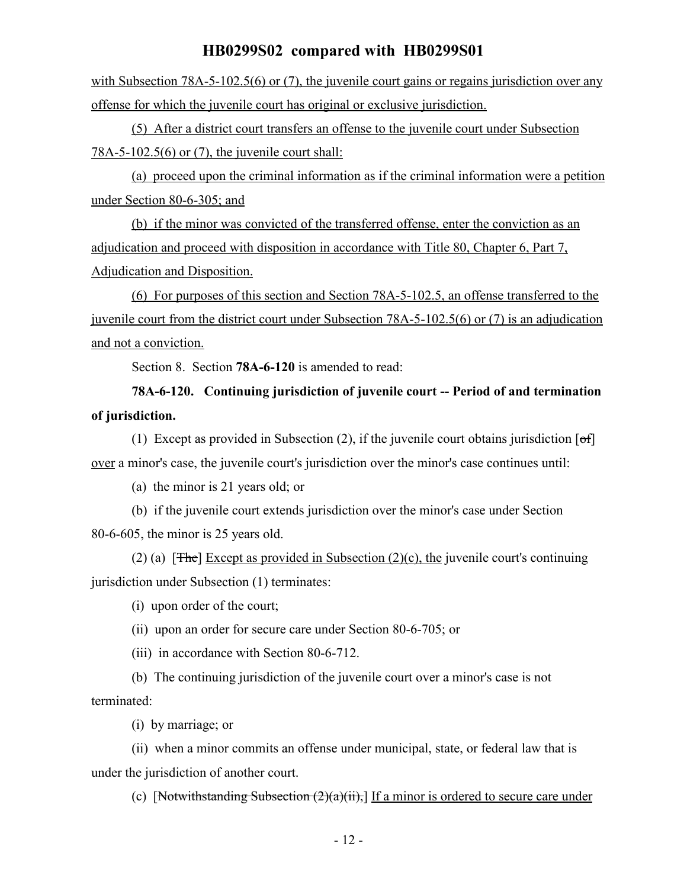with Subsection 78A-5-102.5(6) or (7), the juvenile court gains or regains jurisdiction over any offense for which the juvenile court has original or exclusive jurisdiction.

(5) After a district court transfers an offense to the juvenile court under Subsection 78A-5-102.5(6) or (7), the juvenile court shall:

(a) proceed upon the criminal information as if the criminal information were a petition under Section 80-6-305; and

(b) if the minor was convicted of the transferred offense, enter the conviction as an adjudication and proceed with disposition in accordance with Title 80, Chapter 6, Part 7, Adjudication and Disposition.

(6) For purposes of this section and Section 78A-5-102.5, an offense transferred to the juvenile court from the district court under Subsection 78A-5-102.5(6) or (7) is an adjudication and not a conviction.

Section 8. Section **78A-6-120** is amended to read:

**78A-6-120. Continuing jurisdiction of juvenile court -- Period of and termination of jurisdiction.**

(1) Except as provided in Subsection (2), if the juvenile court obtains jurisdiction [~~of~~] over a minor's case, the juvenile court's jurisdiction over the minor's case continues until:

(a) the minor is 21 years old; or

(b) if the juvenile court extends jurisdiction over the minor's case under Section 80-6-605, the minor is 25 years old.

(2) (a) [~~The~~] Except as provided in Subsection (2)(c), the juvenile court's continuing jurisdiction under Subsection (1) terminates:

(i) upon order of the court;

(ii) upon an order for secure care under Section 80-6-705; or

(iii) in accordance with Section 80-6-712.

(b) The continuing jurisdiction of the juvenile court over a minor's case is not terminated:

(i) by marriage; or

(ii) when a minor commits an offense under municipal, state, or federal law that is under the jurisdiction of another court.

(c) [~~Notwithstanding Subsection (2)(a)(ii),~~] If a minor is ordered to secure care under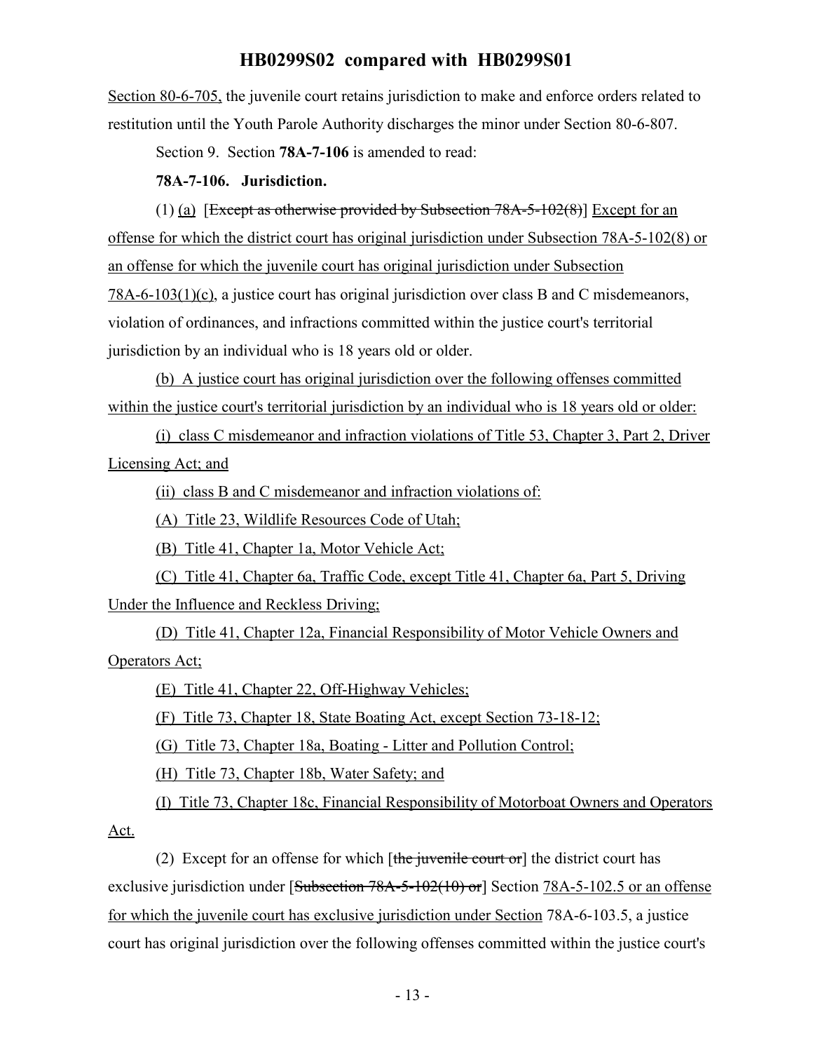Section 80-6-705, the juvenile court retains jurisdiction to make and enforce orders related to restitution until the Youth Parole Authority discharges the minor under Section 80-6-807.

Section 9. Section **78A-7-106** is amended to read:

**78A-7-106. Jurisdiction.**

(1) (a) [~~Except as otherwise provided by Subsection 78A-5-102(8)~~] Except for an offense for which the district court has original jurisdiction under Subsection 78A-5-102(8) or an offense for which the juvenile court has original jurisdiction under Subsection 78A-6-103(1)(c), a justice court has original jurisdiction over class B and C misdemeanors, violation of ordinances, and infractions committed within the justice court's territorial jurisdiction by an individual who is 18 years old or older.

(b) A justice court has original jurisdiction over the following offenses committed within the justice court's territorial jurisdiction by an individual who is 18 years old or older:

(i) class C misdemeanor and infraction violations of Title 53, Chapter 3, Part 2, Driver Licensing Act; and

(ii) class B and C misdemeanor and infraction violations of:

(A) Title 23, Wildlife Resources Code of Utah;

(B) Title 41, Chapter 1a, Motor Vehicle Act;

(C) Title 41, Chapter 6a, Traffic Code, except Title 41, Chapter 6a, Part 5, Driving Under the Influence and Reckless Driving;

(D) Title 41, Chapter 12a, Financial Responsibility of Motor Vehicle Owners and Operators Act;

(E) Title 41, Chapter 22, Off-Highway Vehicles;

(F) Title 73, Chapter 18, State Boating Act, except Section 73-18-12;

(G) Title 73, Chapter 18a, Boating - Litter and Pollution Control;

(H) Title 73, Chapter 18b, Water Safety; and

(I) Title 73, Chapter 18c, Financial Responsibility of Motorboat Owners and Operators Act.

(2) Except for an offense for which [~~the juvenile court or~~] the district court has exclusive jurisdiction under [~~Subsection 78A-5-102(10) or~~] Section 78A-5-102.5 or an offense for which the juvenile court has exclusive jurisdiction under Section 78A-6-103.5, a justice court has original jurisdiction over the following offenses committed within the justice court's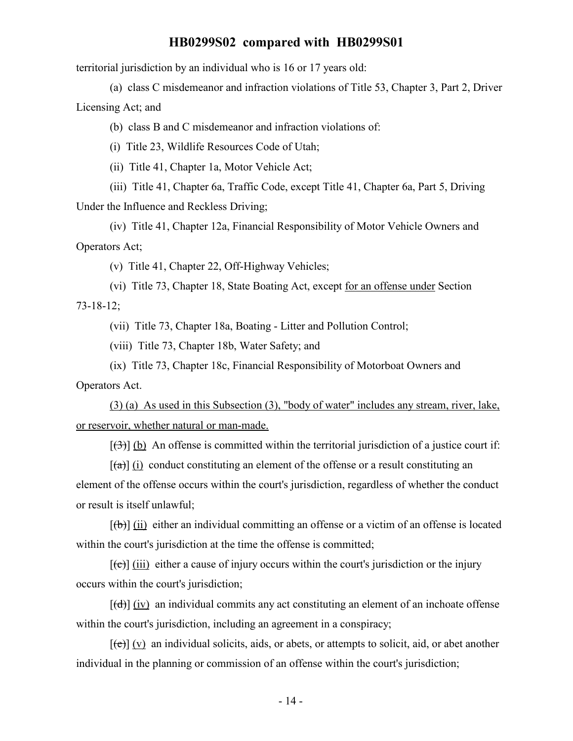territorial jurisdiction by an individual who is 16 or 17 years old:

(a) class C misdemeanor and infraction violations of Title 53, Chapter 3, Part 2, Driver Licensing Act; and

(b) class B and C misdemeanor and infraction violations of:

(i) Title 23, Wildlife Resources Code of Utah;

(ii) Title 41, Chapter 1a, Motor Vehicle Act;

(iii) Title 41, Chapter 6a, Traffic Code, except Title 41, Chapter 6a, Part 5, Driving Under the Influence and Reckless Driving;

(iv) Title 41, Chapter 12a, Financial Responsibility of Motor Vehicle Owners and Operators Act;

(v) Title 41, Chapter 22, Off-Highway Vehicles;

(vi) Title 73, Chapter 18, State Boating Act, except <u>for an offense under</u> Section 73-18-12;

(vii) Title 73, Chapter 18a, Boating - Litter and Pollution Control;

(viii) Title 73, Chapter 18b, Water Safety; and

(ix) Title 73, Chapter 18c, Financial Responsibility of Motorboat Owners and Operators Act.

<u>(3) (a) As used in this Subsection (3), "body of water" includes any stream, river, lake, or reservoir, whether natural or man-made.</u>

[~~(3)~~] <u>(b)</u> An offense is committed within the territorial jurisdiction of a justice court if:

[~~(a)~~] <u>(i)</u> conduct constituting an element of the offense or a result constituting an element of the offense occurs within the court's jurisdiction, regardless of whether the conduct or result is itself unlawful;

[~~(b)~~] <u>(ii)</u> either an individual committing an offense or a victim of an offense is located within the court's jurisdiction at the time the offense is committed;

[~~(c)~~] <u>(iii)</u> either a cause of injury occurs within the court's jurisdiction or the injury occurs within the court's jurisdiction;

[~~(d)~~] <u>(iv)</u> an individual commits any act constituting an element of an inchoate offense within the court's jurisdiction, including an agreement in a conspiracy;

[~~(e)~~] <u>(v)</u> an individual solicits, aids, or abets, or attempts to solicit, aid, or abet another individual in the planning or commission of an offense within the court's jurisdiction;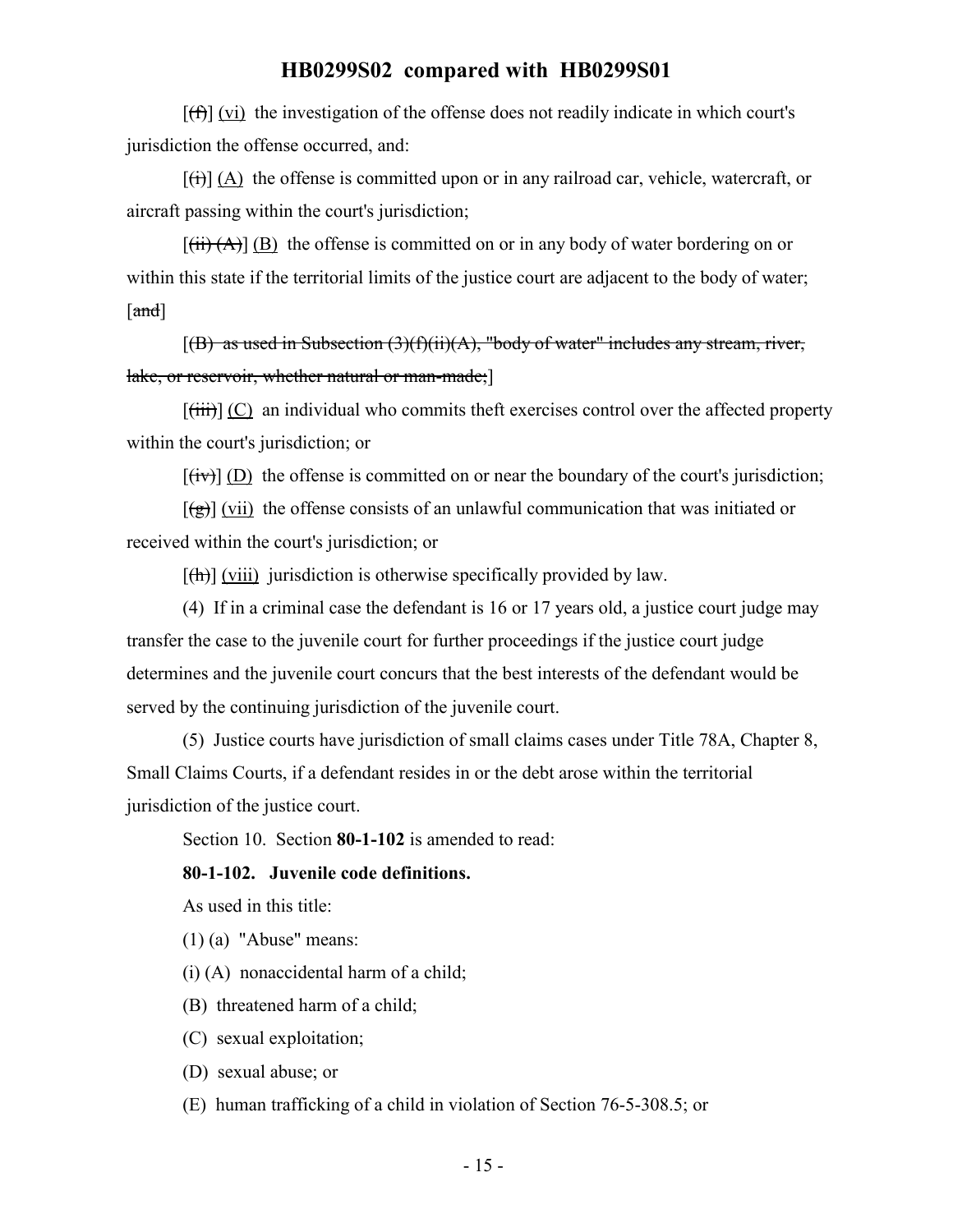[(f)] (vi) the investigation of the offense does not readily indicate in which court's jurisdiction the offense occurred, and:

[(i)] (A) the offense is committed upon or in any railroad car, vehicle, watercraft, or aircraft passing within the court's jurisdiction;

[(ii) (A)] (B) the offense is committed on or in any body of water bordering on or within this state if the territorial limits of the justice court are adjacent to the body of water; [and]

[(B) as used in Subsection (3)(f)(ii)(A), "body of water" includes any stream, river, lake, or reservoir, whether natural or man-made;]

[(iii)] (C) an individual who commits theft exercises control over the affected property within the court's jurisdiction; or

[(iv)] (D) the offense is committed on or near the boundary of the court's jurisdiction;

[(g)] (vii) the offense consists of an unlawful communication that was initiated or received within the court's jurisdiction; or

[(h)] (viii) jurisdiction is otherwise specifically provided by law.

(4) If in a criminal case the defendant is 16 or 17 years old, a justice court judge may transfer the case to the juvenile court for further proceedings if the justice court judge determines and the juvenile court concurs that the best interests of the defendant would be served by the continuing jurisdiction of the juvenile court.

(5) Justice courts have jurisdiction of small claims cases under Title 78A, Chapter 8, Small Claims Courts, if a defendant resides in or the debt arose within the territorial jurisdiction of the justice court.

Section 10. Section **80-1-102** is amended to read:

**80-1-102. Juvenile code definitions.**

As used in this title:

(1) (a) "Abuse" means:

(i) (A) nonaccidental harm of a child;

(B) threatened harm of a child;

(C) sexual exploitation;

(D) sexual abuse; or

(E) human trafficking of a child in violation of Section 76-5-308.5; or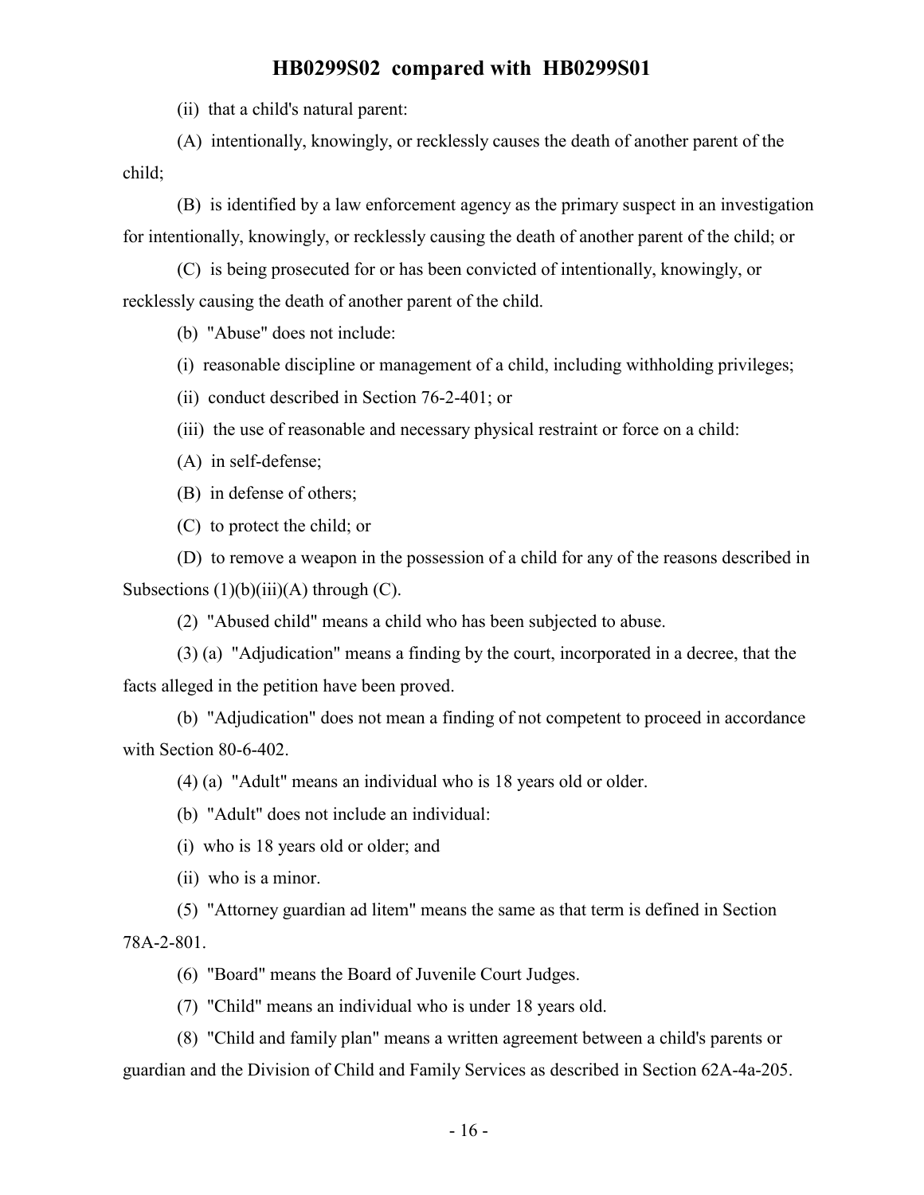(ii) that a child's natural parent:

(A) intentionally, knowingly, or recklessly causes the death of another parent of the child;

(B) is identified by a law enforcement agency as the primary suspect in an investigation for intentionally, knowingly, or recklessly causing the death of another parent of the child; or

(C) is being prosecuted for or has been convicted of intentionally, knowingly, or recklessly causing the death of another parent of the child.

(b) "Abuse" does not include:

(i) reasonable discipline or management of a child, including withholding privileges;

(ii) conduct described in Section 76-2-401; or

(iii) the use of reasonable and necessary physical restraint or force on a child:

(A) in self-defense;

(B) in defense of others;

(C) to protect the child; or

(D) to remove a weapon in the possession of a child for any of the reasons described in Subsections (1)(b)(iii)(A) through (C).

(2) "Abused child" means a child who has been subjected to abuse.

(3) (a) "Adjudication" means a finding by the court, incorporated in a decree, that the facts alleged in the petition have been proved.

(b) "Adjudication" does not mean a finding of not competent to proceed in accordance with Section 80-6-402.

(4) (a) "Adult" means an individual who is 18 years old or older.

(b) "Adult" does not include an individual:

(i) who is 18 years old or older; and

(ii) who is a minor.

(5) "Attorney guardian ad litem" means the same as that term is defined in Section 78A-2-801.

(6) "Board" means the Board of Juvenile Court Judges.

(7) "Child" means an individual who is under 18 years old.

(8) "Child and family plan" means a written agreement between a child's parents or guardian and the Division of Child and Family Services as described in Section 62A-4a-205.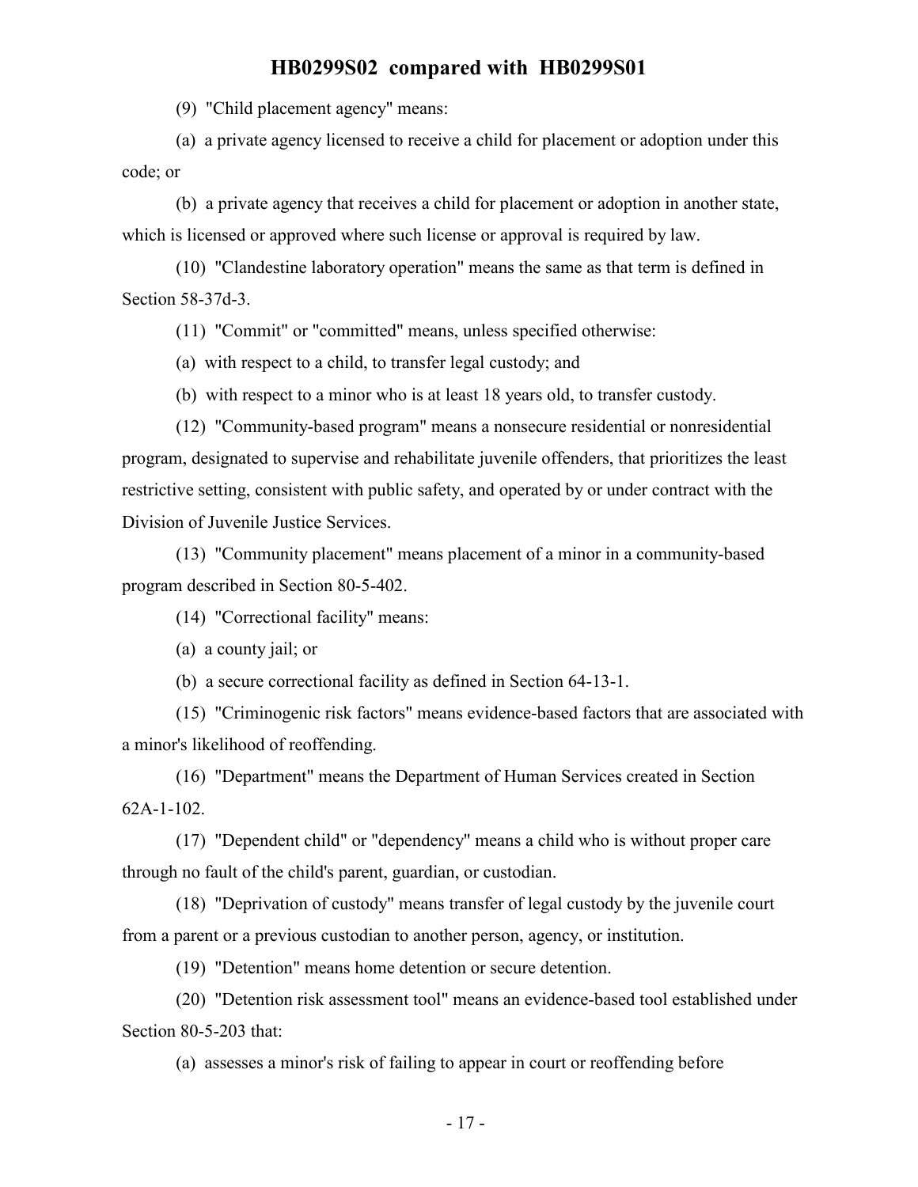(9) "Child placement agency" means:

(a) a private agency licensed to receive a child for placement or adoption under this code; or

(b) a private agency that receives a child for placement or adoption in another state, which is licensed or approved where such license or approval is required by law.

(10) "Clandestine laboratory operation" means the same as that term is defined in Section 58-37d-3.

(11) "Commit" or "committed" means, unless specified otherwise:

(a) with respect to a child, to transfer legal custody; and

(b) with respect to a minor who is at least 18 years old, to transfer custody.

(12) "Community-based program" means a nonsecure residential or nonresidential program, designated to supervise and rehabilitate juvenile offenders, that prioritizes the least restrictive setting, consistent with public safety, and operated by or under contract with the Division of Juvenile Justice Services.

(13) "Community placement" means placement of a minor in a community-based program described in Section 80-5-402.

(14) "Correctional facility" means:

(a) a county jail; or

(b) a secure correctional facility as defined in Section 64-13-1.

(15) "Criminogenic risk factors" means evidence-based factors that are associated with a minor's likelihood of reoffending.

(16) "Department" means the Department of Human Services created in Section 62A-1-102.

(17) "Dependent child" or "dependency" means a child who is without proper care through no fault of the child's parent, guardian, or custodian.

(18) "Deprivation of custody" means transfer of legal custody by the juvenile court from a parent or a previous custodian to another person, agency, or institution.

(19) "Detention" means home detention or secure detention.

(20) "Detention risk assessment tool" means an evidence-based tool established under Section 80-5-203 that:

(a) assesses a minor's risk of failing to appear in court or reoffending before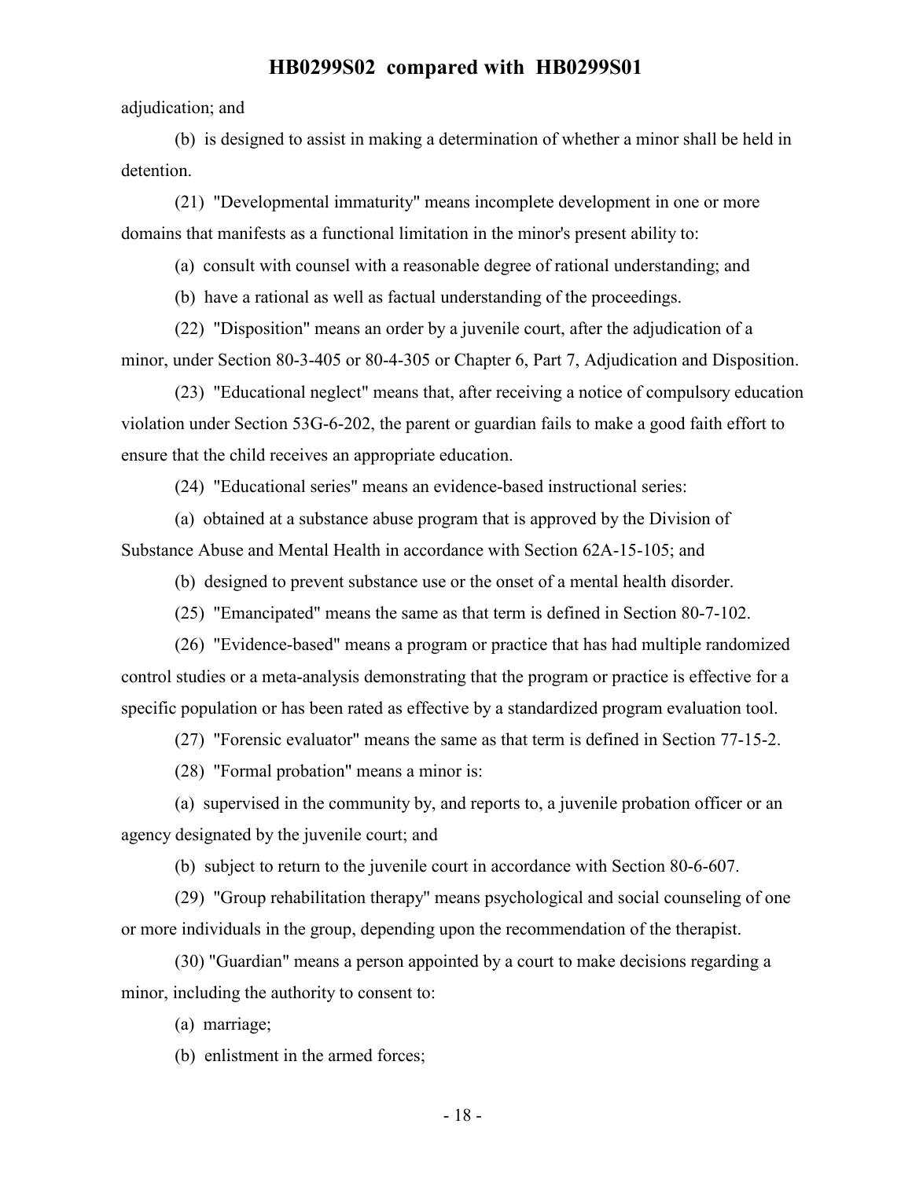adjudication; and

(b) is designed to assist in making a determination of whether a minor shall be held in detention.

(21) "Developmental immaturity" means incomplete development in one or more domains that manifests as a functional limitation in the minor's present ability to:

(a) consult with counsel with a reasonable degree of rational understanding; and

(b) have a rational as well as factual understanding of the proceedings.

(22) "Disposition" means an order by a juvenile court, after the adjudication of a minor, under Section 80-3-405 or 80-4-305 or Chapter 6, Part 7, Adjudication and Disposition.

(23) "Educational neglect" means that, after receiving a notice of compulsory education violation under Section 53G-6-202, the parent or guardian fails to make a good faith effort to ensure that the child receives an appropriate education.

(24) "Educational series" means an evidence-based instructional series:

(a) obtained at a substance abuse program that is approved by the Division of Substance Abuse and Mental Health in accordance with Section 62A-15-105; and

(b) designed to prevent substance use or the onset of a mental health disorder.

(25) "Emancipated" means the same as that term is defined in Section 80-7-102.

(26) "Evidence-based" means a program or practice that has had multiple randomized control studies or a meta-analysis demonstrating that the program or practice is effective for a specific population or has been rated as effective by a standardized program evaluation tool.

(27) "Forensic evaluator" means the same as that term is defined in Section 77-15-2.

(28) "Formal probation" means a minor is:

(a) supervised in the community by, and reports to, a juvenile probation officer or an agency designated by the juvenile court; and

(b) subject to return to the juvenile court in accordance with Section 80-6-607.

(29) "Group rehabilitation therapy" means psychological and social counseling of one or more individuals in the group, depending upon the recommendation of the therapist.

(30) "Guardian" means a person appointed by a court to make decisions regarding a minor, including the authority to consent to:

(a) marriage;

(b) enlistment in the armed forces;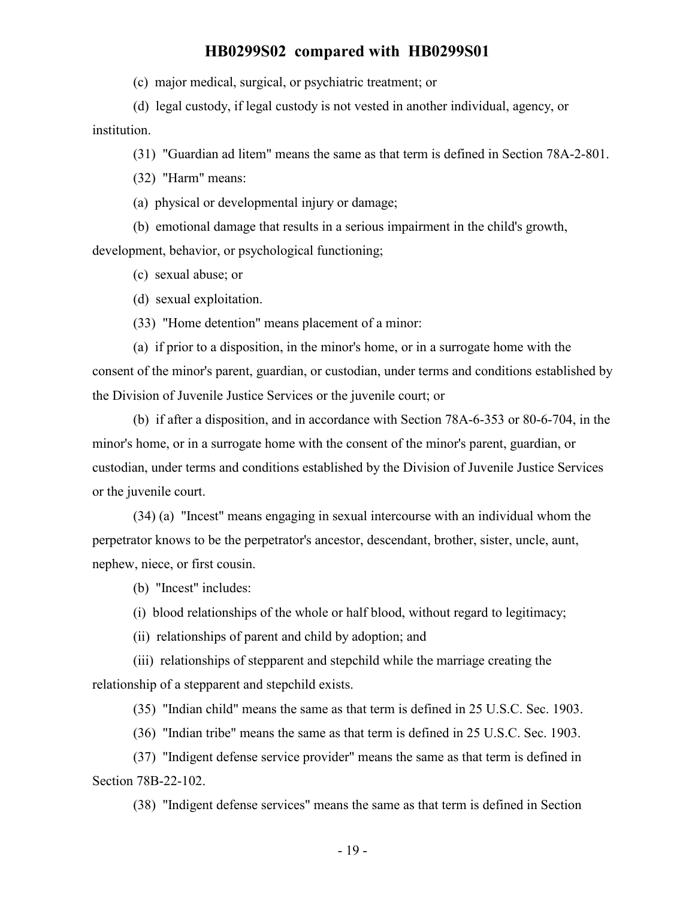(c) major medical, surgical, or psychiatric treatment; or

(d) legal custody, if legal custody is not vested in another individual, agency, or institution.

(31) "Guardian ad litem" means the same as that term is defined in Section 78A-2-801.

(32) "Harm" means:

(a) physical or developmental injury or damage;

(b) emotional damage that results in a serious impairment in the child's growth, development, behavior, or psychological functioning;

(c) sexual abuse; or

(d) sexual exploitation.

(33) "Home detention" means placement of a minor:

(a) if prior to a disposition, in the minor's home, or in a surrogate home with the consent of the minor's parent, guardian, or custodian, under terms and conditions established by the Division of Juvenile Justice Services or the juvenile court; or

(b) if after a disposition, and in accordance with Section 78A-6-353 or 80-6-704, in the minor's home, or in a surrogate home with the consent of the minor's parent, guardian, or custodian, under terms and conditions established by the Division of Juvenile Justice Services or the juvenile court.

(34) (a) "Incest" means engaging in sexual intercourse with an individual whom the perpetrator knows to be the perpetrator's ancestor, descendant, brother, sister, uncle, aunt, nephew, niece, or first cousin.

(b) "Incest" includes:

(i) blood relationships of the whole or half blood, without regard to legitimacy;

(ii) relationships of parent and child by adoption; and

(iii) relationships of stepparent and stepchild while the marriage creating the relationship of a stepparent and stepchild exists.

(35) "Indian child" means the same as that term is defined in 25 U.S.C. Sec. 1903.

(36) "Indian tribe" means the same as that term is defined in 25 U.S.C. Sec. 1903.

(37) "Indigent defense service provider" means the same as that term is defined in Section 78B-22-102.

(38) "Indigent defense services" means the same as that term is defined in Section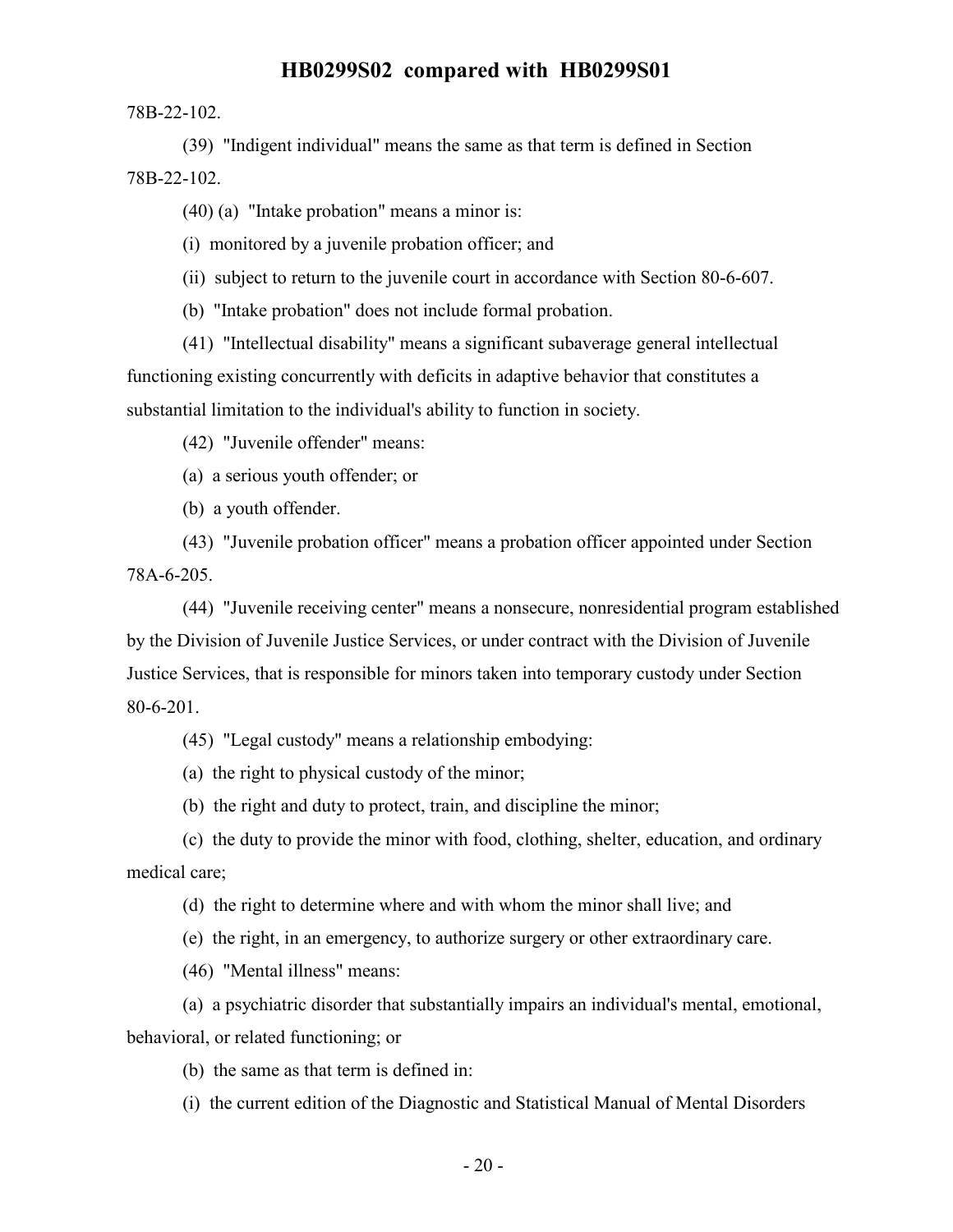78B-22-102.

(39) "Indigent individual" means the same as that term is defined in Section 78B-22-102.

(40) (a) "Intake probation" means a minor is:

(i) monitored by a juvenile probation officer; and

(ii) subject to return to the juvenile court in accordance with Section 80-6-607.

(b) "Intake probation" does not include formal probation.

(41) "Intellectual disability" means a significant subaverage general intellectual functioning existing concurrently with deficits in adaptive behavior that constitutes a substantial limitation to the individual's ability to function in society.

(42) "Juvenile offender" means:

(a) a serious youth offender; or

(b) a youth offender.

(43) "Juvenile probation officer" means a probation officer appointed under Section 78A-6-205.

(44) "Juvenile receiving center" means a nonsecure, nonresidential program established by the Division of Juvenile Justice Services, or under contract with the Division of Juvenile Justice Services, that is responsible for minors taken into temporary custody under Section 80-6-201.

(45) "Legal custody" means a relationship embodying:

(a) the right to physical custody of the minor;

(b) the right and duty to protect, train, and discipline the minor;

(c) the duty to provide the minor with food, clothing, shelter, education, and ordinary medical care;

(d) the right to determine where and with whom the minor shall live; and

(e) the right, in an emergency, to authorize surgery or other extraordinary care.

(46) "Mental illness" means:

(a) a psychiatric disorder that substantially impairs an individual's mental, emotional, behavioral, or related functioning; or

(b) the same as that term is defined in:

(i) the current edition of the Diagnostic and Statistical Manual of Mental Disorders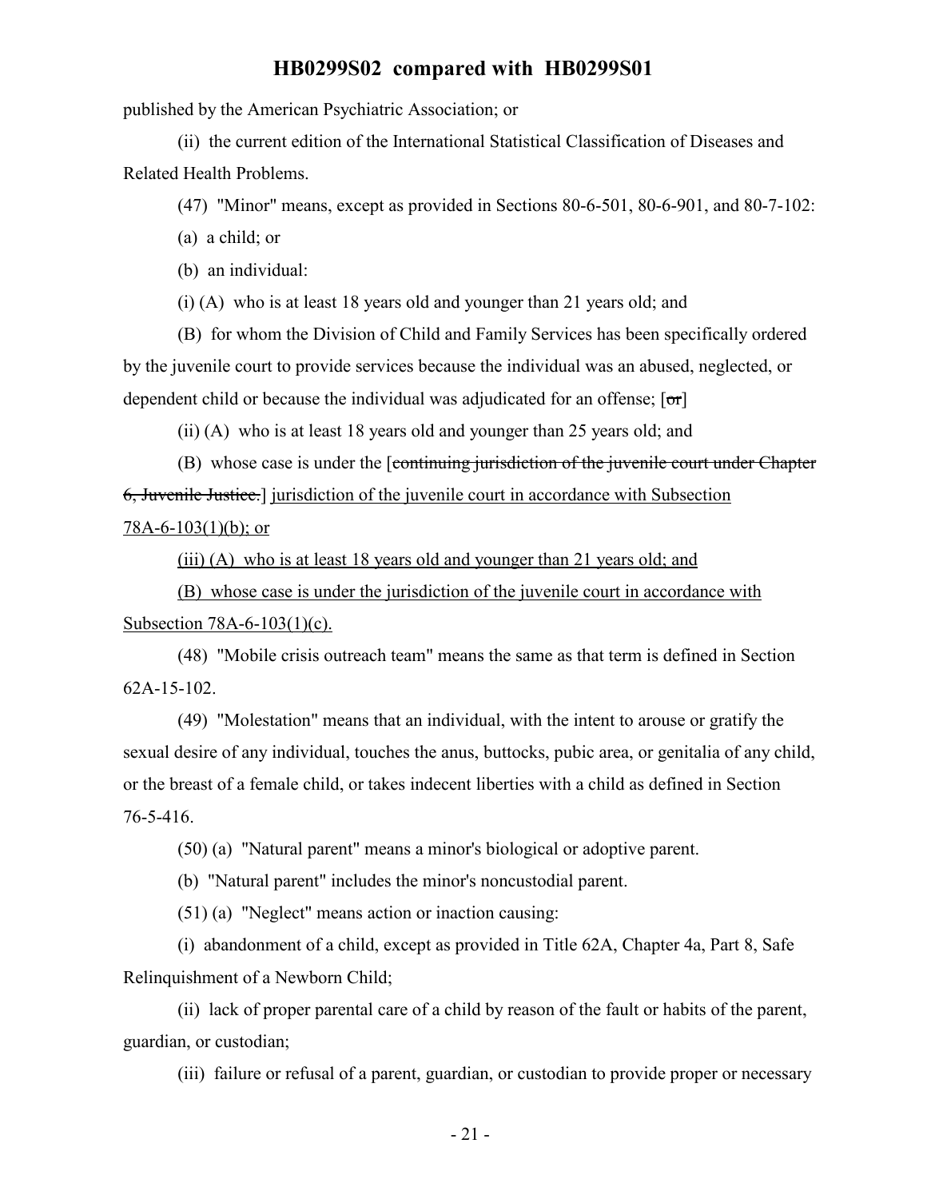published by the American Psychiatric Association; or

(ii) the current edition of the International Statistical Classification of Diseases and Related Health Problems.

(47) "Minor" means, except as provided in Sections 80-6-501, 80-6-901, and 80-7-102:

(a) a child; or

(b) an individual:

(i) (A) who is at least 18 years old and younger than 21 years old; and

(B) for whom the Division of Child and Family Services has been specifically ordered by the juvenile court to provide services because the individual was an abused, neglected, or dependent child or because the individual was adjudicated for an offense; [~~or~~]

(ii) (A) who is at least 18 years old and younger than 25 years old; and

(B) whose case is under the [~~continuing jurisdiction of the juvenile court under Chapter 6, Juvenile Justice.~~] <u>jurisdiction of the juvenile court in accordance with Subsection 78A-6-103(1)(b); or</u>

<u>(iii) (A) who is at least 18 years old and younger than 21 years old; and</u>

<u>(B) whose case is under the jurisdiction of the juvenile court in accordance with Subsection 78A-6-103(1)(c).</u>

(48) "Mobile crisis outreach team" means the same as that term is defined in Section 62A-15-102.

(49) "Molestation" means that an individual, with the intent to arouse or gratify the sexual desire of any individual, touches the anus, buttocks, pubic area, or genitalia of any child, or the breast of a female child, or takes indecent liberties with a child as defined in Section 76-5-416.

(50) (a) "Natural parent" means a minor's biological or adoptive parent.

(b) "Natural parent" includes the minor's noncustodial parent.

(51) (a) "Neglect" means action or inaction causing:

(i) abandonment of a child, except as provided in Title 62A, Chapter 4a, Part 8, Safe Relinquishment of a Newborn Child;

(ii) lack of proper parental care of a child by reason of the fault or habits of the parent, guardian, or custodian;

(iii) failure or refusal of a parent, guardian, or custodian to provide proper or necessary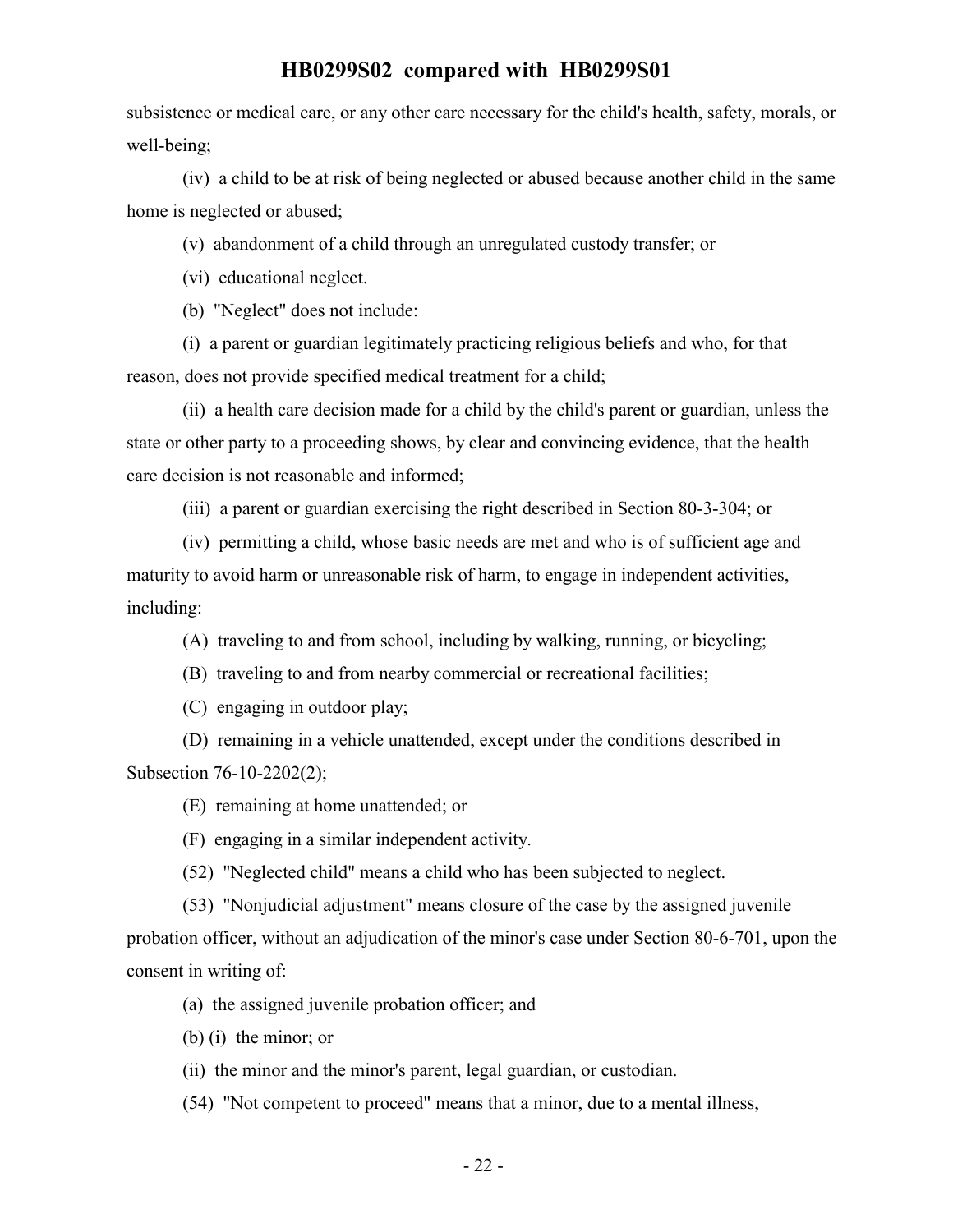subsistence or medical care, or any other care necessary for the child's health, safety, morals, or well-being;

(iv) a child to be at risk of being neglected or abused because another child in the same home is neglected or abused;

(v) abandonment of a child through an unregulated custody transfer; or

(vi) educational neglect.

(b) "Neglect" does not include:

(i) a parent or guardian legitimately practicing religious beliefs and who, for that reason, does not provide specified medical treatment for a child;

(ii) a health care decision made for a child by the child's parent or guardian, unless the state or other party to a proceeding shows, by clear and convincing evidence, that the health care decision is not reasonable and informed;

(iii) a parent or guardian exercising the right described in Section 80-3-304; or

(iv) permitting a child, whose basic needs are met and who is of sufficient age and maturity to avoid harm or unreasonable risk of harm, to engage in independent activities, including:

(A) traveling to and from school, including by walking, running, or bicycling;

(B) traveling to and from nearby commercial or recreational facilities;

(C) engaging in outdoor play;

(D) remaining in a vehicle unattended, except under the conditions described in Subsection 76-10-2202(2);

(E) remaining at home unattended; or

(F) engaging in a similar independent activity.

(52) "Neglected child" means a child who has been subjected to neglect.

(53) "Nonjudicial adjustment" means closure of the case by the assigned juvenile probation officer, without an adjudication of the minor's case under Section 80-6-701, upon the consent in writing of:

(a) the assigned juvenile probation officer; and

(b) (i) the minor; or

(ii) the minor and the minor's parent, legal guardian, or custodian.

(54) "Not competent to proceed" means that a minor, due to a mental illness,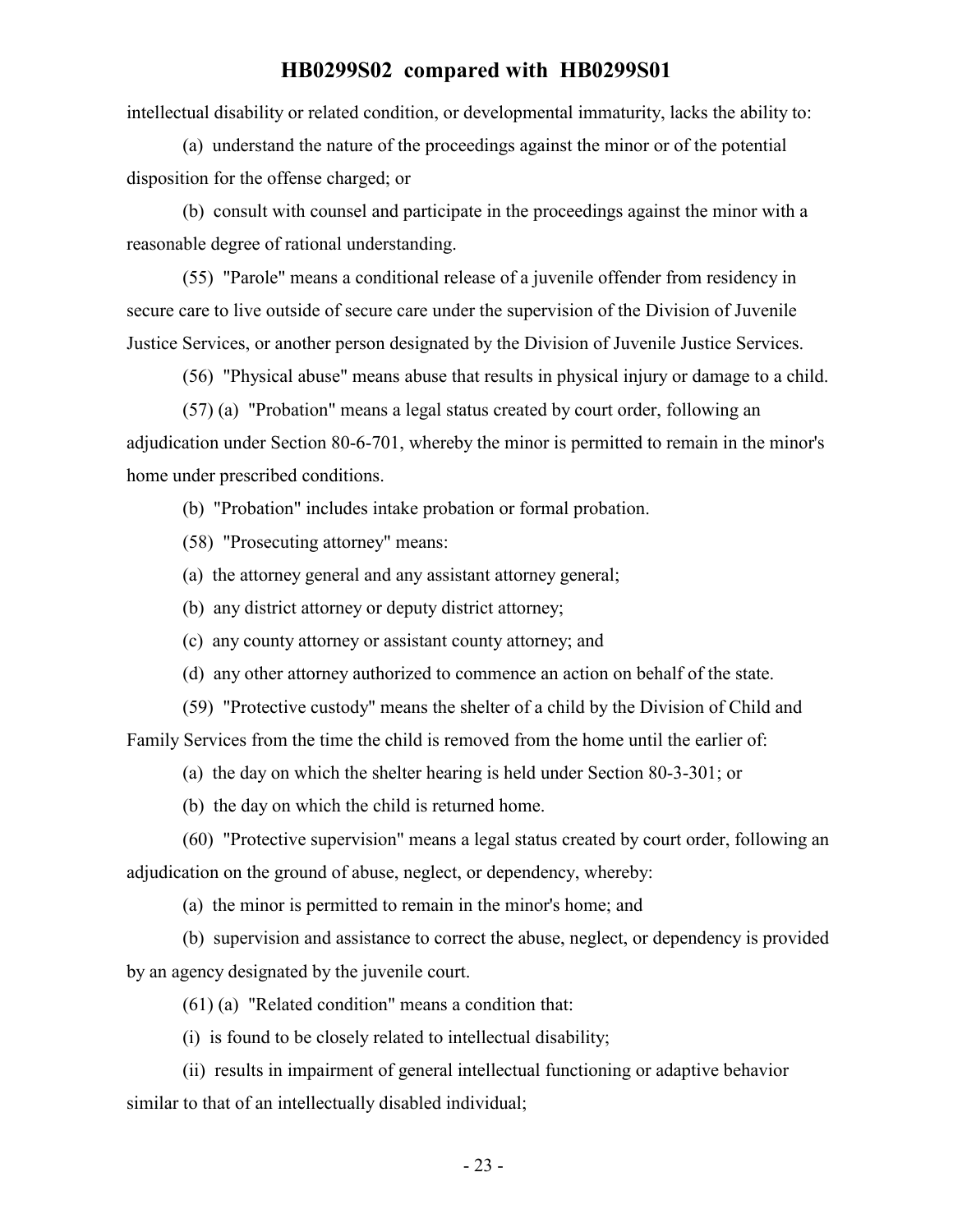intellectual disability or related condition, or developmental immaturity, lacks the ability to:

(a) understand the nature of the proceedings against the minor or of the potential disposition for the offense charged; or

(b) consult with counsel and participate in the proceedings against the minor with a reasonable degree of rational understanding.

(55) "Parole" means a conditional release of a juvenile offender from residency in secure care to live outside of secure care under the supervision of the Division of Juvenile Justice Services, or another person designated by the Division of Juvenile Justice Services.

(56) "Physical abuse" means abuse that results in physical injury or damage to a child.

(57) (a) "Probation" means a legal status created by court order, following an adjudication under Section 80-6-701, whereby the minor is permitted to remain in the minor's home under prescribed conditions.

(b) "Probation" includes intake probation or formal probation.

(58) "Prosecuting attorney" means:

(a) the attorney general and any assistant attorney general;

(b) any district attorney or deputy district attorney;

(c) any county attorney or assistant county attorney; and

(d) any other attorney authorized to commence an action on behalf of the state.

(59) "Protective custody" means the shelter of a child by the Division of Child and Family Services from the time the child is removed from the home until the earlier of:

(a) the day on which the shelter hearing is held under Section 80-3-301; or

(b) the day on which the child is returned home.

(60) "Protective supervision" means a legal status created by court order, following an adjudication on the ground of abuse, neglect, or dependency, whereby:

(a) the minor is permitted to remain in the minor's home; and

(b) supervision and assistance to correct the abuse, neglect, or dependency is provided by an agency designated by the juvenile court.

(61) (a) "Related condition" means a condition that:

(i) is found to be closely related to intellectual disability;

(ii) results in impairment of general intellectual functioning or adaptive behavior similar to that of an intellectually disabled individual;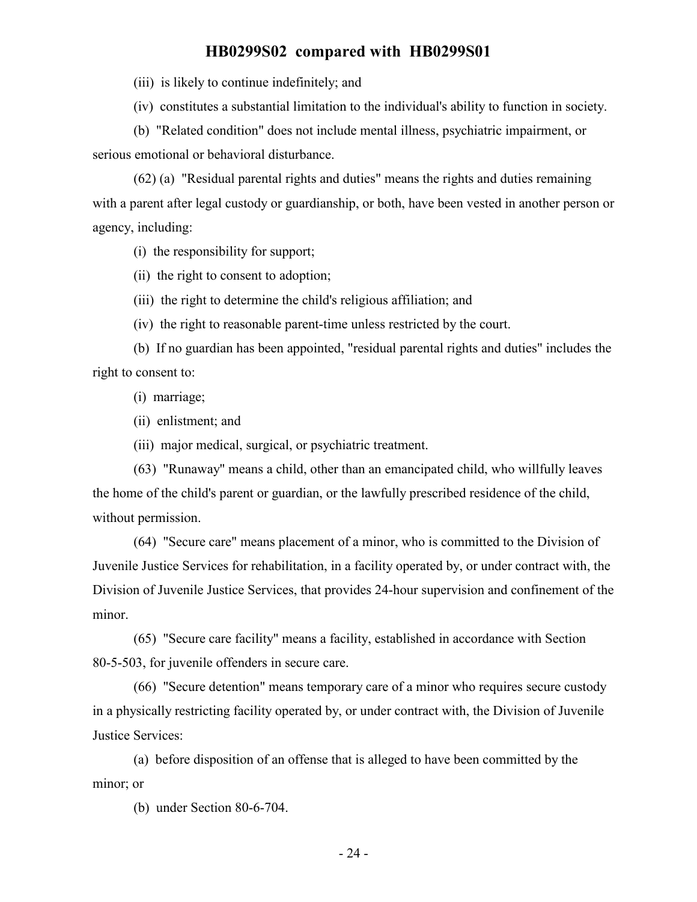(iii) is likely to continue indefinitely; and

(iv) constitutes a substantial limitation to the individual's ability to function in society.

(b) "Related condition" does not include mental illness, psychiatric impairment, or serious emotional or behavioral disturbance.

(62) (a) "Residual parental rights and duties" means the rights and duties remaining with a parent after legal custody or guardianship, or both, have been vested in another person or agency, including:

(i) the responsibility for support;

(ii) the right to consent to adoption;

(iii) the right to determine the child's religious affiliation; and

(iv) the right to reasonable parent-time unless restricted by the court.

(b) If no guardian has been appointed, "residual parental rights and duties" includes the right to consent to:

(i) marriage;

(ii) enlistment; and

(iii) major medical, surgical, or psychiatric treatment.

(63) "Runaway" means a child, other than an emancipated child, who willfully leaves the home of the child's parent or guardian, or the lawfully prescribed residence of the child, without permission.

(64) "Secure care" means placement of a minor, who is committed to the Division of Juvenile Justice Services for rehabilitation, in a facility operated by, or under contract with, the Division of Juvenile Justice Services, that provides 24-hour supervision and confinement of the minor.

(65) "Secure care facility" means a facility, established in accordance with Section 80-5-503, for juvenile offenders in secure care.

(66) "Secure detention" means temporary care of a minor who requires secure custody in a physically restricting facility operated by, or under contract with, the Division of Juvenile Justice Services:

(a) before disposition of an offense that is alleged to have been committed by the minor; or

(b) under Section 80-6-704.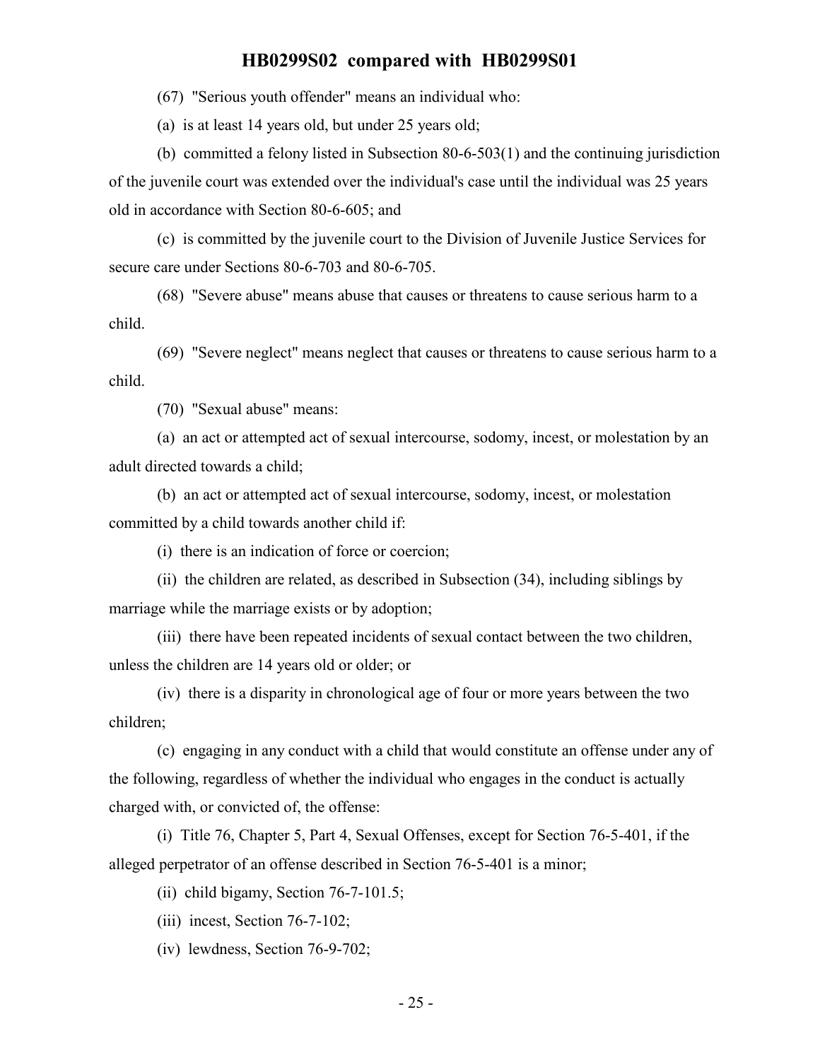(67) "Serious youth offender" means an individual who:

(a) is at least 14 years old, but under 25 years old;

(b) committed a felony listed in Subsection 80-6-503(1) and the continuing jurisdiction of the juvenile court was extended over the individual's case until the individual was 25 years old in accordance with Section 80-6-605; and

(c) is committed by the juvenile court to the Division of Juvenile Justice Services for secure care under Sections 80-6-703 and 80-6-705.

(68) "Severe abuse" means abuse that causes or threatens to cause serious harm to a child.

(69) "Severe neglect" means neglect that causes or threatens to cause serious harm to a child.

(70) "Sexual abuse" means:

(a) an act or attempted act of sexual intercourse, sodomy, incest, or molestation by an adult directed towards a child;

(b) an act or attempted act of sexual intercourse, sodomy, incest, or molestation committed by a child towards another child if:

(i) there is an indication of force or coercion;

(ii) the children are related, as described in Subsection (34), including siblings by marriage while the marriage exists or by adoption;

(iii) there have been repeated incidents of sexual contact between the two children, unless the children are 14 years old or older; or

(iv) there is a disparity in chronological age of four or more years between the two children;

(c) engaging in any conduct with a child that would constitute an offense under any of the following, regardless of whether the individual who engages in the conduct is actually charged with, or convicted of, the offense:

(i) Title 76, Chapter 5, Part 4, Sexual Offenses, except for Section 76-5-401, if the alleged perpetrator of an offense described in Section 76-5-401 is a minor;

(ii) child bigamy, Section 76-7-101.5;

(iii) incest, Section 76-7-102;

(iv) lewdness, Section 76-9-702;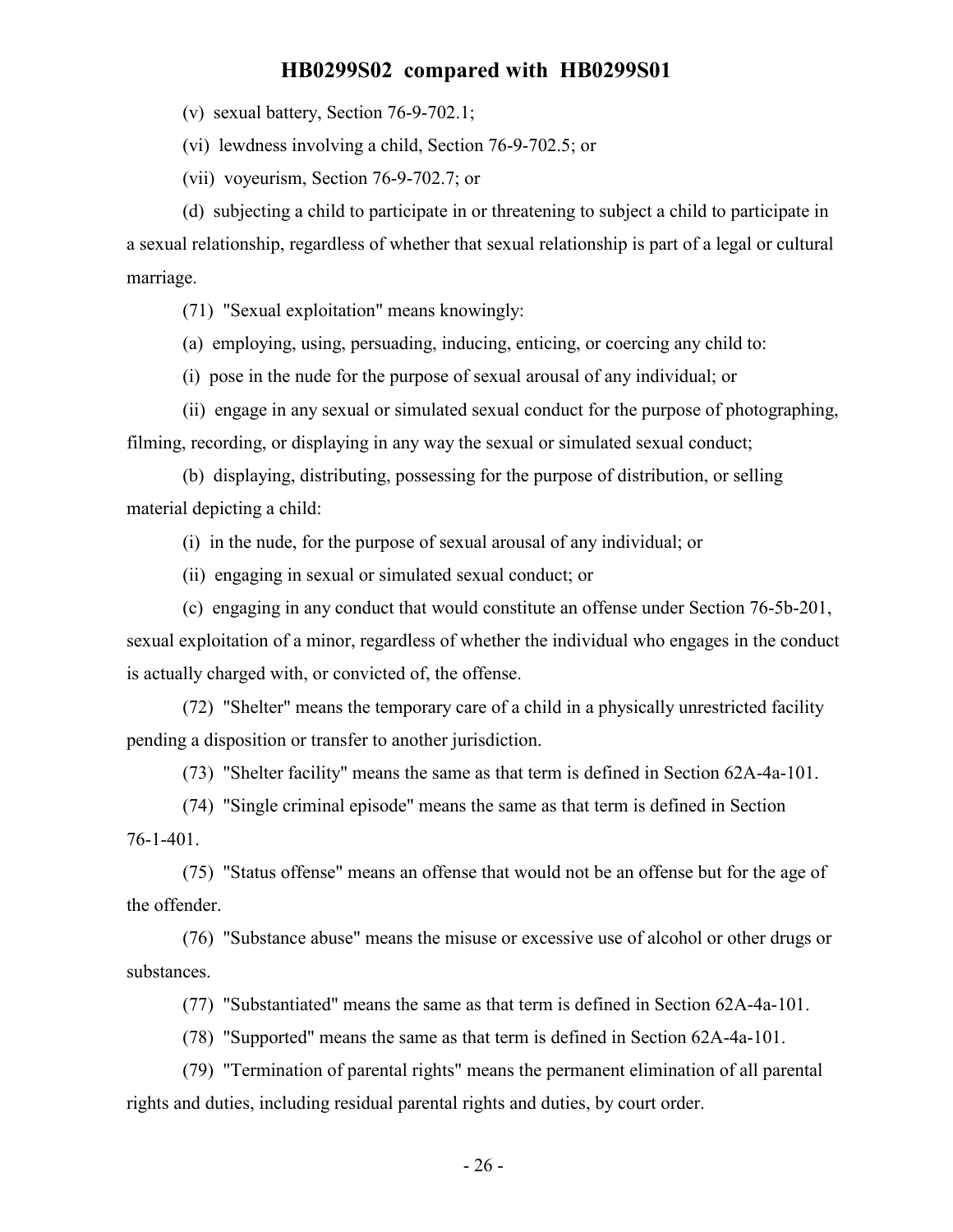(v) sexual battery, Section 76-9-702.1;

(vi) lewdness involving a child, Section 76-9-702.5; or

(vii) voyeurism, Section 76-9-702.7; or

(d) subjecting a child to participate in or threatening to subject a child to participate in a sexual relationship, regardless of whether that sexual relationship is part of a legal or cultural marriage.

(71) "Sexual exploitation" means knowingly:

(a) employing, using, persuading, inducing, enticing, or coercing any child to:

(i) pose in the nude for the purpose of sexual arousal of any individual; or

(ii) engage in any sexual or simulated sexual conduct for the purpose of photographing, filming, recording, or displaying in any way the sexual or simulated sexual conduct;

(b) displaying, distributing, possessing for the purpose of distribution, or selling material depicting a child:

(i) in the nude, for the purpose of sexual arousal of any individual; or

(ii) engaging in sexual or simulated sexual conduct; or

(c) engaging in any conduct that would constitute an offense under Section 76-5b-201, sexual exploitation of a minor, regardless of whether the individual who engages in the conduct is actually charged with, or convicted of, the offense.

(72) "Shelter" means the temporary care of a child in a physically unrestricted facility pending a disposition or transfer to another jurisdiction.

(73) "Shelter facility" means the same as that term is defined in Section 62A-4a-101.

(74) "Single criminal episode" means the same as that term is defined in Section 76-1-401.

(75) "Status offense" means an offense that would not be an offense but for the age of the offender.

(76) "Substance abuse" means the misuse or excessive use of alcohol or other drugs or substances.

(77) "Substantiated" means the same as that term is defined in Section 62A-4a-101.

(78) "Supported" means the same as that term is defined in Section 62A-4a-101.

(79) "Termination of parental rights" means the permanent elimination of all parental rights and duties, including residual parental rights and duties, by court order.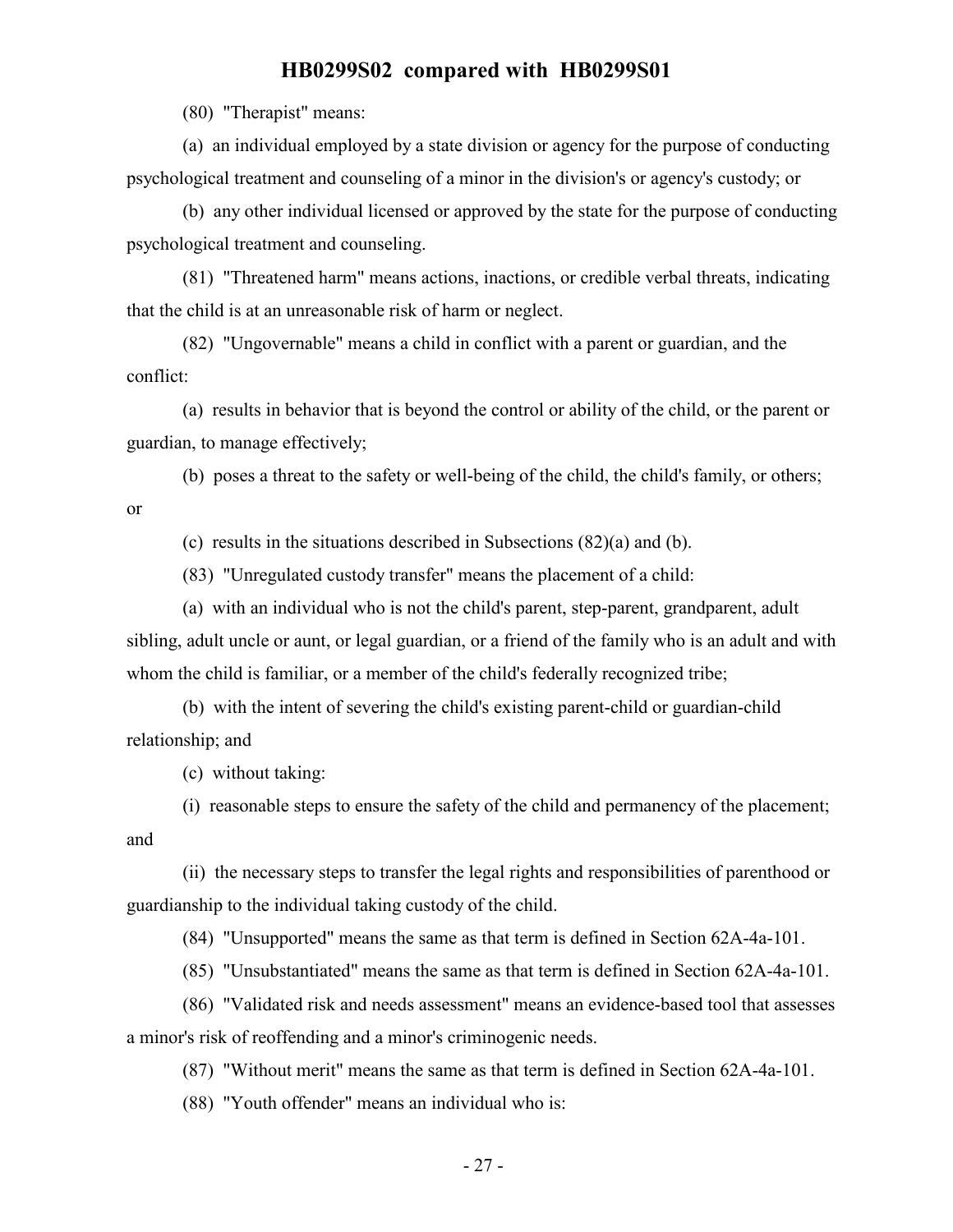(80) "Therapist" means:

(a) an individual employed by a state division or agency for the purpose of conducting psychological treatment and counseling of a minor in the division's or agency's custody; or

(b) any other individual licensed or approved by the state for the purpose of conducting psychological treatment and counseling.

(81) "Threatened harm" means actions, inactions, or credible verbal threats, indicating that the child is at an unreasonable risk of harm or neglect.

(82) "Ungovernable" means a child in conflict with a parent or guardian, and the conflict:

(a) results in behavior that is beyond the control or ability of the child, or the parent or guardian, to manage effectively;

(b) poses a threat to the safety or well-being of the child, the child's family, or others; or

(c) results in the situations described in Subsections (82)(a) and (b).

(83) "Unregulated custody transfer" means the placement of a child:

(a) with an individual who is not the child's parent, step-parent, grandparent, adult sibling, adult uncle or aunt, or legal guardian, or a friend of the family who is an adult and with whom the child is familiar, or a member of the child's federally recognized tribe;

(b) with the intent of severing the child's existing parent-child or guardian-child relationship; and

(c) without taking:

(i) reasonable steps to ensure the safety of the child and permanency of the placement; and

(ii) the necessary steps to transfer the legal rights and responsibilities of parenthood or guardianship to the individual taking custody of the child.

(84) "Unsupported" means the same as that term is defined in Section 62A-4a-101.

(85) "Unsubstantiated" means the same as that term is defined in Section 62A-4a-101.

(86) "Validated risk and needs assessment" means an evidence-based tool that assesses a minor's risk of reoffending and a minor's criminogenic needs.

(87) "Without merit" means the same as that term is defined in Section 62A-4a-101.

(88) "Youth offender" means an individual who is: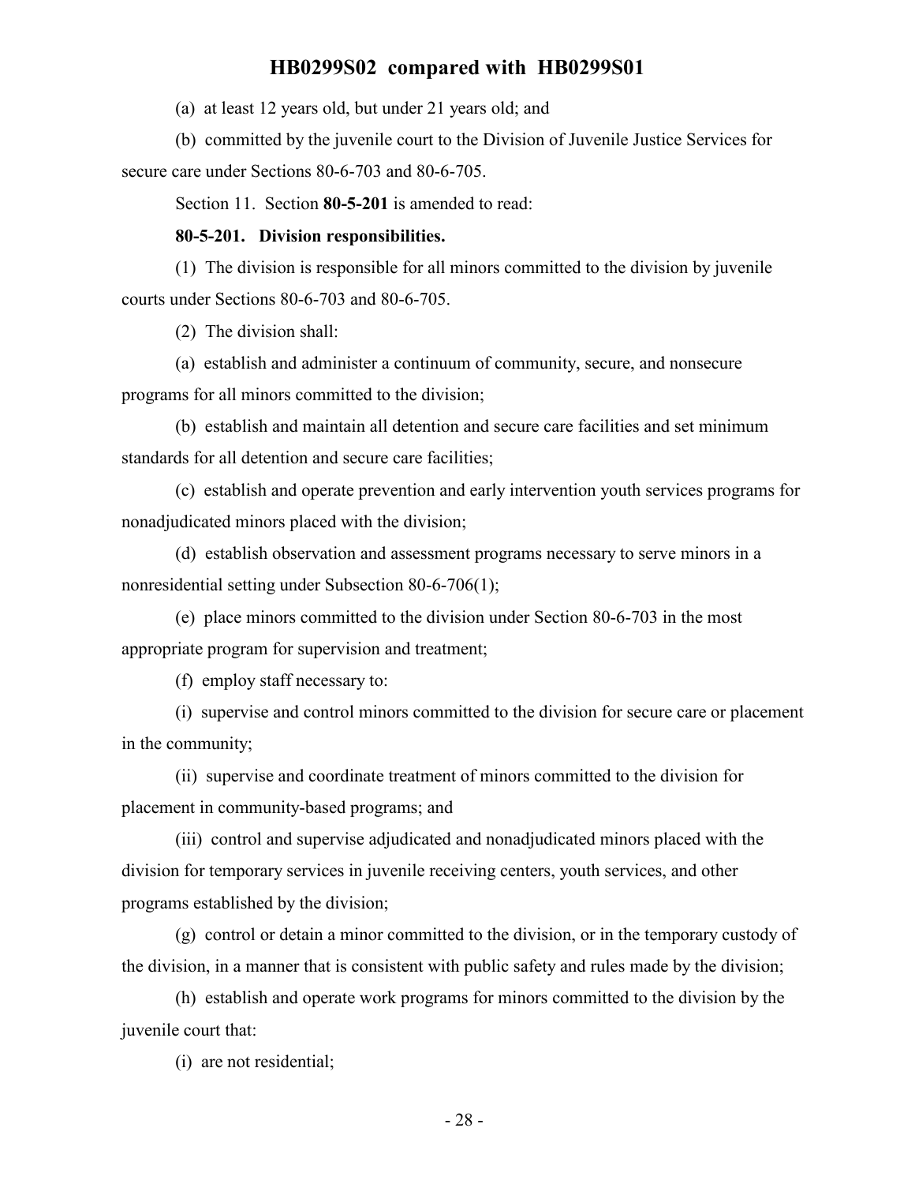(a) at least 12 years old, but under 21 years old; and

(b) committed by the juvenile court to the Division of Juvenile Justice Services for secure care under Sections 80-6-703 and 80-6-705.

Section 11. Section **80-5-201** is amended to read:

**80-5-201. Division responsibilities.**

(1) The division is responsible for all minors committed to the division by juvenile courts under Sections 80-6-703 and 80-6-705.

(2) The division shall:

(a) establish and administer a continuum of community, secure, and nonsecure programs for all minors committed to the division;

(b) establish and maintain all detention and secure care facilities and set minimum standards for all detention and secure care facilities;

(c) establish and operate prevention and early intervention youth services programs for nonadjudicated minors placed with the division;

(d) establish observation and assessment programs necessary to serve minors in a nonresidential setting under Subsection 80-6-706(1);

(e) place minors committed to the division under Section 80-6-703 in the most appropriate program for supervision and treatment;

(f) employ staff necessary to:

(i) supervise and control minors committed to the division for secure care or placement in the community;

(ii) supervise and coordinate treatment of minors committed to the division for placement in community-based programs; and

(iii) control and supervise adjudicated and nonadjudicated minors placed with the division for temporary services in juvenile receiving centers, youth services, and other programs established by the division;

(g) control or detain a minor committed to the division, or in the temporary custody of the division, in a manner that is consistent with public safety and rules made by the division;

(h) establish and operate work programs for minors committed to the division by the juvenile court that:

(i) are not residential;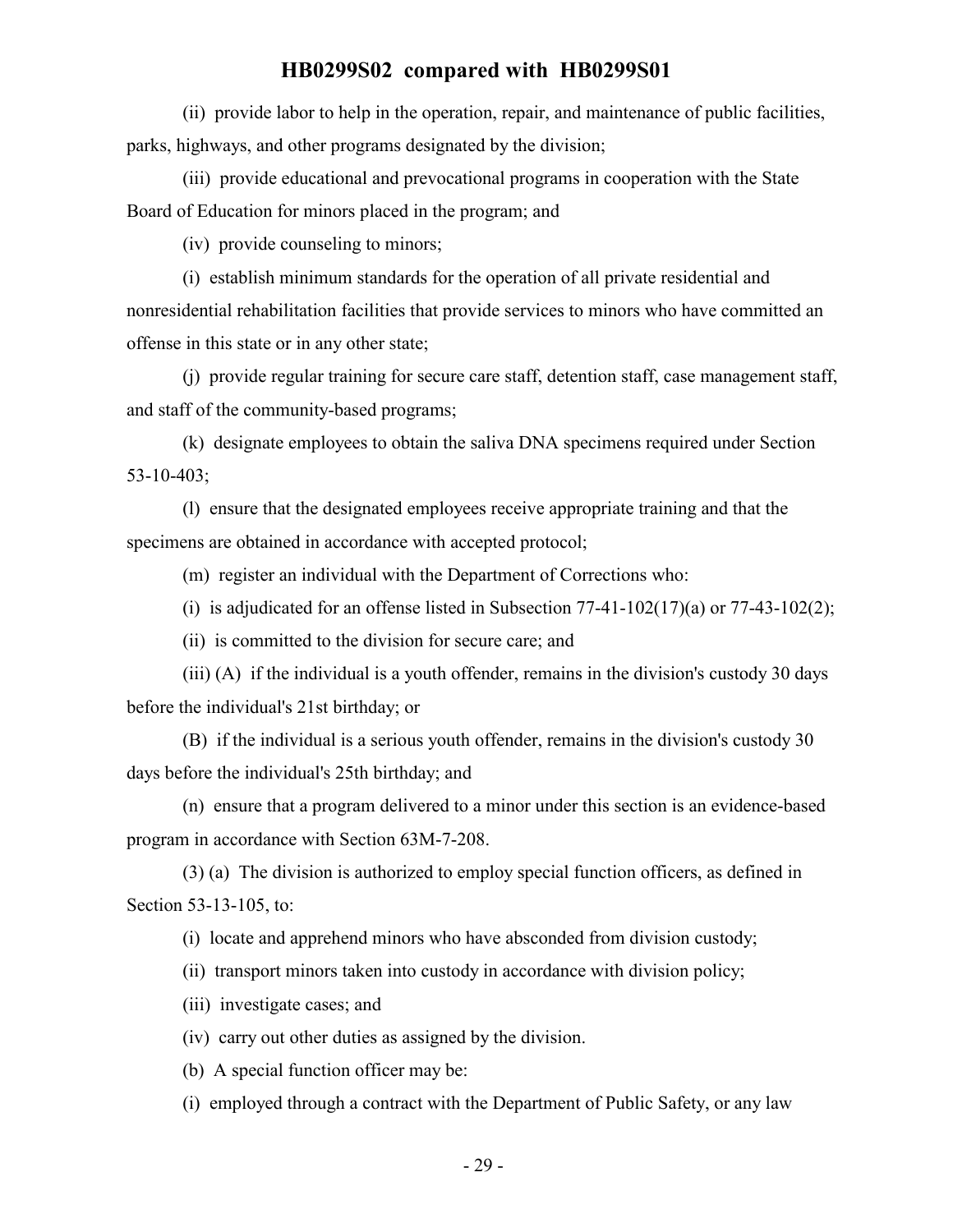(ii) provide labor to help in the operation, repair, and maintenance of public facilities, parks, highways, and other programs designated by the division;

(iii) provide educational and prevocational programs in cooperation with the State Board of Education for minors placed in the program; and

(iv) provide counseling to minors;

(i) establish minimum standards for the operation of all private residential and nonresidential rehabilitation facilities that provide services to minors who have committed an offense in this state or in any other state;

(j) provide regular training for secure care staff, detention staff, case management staff, and staff of the community-based programs;

(k) designate employees to obtain the saliva DNA specimens required under Section 53-10-403;

(l) ensure that the designated employees receive appropriate training and that the specimens are obtained in accordance with accepted protocol;

(m) register an individual with the Department of Corrections who:

(i) is adjudicated for an offense listed in Subsection 77-41-102(17)(a) or 77-43-102(2);

(ii) is committed to the division for secure care; and

(iii) (A) if the individual is a youth offender, remains in the division's custody 30 days before the individual's 21st birthday; or

(B) if the individual is a serious youth offender, remains in the division's custody 30 days before the individual's 25th birthday; and

(n) ensure that a program delivered to a minor under this section is an evidence-based program in accordance with Section 63M-7-208.

(3) (a) The division is authorized to employ special function officers, as defined in Section 53-13-105, to:

(i) locate and apprehend minors who have absconded from division custody;

(ii) transport minors taken into custody in accordance with division policy;

(iii) investigate cases; and

(iv) carry out other duties as assigned by the division.

(b) A special function officer may be:

(i) employed through a contract with the Department of Public Safety, or any law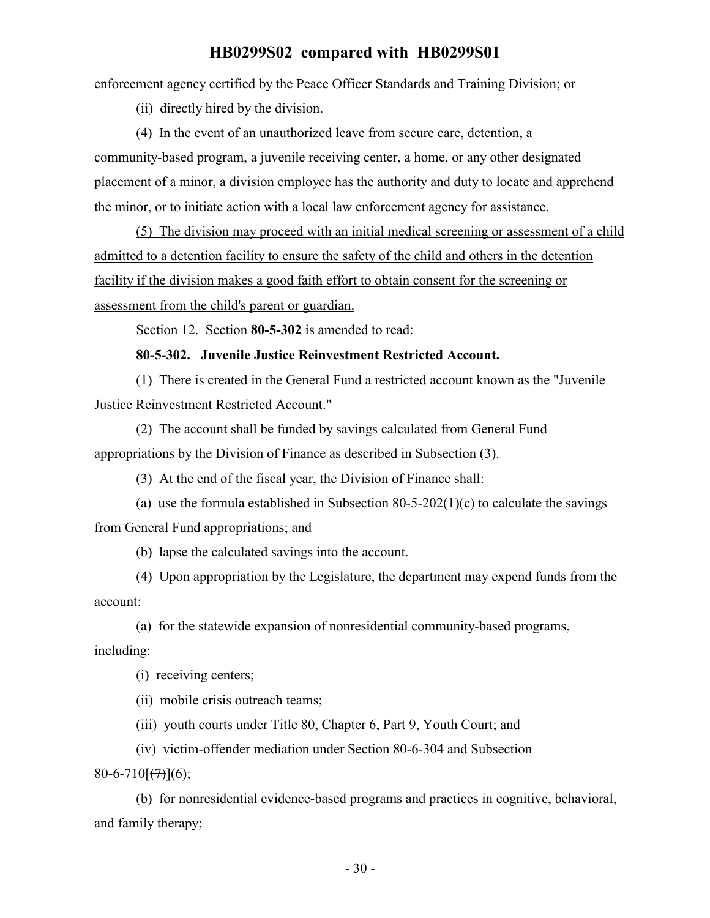enforcement agency certified by the Peace Officer Standards and Training Division; or

(ii) directly hired by the division.

(4) In the event of an unauthorized leave from secure care, detention, a community-based program, a juvenile receiving center, a home, or any other designated placement of a minor, a division employee has the authority and duty to locate and apprehend the minor, or to initiate action with a local law enforcement agency for assistance.

<u>(5) The division may proceed with an initial medical screening or assessment of a child admitted to a detention facility to ensure the safety of the child and others in the detention facility if the division makes a good faith effort to obtain consent for the screening or assessment from the child's parent or guardian.</u>

Section 12. Section **80-5-302** is amended to read:

**80-5-302. Juvenile Justice Reinvestment Restricted Account.**

(1) There is created in the General Fund a restricted account known as the "Juvenile Justice Reinvestment Restricted Account."

(2) The account shall be funded by savings calculated from General Fund appropriations by the Division of Finance as described in Subsection (3).

(3) At the end of the fiscal year, the Division of Finance shall:

(a) use the formula established in Subsection 80-5-202(1)(c) to calculate the savings from General Fund appropriations; and

(b) lapse the calculated savings into the account.

(4) Upon appropriation by the Legislature, the department may expend funds from the account:

(a) for the statewide expansion of nonresidential community-based programs, including:

(i) receiving centers;

(ii) mobile crisis outreach teams;

(iii) youth courts under Title 80, Chapter 6, Part 9, Youth Court; and

(iv) victim-offender mediation under Section 80-6-304 and Subsection 80-6-710[~~(7)~~]<u>(6)</u>;

(b) for nonresidential evidence-based programs and practices in cognitive, behavioral, and family therapy;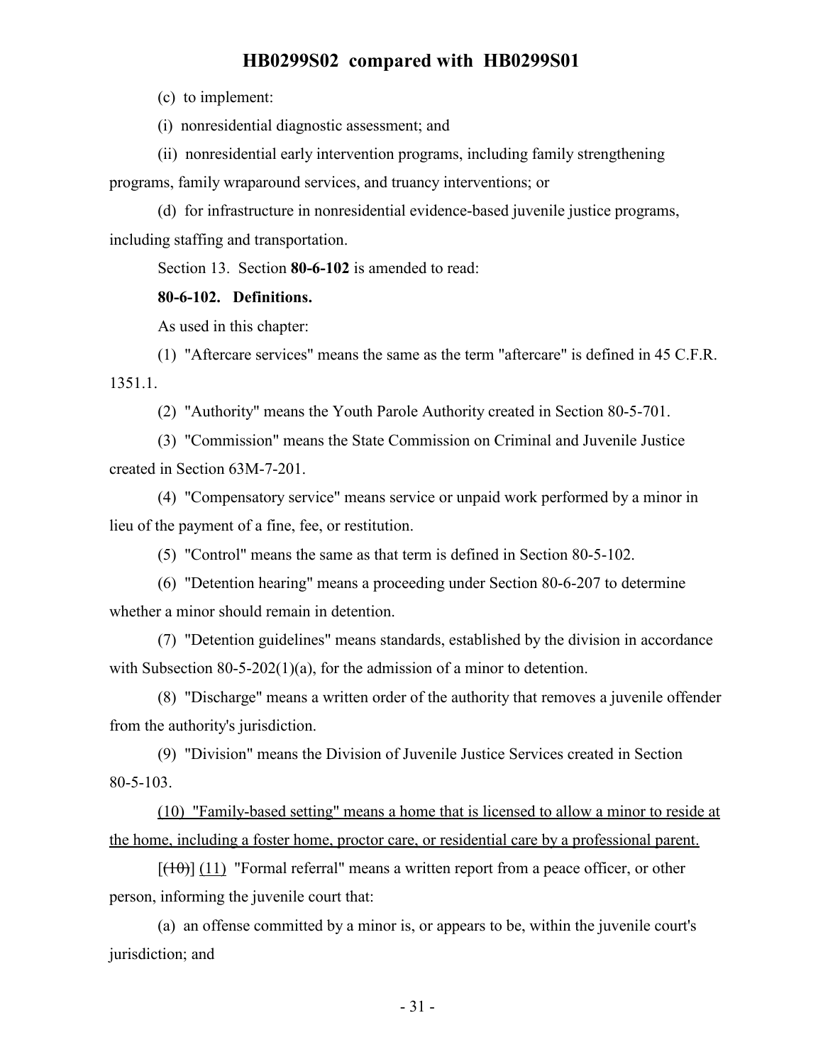(c) to implement:

(i) nonresidential diagnostic assessment; and

(ii) nonresidential early intervention programs, including family strengthening programs, family wraparound services, and truancy interventions; or

(d) for infrastructure in nonresidential evidence-based juvenile justice programs, including staffing and transportation.

Section 13. Section **80-6-102** is amended to read:

**80-6-102. Definitions.**

As used in this chapter:

(1) "Aftercare services" means the same as the term "aftercare" is defined in 45 C.F.R. 1351.1.

(2) "Authority" means the Youth Parole Authority created in Section 80-5-701.

(3) "Commission" means the State Commission on Criminal and Juvenile Justice created in Section 63M-7-201.

(4) "Compensatory service" means service or unpaid work performed by a minor in lieu of the payment of a fine, fee, or restitution.

(5) "Control" means the same as that term is defined in Section 80-5-102.

(6) "Detention hearing" means a proceeding under Section 80-6-207 to determine whether a minor should remain in detention.

(7) "Detention guidelines" means standards, established by the division in accordance with Subsection 80-5-202(1)(a), for the admission of a minor to detention.

(8) "Discharge" means a written order of the authority that removes a juvenile offender from the authority's jurisdiction.

(9) "Division" means the Division of Juvenile Justice Services created in Section 80-5-103.

(10) "Family-based setting" means a home that is licensed to allow a minor to reside at the home, including a foster home, proctor care, or residential care by a professional parent.

[~~(10)~~] (11) "Formal referral" means a written report from a peace officer, or other person, informing the juvenile court that:

(a) an offense committed by a minor is, or appears to be, within the juvenile court's jurisdiction; and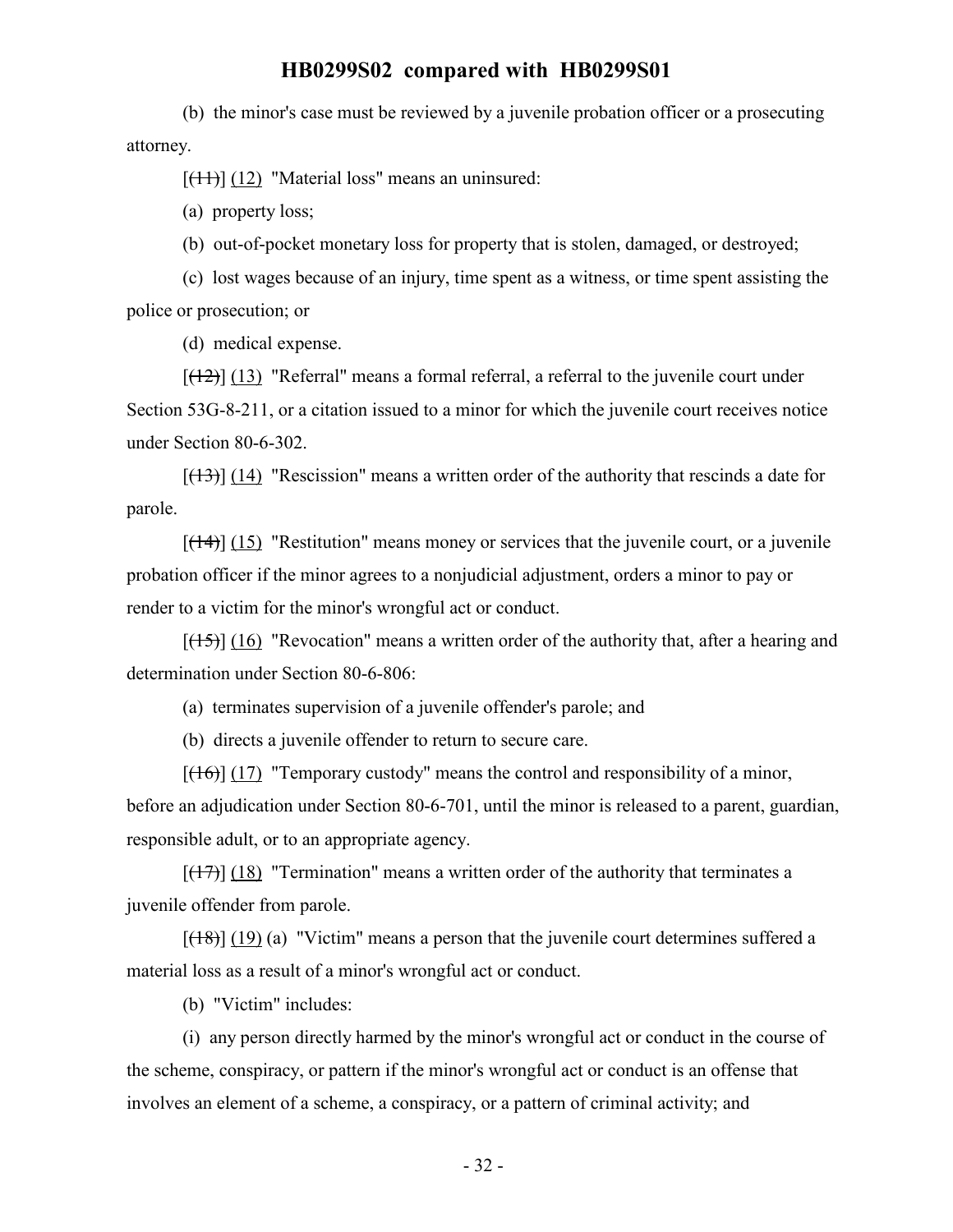(b) the minor's case must be reviewed by a juvenile probation officer or a prosecuting attorney.

[~~(11)~~] (12) "Material loss" means an uninsured:

(a) property loss;

(b) out-of-pocket monetary loss for property that is stolen, damaged, or destroyed;

(c) lost wages because of an injury, time spent as a witness, or time spent assisting the police or prosecution; or

(d) medical expense.

[~~(12)~~] (13) "Referral" means a formal referral, a referral to the juvenile court under Section 53G-8-211, or a citation issued to a minor for which the juvenile court receives notice under Section 80-6-302.

[~~(13)~~] (14) "Rescission" means a written order of the authority that rescinds a date for parole.

[~~(14)~~] (15) "Restitution" means money or services that the juvenile court, or a juvenile probation officer if the minor agrees to a nonjudicial adjustment, orders a minor to pay or render to a victim for the minor's wrongful act or conduct.

[~~(15)~~] (16) "Revocation" means a written order of the authority that, after a hearing and determination under Section 80-6-806:

(a) terminates supervision of a juvenile offender's parole; and

(b) directs a juvenile offender to return to secure care.

[~~(16)~~] (17) "Temporary custody" means the control and responsibility of a minor, before an adjudication under Section 80-6-701, until the minor is released to a parent, guardian, responsible adult, or to an appropriate agency.

[~~(17)~~] (18) "Termination" means a written order of the authority that terminates a juvenile offender from parole.

[~~(18)~~] (19) (a) "Victim" means a person that the juvenile court determines suffered a material loss as a result of a minor's wrongful act or conduct.

(b) "Victim" includes:

(i) any person directly harmed by the minor's wrongful act or conduct in the course of the scheme, conspiracy, or pattern if the minor's wrongful act or conduct is an offense that involves an element of a scheme, a conspiracy, or a pattern of criminal activity; and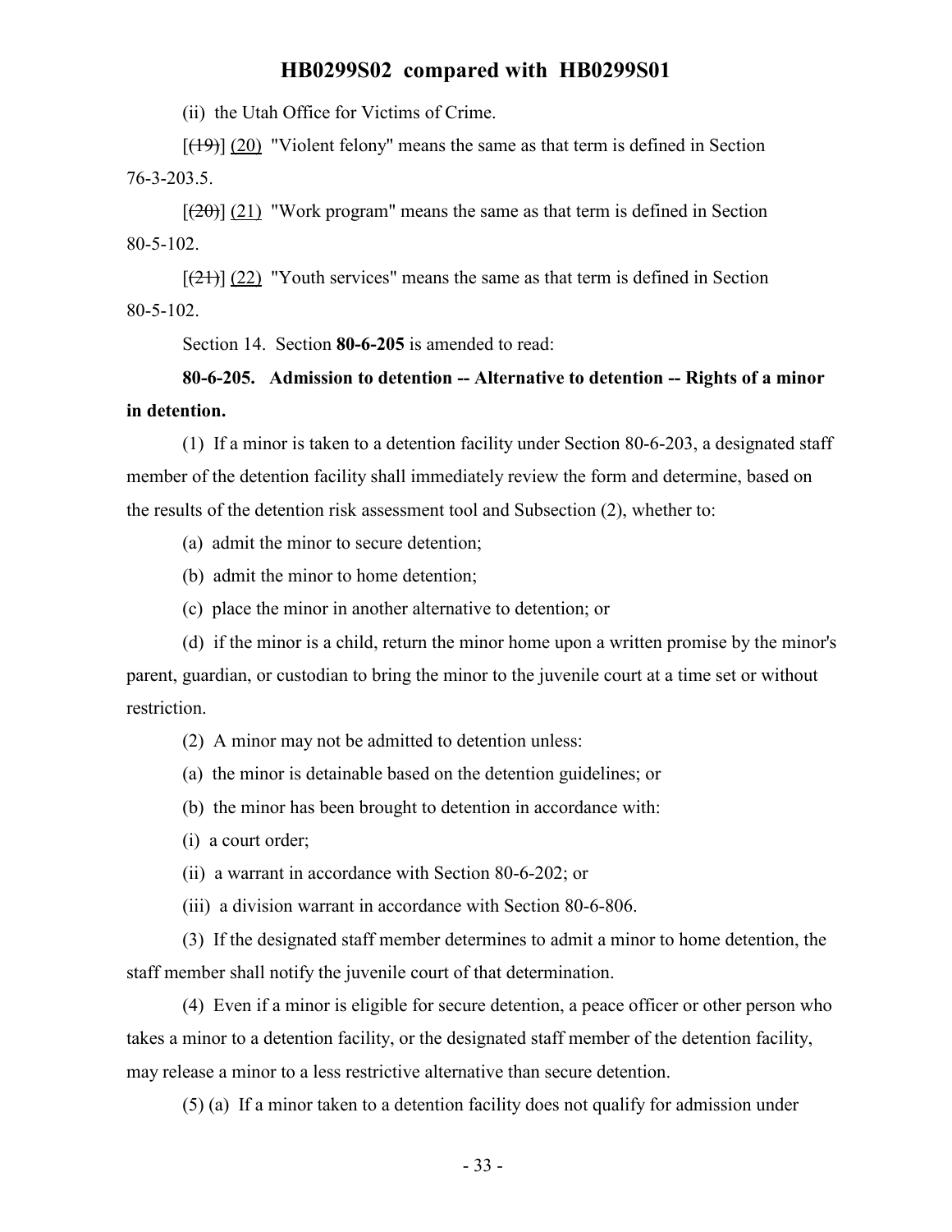(ii) the Utah Office for Victims of Crime.

[~~(19)~~] <u>(20)</u> "Violent felony" means the same as that term is defined in Section 76-3-203.5.

[~~(20)~~] <u>(21)</u> "Work program" means the same as that term is defined in Section 80-5-102.

[~~(21)~~] <u>(22)</u> "Youth services" means the same as that term is defined in Section 80-5-102.

Section 14. Section **80-6-205** is amended to read:

**80-6-205. Admission to detention -- Alternative to detention -- Rights of a minor in detention.**

(1) If a minor is taken to a detention facility under Section 80-6-203, a designated staff member of the detention facility shall immediately review the form and determine, based on the results of the detention risk assessment tool and Subsection (2), whether to:

(a) admit the minor to secure detention;

(b) admit the minor to home detention;

(c) place the minor in another alternative to detention; or

(d) if the minor is a child, return the minor home upon a written promise by the minor's parent, guardian, or custodian to bring the minor to the juvenile court at a time set or without restriction.

(2) A minor may not be admitted to detention unless:

(a) the minor is detainable based on the detention guidelines; or

(b) the minor has been brought to detention in accordance with:

(i) a court order;

(ii) a warrant in accordance with Section 80-6-202; or

(iii) a division warrant in accordance with Section 80-6-806.

(3) If the designated staff member determines to admit a minor to home detention, the staff member shall notify the juvenile court of that determination.

(4) Even if a minor is eligible for secure detention, a peace officer or other person who takes a minor to a detention facility, or the designated staff member of the detention facility, may release a minor to a less restrictive alternative than secure detention.

(5) (a) If a minor taken to a detention facility does not qualify for admission under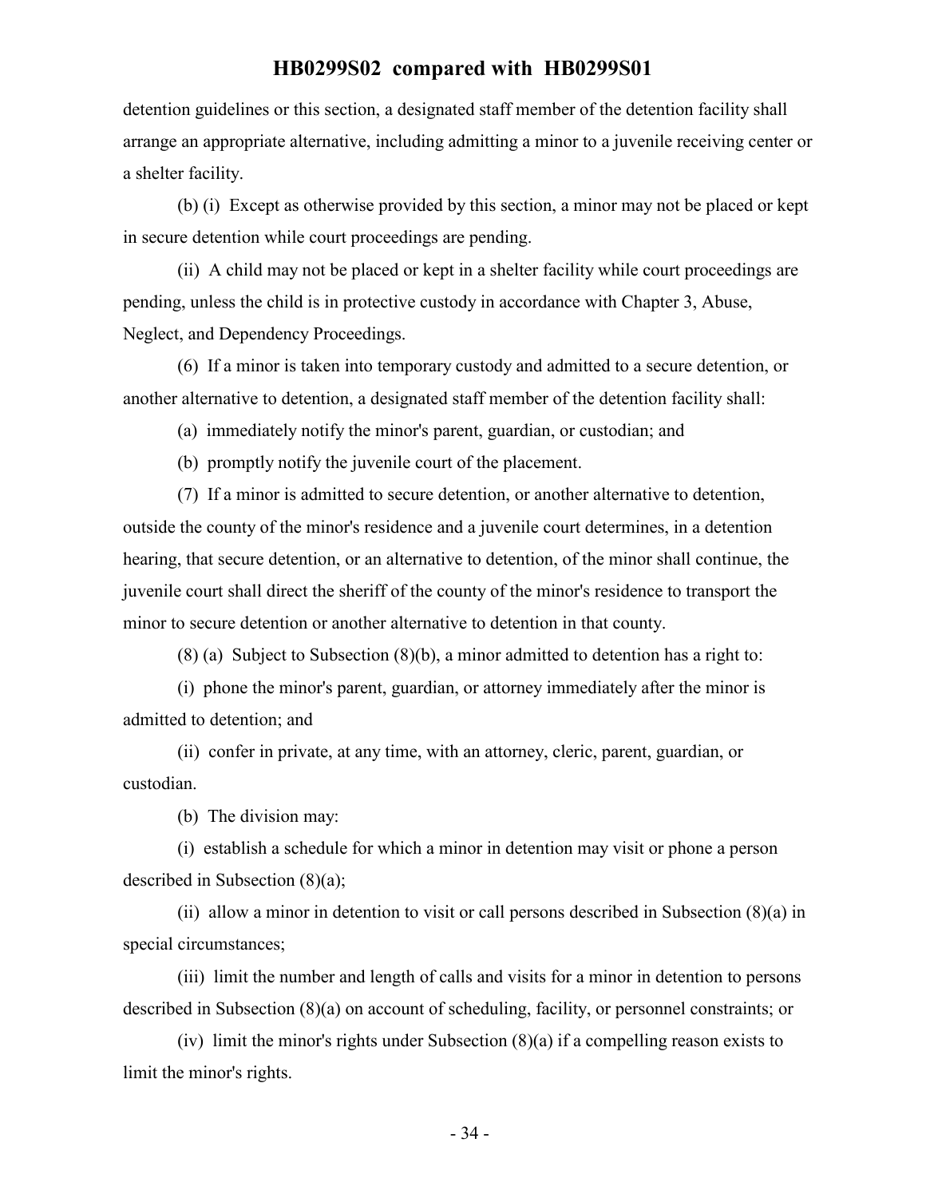detention guidelines or this section, a designated staff member of the detention facility shall arrange an appropriate alternative, including admitting a minor to a juvenile receiving center or a shelter facility.

(b) (i) Except as otherwise provided by this section, a minor may not be placed or kept in secure detention while court proceedings are pending.

(ii) A child may not be placed or kept in a shelter facility while court proceedings are pending, unless the child is in protective custody in accordance with Chapter 3, Abuse, Neglect, and Dependency Proceedings.

(6) If a minor is taken into temporary custody and admitted to a secure detention, or another alternative to detention, a designated staff member of the detention facility shall:

(a) immediately notify the minor's parent, guardian, or custodian; and

(b) promptly notify the juvenile court of the placement.

(7) If a minor is admitted to secure detention, or another alternative to detention, outside the county of the minor's residence and a juvenile court determines, in a detention hearing, that secure detention, or an alternative to detention, of the minor shall continue, the juvenile court shall direct the sheriff of the county of the minor's residence to transport the minor to secure detention or another alternative to detention in that county.

(8) (a) Subject to Subsection (8)(b), a minor admitted to detention has a right to:

(i) phone the minor's parent, guardian, or attorney immediately after the minor is admitted to detention; and

(ii) confer in private, at any time, with an attorney, cleric, parent, guardian, or custodian.

(b) The division may:

(i) establish a schedule for which a minor in detention may visit or phone a person described in Subsection (8)(a);

(ii) allow a minor in detention to visit or call persons described in Subsection (8)(a) in special circumstances;

(iii) limit the number and length of calls and visits for a minor in detention to persons described in Subsection (8)(a) on account of scheduling, facility, or personnel constraints; or

(iv) limit the minor's rights under Subsection (8)(a) if a compelling reason exists to limit the minor's rights.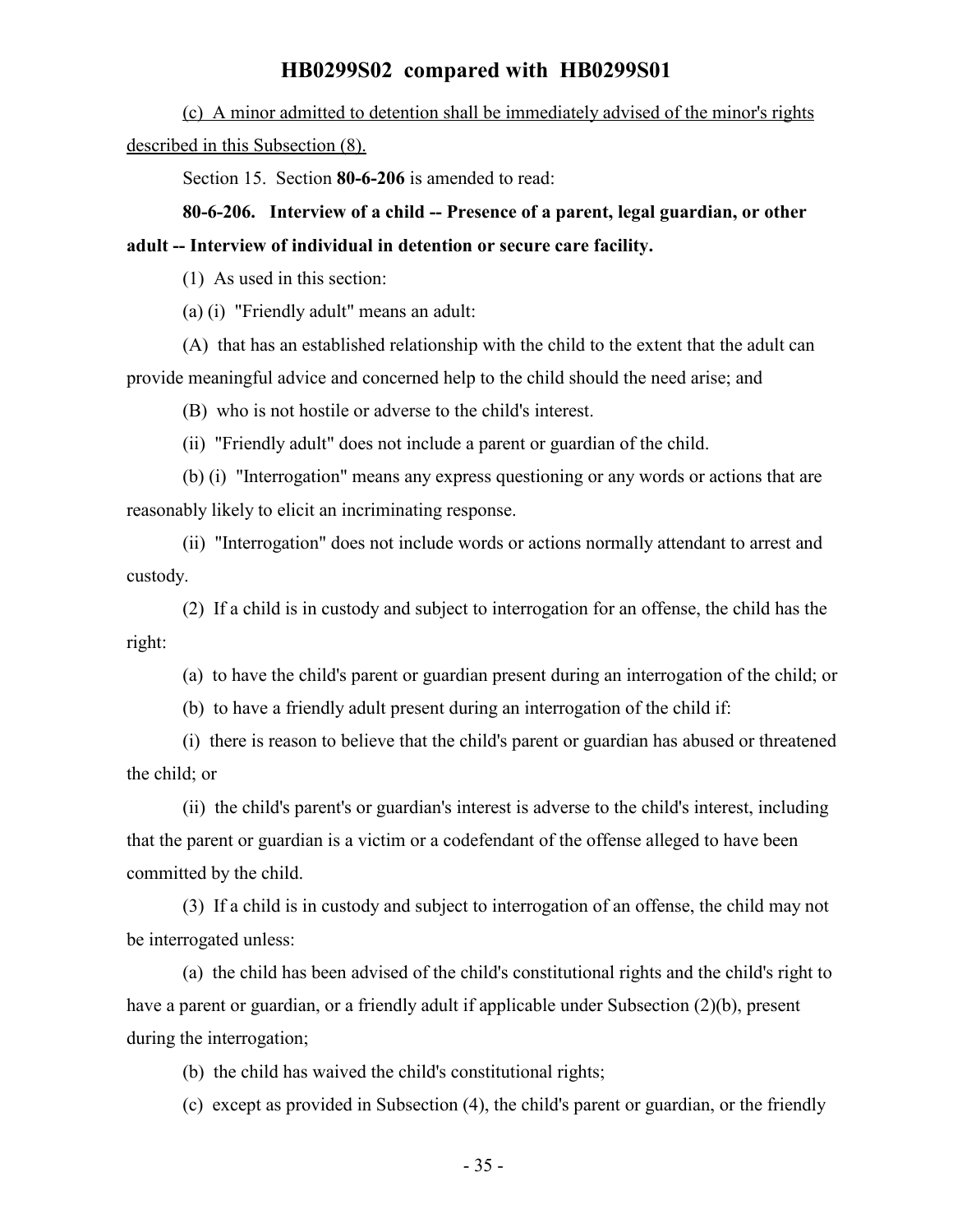(c) A minor admitted to detention shall be immediately advised of the minor's rights described in this Subsection (8).

Section 15. Section **80-6-206** is amended to read:

**80-6-206. Interview of a child -- Presence of a parent, legal guardian, or other adult -- Interview of individual in detention or secure care facility.**

(1) As used in this section:

(a) (i) "Friendly adult" means an adult:

(A) that has an established relationship with the child to the extent that the adult can provide meaningful advice and concerned help to the child should the need arise; and

(B) who is not hostile or adverse to the child's interest.

(ii) "Friendly adult" does not include a parent or guardian of the child.

(b) (i) "Interrogation" means any express questioning or any words or actions that are reasonably likely to elicit an incriminating response.

(ii) "Interrogation" does not include words or actions normally attendant to arrest and custody.

(2) If a child is in custody and subject to interrogation for an offense, the child has the right:

(a) to have the child's parent or guardian present during an interrogation of the child; or

(b) to have a friendly adult present during an interrogation of the child if:

(i) there is reason to believe that the child's parent or guardian has abused or threatened the child; or

(ii) the child's parent's or guardian's interest is adverse to the child's interest, including that the parent or guardian is a victim or a codefendant of the offense alleged to have been committed by the child.

(3) If a child is in custody and subject to interrogation of an offense, the child may not be interrogated unless:

(a) the child has been advised of the child's constitutional rights and the child's right to have a parent or guardian, or a friendly adult if applicable under Subsection (2)(b), present during the interrogation;

(b) the child has waived the child's constitutional rights;

(c) except as provided in Subsection (4), the child's parent or guardian, or the friendly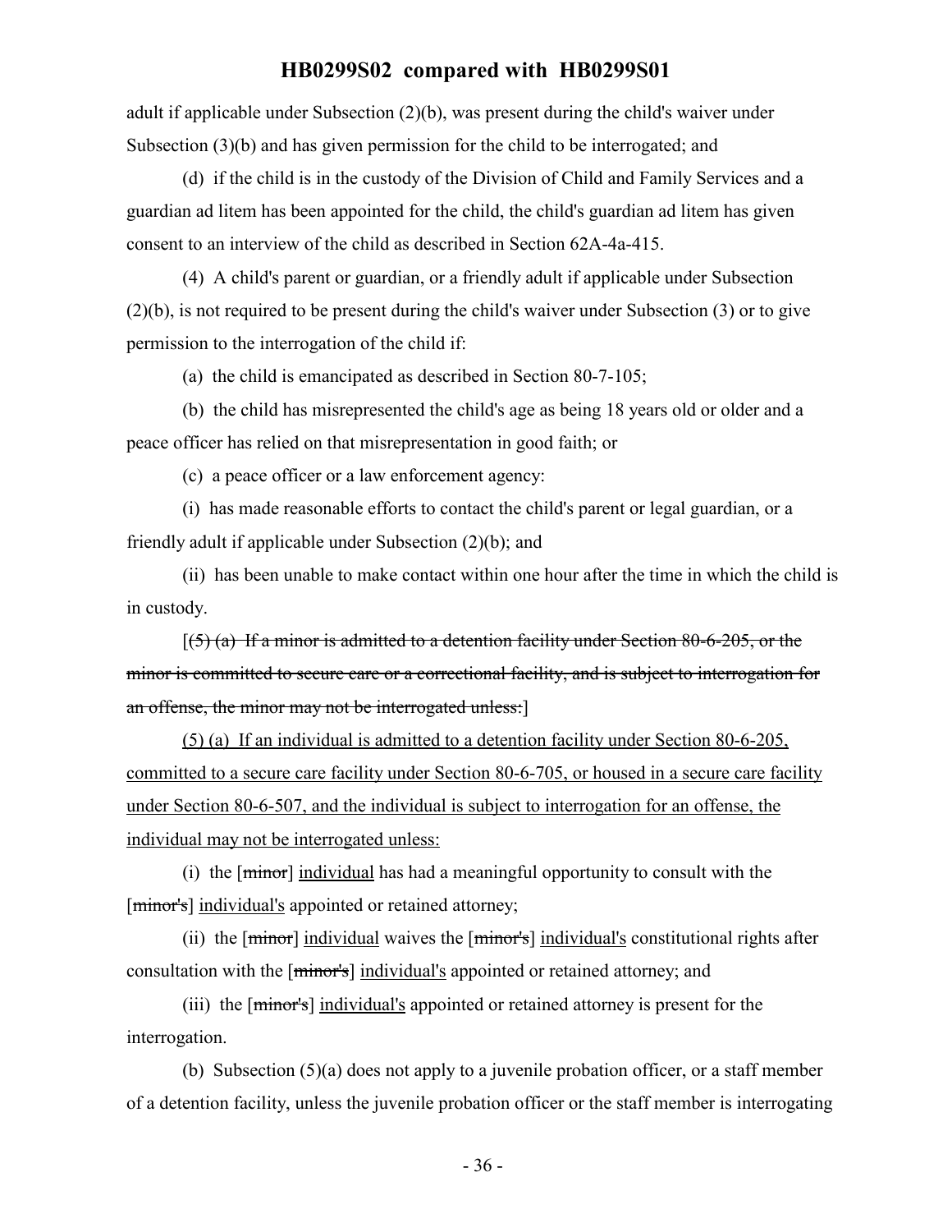adult if applicable under Subsection (2)(b), was present during the child's waiver under Subsection (3)(b) and has given permission for the child to be interrogated; and

(d) if the child is in the custody of the Division of Child and Family Services and a guardian ad litem has been appointed for the child, the child's guardian ad litem has given consent to an interview of the child as described in Section 62A-4a-415.

(4) A child's parent or guardian, or a friendly adult if applicable under Subsection (2)(b), is not required to be present during the child's waiver under Subsection (3) or to give permission to the interrogation of the child if:

(a) the child is emancipated as described in Section 80-7-105;

(b) the child has misrepresented the child's age as being 18 years old or older and a peace officer has relied on that misrepresentation in good faith; or

(c) a peace officer or a law enforcement agency:

(i) has made reasonable efforts to contact the child's parent or legal guardian, or a friendly adult if applicable under Subsection (2)(b); and

(ii) has been unable to make contact within one hour after the time in which the child is in custody.

[~~(5) (a) If a minor is admitted to a detention facility under Section 80-6-205, or the minor is committed to secure care or a correctional facility, and is subject to interrogation for an offense, the minor may not be interrogated unless:~~]

<u>(5) (a) If an individual is admitted to a detention facility under Section 80-6-205, committed to a secure care facility under Section 80-6-705, or housed in a secure care facility under Section 80-6-507, and the individual is subject to interrogation for an offense, the individual may not be interrogated unless:</u>

(i) the [~~minor~~] <u>individual</u> has had a meaningful opportunity to consult with the [~~minor's~~] <u>individual's</u> appointed or retained attorney;

(ii) the [~~minor~~] <u>individual</u> waives the [~~minor's~~] <u>individual's</u> constitutional rights after consultation with the [~~minor's~~] <u>individual's</u> appointed or retained attorney; and

(iii) the [~~minor's~~] <u>individual's</u> appointed or retained attorney is present for the interrogation.

(b) Subsection (5)(a) does not apply to a juvenile probation officer, or a staff member of a detention facility, unless the juvenile probation officer or the staff member is interrogating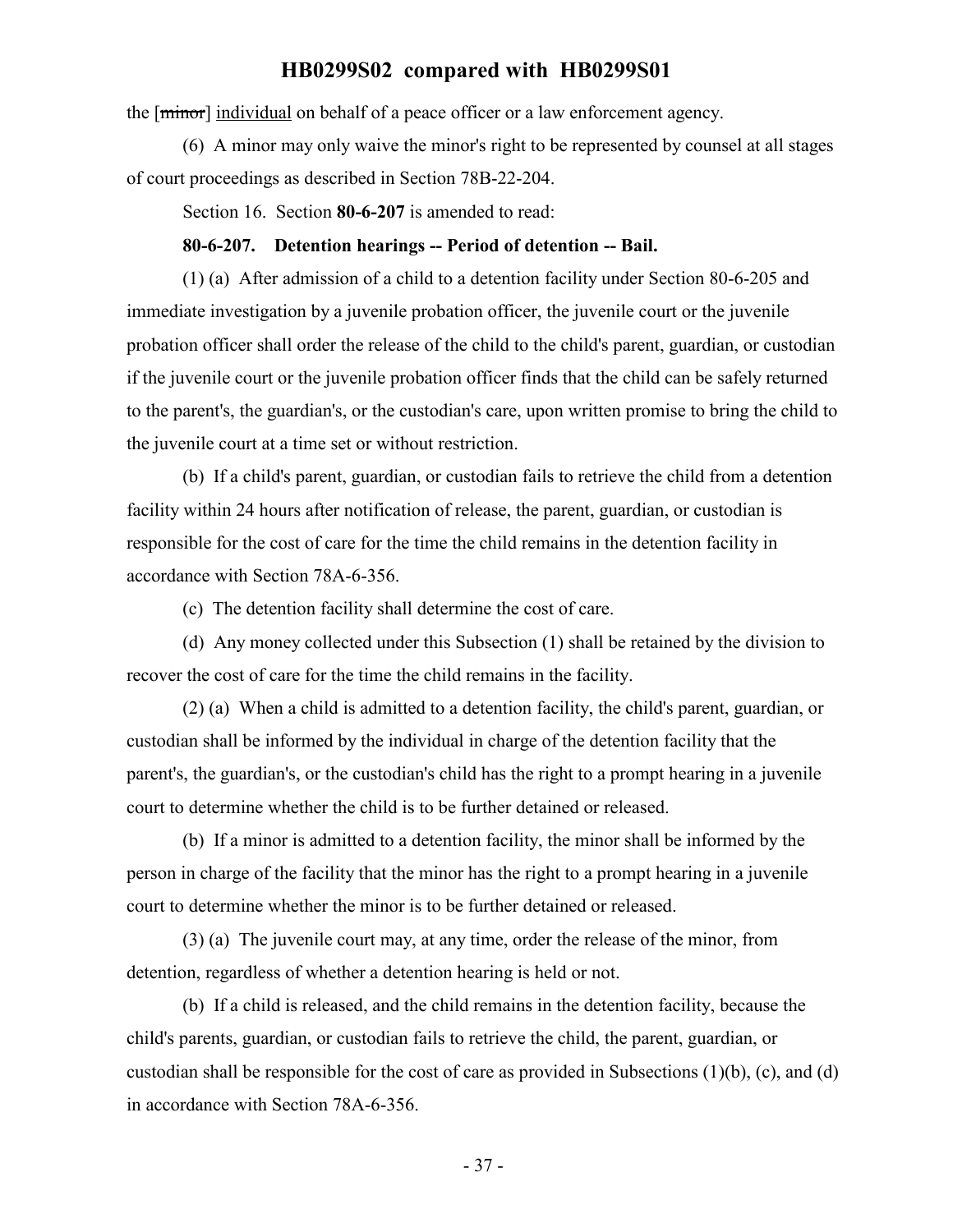the [~~minor~~] individual on behalf of a peace officer or a law enforcement agency.

(6) A minor may only waive the minor's right to be represented by counsel at all stages of court proceedings as described in Section 78B-22-204.

Section 16. Section **80-6-207** is amended to read:

**80-6-207. Detention hearings -- Period of detention -- Bail.**

(1) (a) After admission of a child to a detention facility under Section 80-6-205 and immediate investigation by a juvenile probation officer, the juvenile court or the juvenile probation officer shall order the release of the child to the child's parent, guardian, or custodian if the juvenile court or the juvenile probation officer finds that the child can be safely returned to the parent's, the guardian's, or the custodian's care, upon written promise to bring the child to the juvenile court at a time set or without restriction.

(b) If a child's parent, guardian, or custodian fails to retrieve the child from a detention facility within 24 hours after notification of release, the parent, guardian, or custodian is responsible for the cost of care for the time the child remains in the detention facility in accordance with Section 78A-6-356.

(c) The detention facility shall determine the cost of care.

(d) Any money collected under this Subsection (1) shall be retained by the division to recover the cost of care for the time the child remains in the facility.

(2) (a) When a child is admitted to a detention facility, the child's parent, guardian, or custodian shall be informed by the individual in charge of the detention facility that the parent's, the guardian's, or the custodian's child has the right to a prompt hearing in a juvenile court to determine whether the child is to be further detained or released.

(b) If a minor is admitted to a detention facility, the minor shall be informed by the person in charge of the facility that the minor has the right to a prompt hearing in a juvenile court to determine whether the minor is to be further detained or released.

(3) (a) The juvenile court may, at any time, order the release of the minor, from detention, regardless of whether a detention hearing is held or not.

(b) If a child is released, and the child remains in the detention facility, because the child's parents, guardian, or custodian fails to retrieve the child, the parent, guardian, or custodian shall be responsible for the cost of care as provided in Subsections (1)(b), (c), and (d) in accordance with Section 78A-6-356.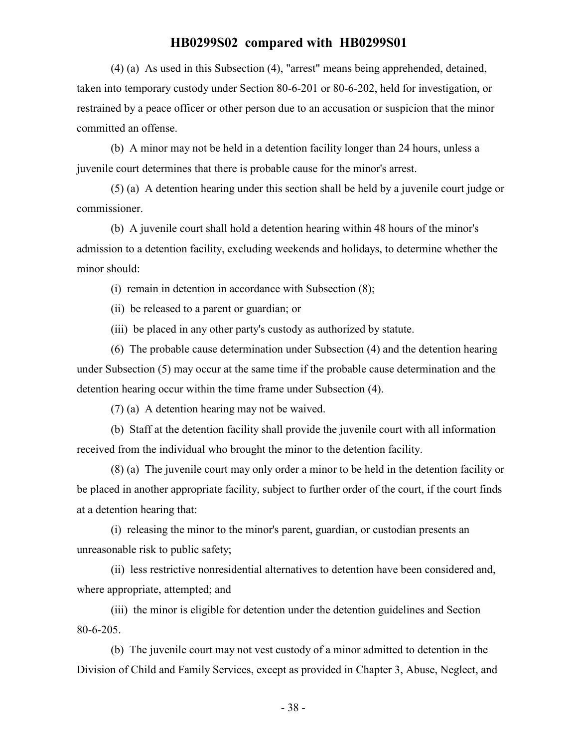(4) (a) As used in this Subsection (4), "arrest" means being apprehended, detained, taken into temporary custody under Section 80-6-201 or 80-6-202, held for investigation, or restrained by a peace officer or other person due to an accusation or suspicion that the minor committed an offense.

(b) A minor may not be held in a detention facility longer than 24 hours, unless a juvenile court determines that there is probable cause for the minor's arrest.

(5) (a) A detention hearing under this section shall be held by a juvenile court judge or commissioner.

(b) A juvenile court shall hold a detention hearing within 48 hours of the minor's admission to a detention facility, excluding weekends and holidays, to determine whether the minor should:

(i) remain in detention in accordance with Subsection (8);

(ii) be released to a parent or guardian; or

(iii) be placed in any other party's custody as authorized by statute.

(6) The probable cause determination under Subsection (4) and the detention hearing under Subsection (5) may occur at the same time if the probable cause determination and the detention hearing occur within the time frame under Subsection (4).

(7) (a) A detention hearing may not be waived.

(b) Staff at the detention facility shall provide the juvenile court with all information received from the individual who brought the minor to the detention facility.

(8) (a) The juvenile court may only order a minor to be held in the detention facility or be placed in another appropriate facility, subject to further order of the court, if the court finds at a detention hearing that:

(i) releasing the minor to the minor's parent, guardian, or custodian presents an unreasonable risk to public safety;

(ii) less restrictive nonresidential alternatives to detention have been considered and, where appropriate, attempted; and

(iii) the minor is eligible for detention under the detention guidelines and Section 80-6-205.

(b) The juvenile court may not vest custody of a minor admitted to detention in the Division of Child and Family Services, except as provided in Chapter 3, Abuse, Neglect, and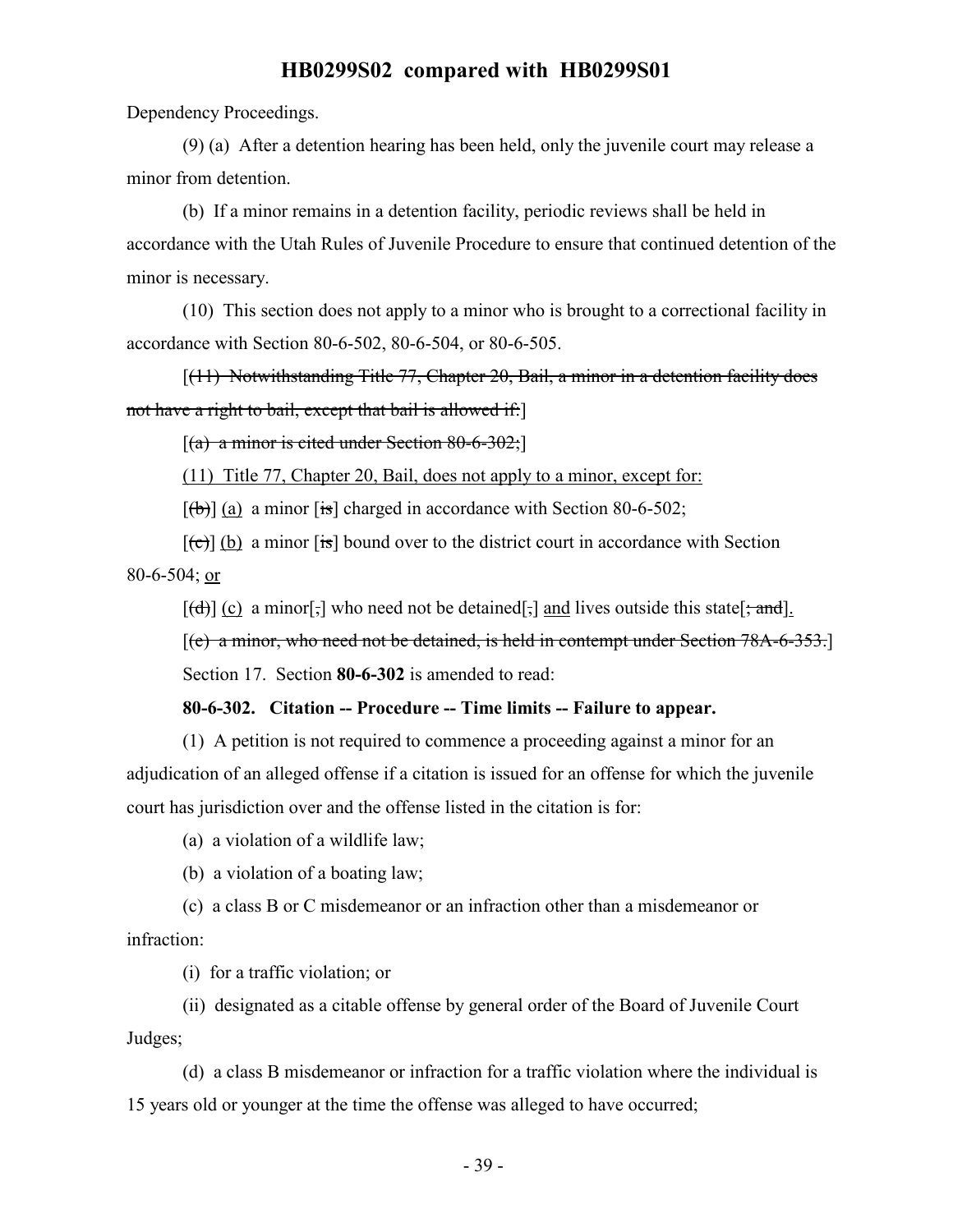Dependency Proceedings.

(9) (a) After a detention hearing has been held, only the juvenile court may release a minor from detention.

(b) If a minor remains in a detention facility, periodic reviews shall be held in accordance with the Utah Rules of Juvenile Procedure to ensure that continued detention of the minor is necessary.

(10) This section does not apply to a minor who is brought to a correctional facility in accordance with Section 80-6-502, 80-6-504, or 80-6-505.

[~~(11) Notwithstanding Title 77, Chapter 20, Bail, a minor in a detention facility does not have a right to bail, except that bail is allowed if:~~]

[~~(a) a minor is cited under Section 80-6-302;~~]

<u>(11) Title 77, Chapter 20, Bail, does not apply to a minor, except for:</u>

[~~(b)~~] <u>(a)</u> a minor [~~is~~] charged in accordance with Section 80-6-502;

[~~(c)~~] <u>(b)</u> a minor [~~is~~] bound over to the district court in accordance with Section 80-6-504; <u>or</u>

[~~(d)~~] <u>(c)</u> a minor[~~,~~] who need not be detained[~~,~~] <u>and</u> lives outside this state[~~; and~~]<u>.</u>

[~~(e) a minor, who need not be detained, is held in contempt under Section 78A-6-353.~~]

Section 17. Section **80-6-302** is amended to read:

**80-6-302. Citation -- Procedure -- Time limits -- Failure to appear.**

(1) A petition is not required to commence a proceeding against a minor for an adjudication of an alleged offense if a citation is issued for an offense for which the juvenile court has jurisdiction over and the offense listed in the citation is for:

(a) a violation of a wildlife law;

(b) a violation of a boating law;

(c) a class B or C misdemeanor or an infraction other than a misdemeanor or infraction:

(i) for a traffic violation; or

(ii) designated as a citable offense by general order of the Board of Juvenile Court Judges;

(d) a class B misdemeanor or infraction for a traffic violation where the individual is 15 years old or younger at the time the offense was alleged to have occurred;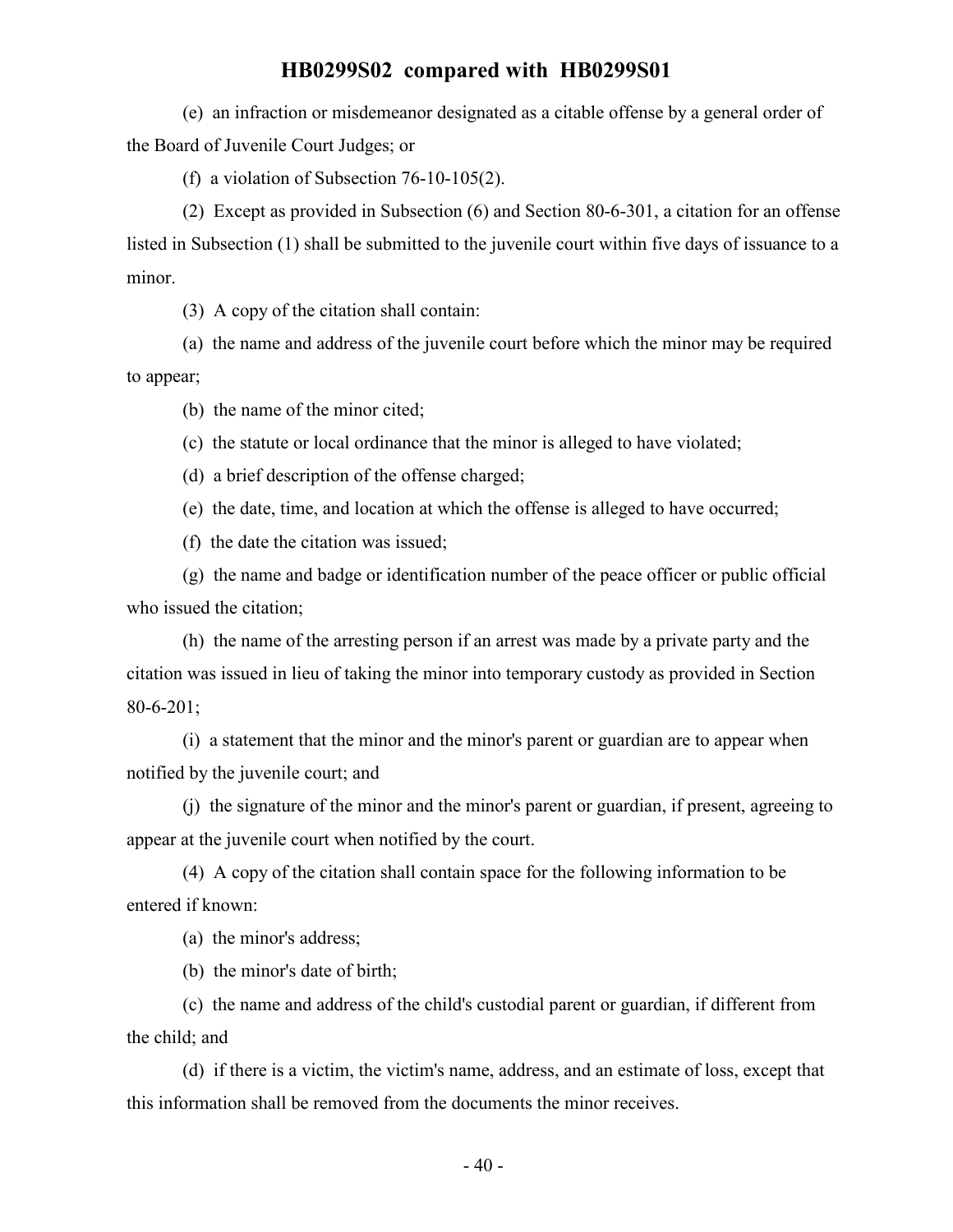(e) an infraction or misdemeanor designated as a citable offense by a general order of the Board of Juvenile Court Judges; or

(f) a violation of Subsection 76-10-105(2).

(2) Except as provided in Subsection (6) and Section 80-6-301, a citation for an offense listed in Subsection (1) shall be submitted to the juvenile court within five days of issuance to a minor.

(3) A copy of the citation shall contain:

(a) the name and address of the juvenile court before which the minor may be required to appear;

(b) the name of the minor cited;

(c) the statute or local ordinance that the minor is alleged to have violated;

(d) a brief description of the offense charged;

(e) the date, time, and location at which the offense is alleged to have occurred;

(f) the date the citation was issued;

(g) the name and badge or identification number of the peace officer or public official who issued the citation;

(h) the name of the arresting person if an arrest was made by a private party and the citation was issued in lieu of taking the minor into temporary custody as provided in Section 80-6-201;

(i) a statement that the minor and the minor's parent or guardian are to appear when notified by the juvenile court; and

(j) the signature of the minor and the minor's parent or guardian, if present, agreeing to appear at the juvenile court when notified by the court.

(4) A copy of the citation shall contain space for the following information to be entered if known:

(a) the minor's address;

(b) the minor's date of birth;

(c) the name and address of the child's custodial parent or guardian, if different from the child; and

(d) if there is a victim, the victim's name, address, and an estimate of loss, except that this information shall be removed from the documents the minor receives.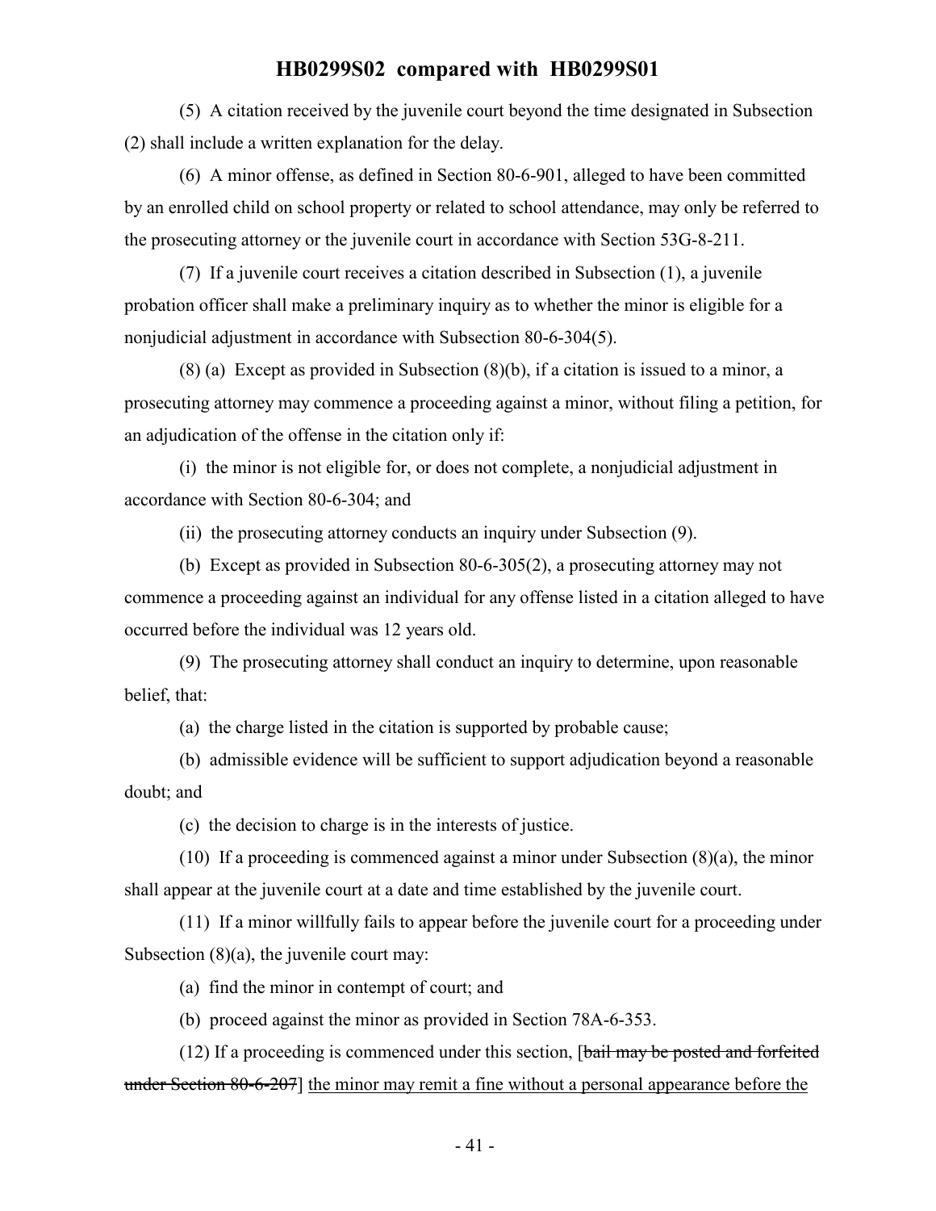(5) A citation received by the juvenile court beyond the time designated in Subsection (2) shall include a written explanation for the delay.

(6) A minor offense, as defined in Section 80-6-901, alleged to have been committed by an enrolled child on school property or related to school attendance, may only be referred to the prosecuting attorney or the juvenile court in accordance with Section 53G-8-211.

(7) If a juvenile court receives a citation described in Subsection (1), a juvenile probation officer shall make a preliminary inquiry as to whether the minor is eligible for a nonjudicial adjustment in accordance with Subsection 80-6-304(5).

(8) (a) Except as provided in Subsection (8)(b), if a citation is issued to a minor, a prosecuting attorney may commence a proceeding against a minor, without filing a petition, for an adjudication of the offense in the citation only if:

(i) the minor is not eligible for, or does not complete, a nonjudicial adjustment in accordance with Section 80-6-304; and

(ii) the prosecuting attorney conducts an inquiry under Subsection (9).

(b) Except as provided in Subsection 80-6-305(2), a prosecuting attorney may not commence a proceeding against an individual for any offense listed in a citation alleged to have occurred before the individual was 12 years old.

(9) The prosecuting attorney shall conduct an inquiry to determine, upon reasonable belief, that:

(a) the charge listed in the citation is supported by probable cause;

(b) admissible evidence will be sufficient to support adjudication beyond a reasonable doubt; and

(c) the decision to charge is in the interests of justice.

(10) If a proceeding is commenced against a minor under Subsection (8)(a), the minor shall appear at the juvenile court at a date and time established by the juvenile court.

(11) If a minor willfully fails to appear before the juvenile court for a proceeding under Subsection (8)(a), the juvenile court may:

(a) find the minor in contempt of court; and

(b) proceed against the minor as provided in Section 78A-6-353.

(12) If a proceeding is commenced under this section, [~~bail may be posted and forfeited under Section 80-6-207~~] <u>the minor may remit a fine without a personal appearance before the</u>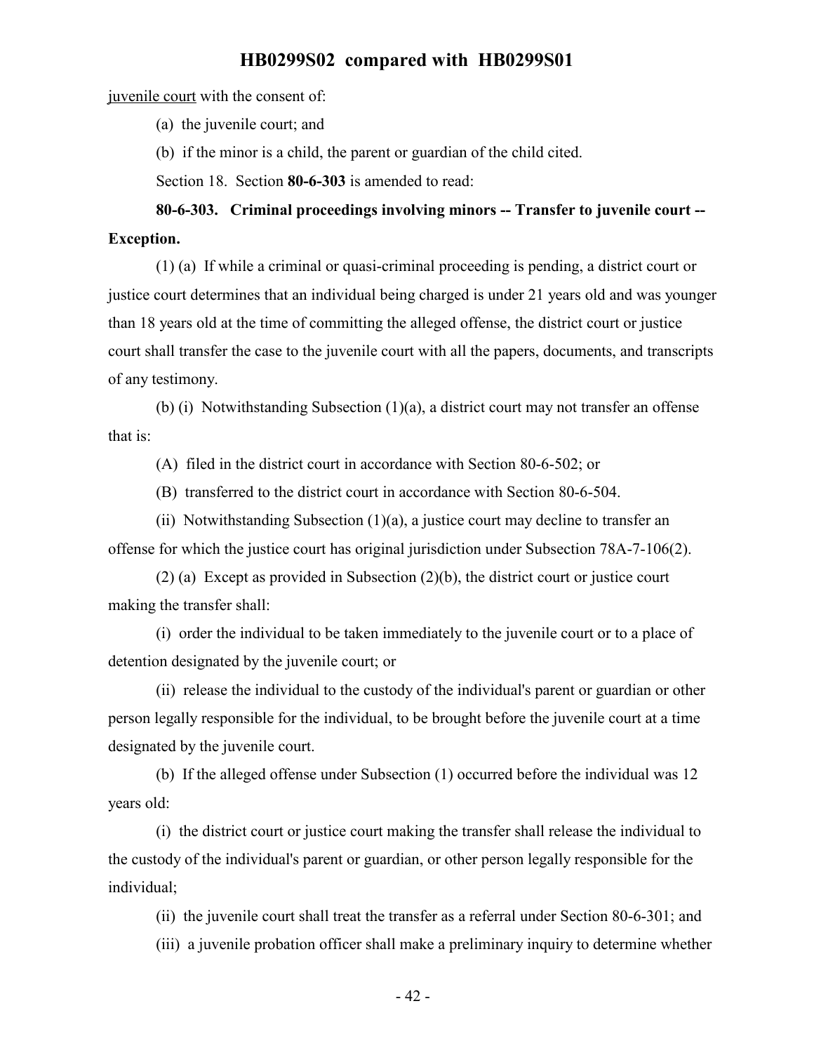juvenile court with the consent of:

(a) the juvenile court; and

(b) if the minor is a child, the parent or guardian of the child cited.

Section 18. Section **80-6-303** is amended to read:

**80-6-303. Criminal proceedings involving minors -- Transfer to juvenile court -- Exception.**

(1) (a) If while a criminal or quasi-criminal proceeding is pending, a district court or justice court determines that an individual being charged is under 21 years old and was younger than 18 years old at the time of committing the alleged offense, the district court or justice court shall transfer the case to the juvenile court with all the papers, documents, and transcripts of any testimony.

(b) (i) Notwithstanding Subsection (1)(a), a district court may not transfer an offense that is:

(A) filed in the district court in accordance with Section 80-6-502; or

(B) transferred to the district court in accordance with Section 80-6-504.

(ii) Notwithstanding Subsection (1)(a), a justice court may decline to transfer an offense for which the justice court has original jurisdiction under Subsection 78A-7-106(2).

(2) (a) Except as provided in Subsection (2)(b), the district court or justice court making the transfer shall:

(i) order the individual to be taken immediately to the juvenile court or to a place of detention designated by the juvenile court; or

(ii) release the individual to the custody of the individual's parent or guardian or other person legally responsible for the individual, to be brought before the juvenile court at a time designated by the juvenile court.

(b) If the alleged offense under Subsection (1) occurred before the individual was 12 years old:

(i) the district court or justice court making the transfer shall release the individual to the custody of the individual's parent or guardian, or other person legally responsible for the individual;

(ii) the juvenile court shall treat the transfer as a referral under Section 80-6-301; and

(iii) a juvenile probation officer shall make a preliminary inquiry to determine whether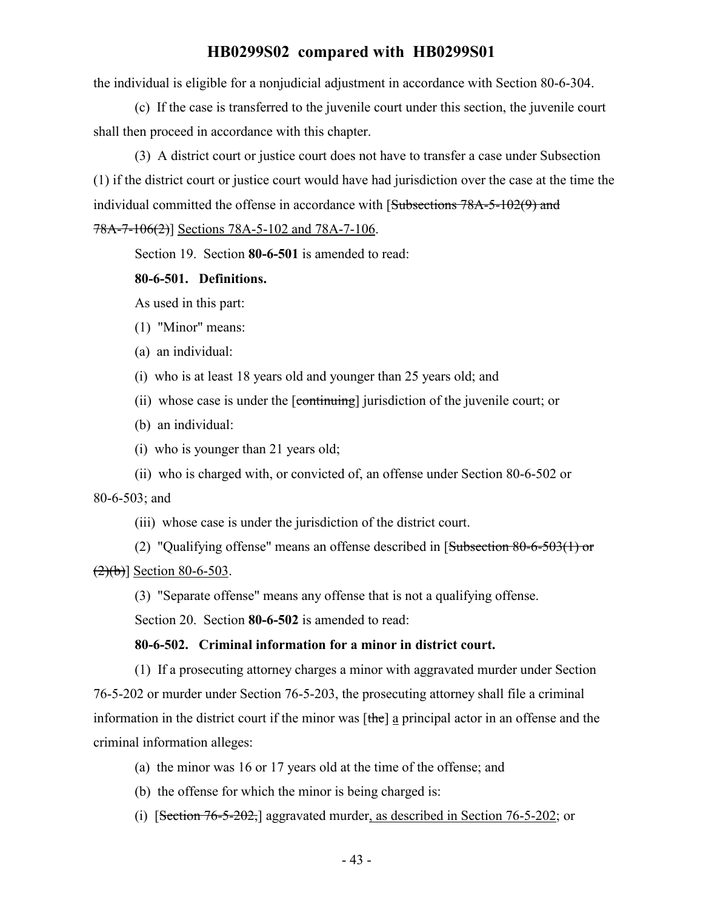the individual is eligible for a nonjudicial adjustment in accordance with Section 80-6-304.

(c) If the case is transferred to the juvenile court under this section, the juvenile court shall then proceed in accordance with this chapter.

(3) A district court or justice court does not have to transfer a case under Subsection (1) if the district court or justice court would have had jurisdiction over the case at the time the individual committed the offense in accordance with [~~Subsections 78A-5-102(9) and 78A-7-106(2)~~] Sections 78A-5-102 and 78A-7-106.

Section 19. Section **80-6-501** is amended to read:

**80-6-501. Definitions.**

As used in this part:

(1) "Minor" means:

(a) an individual:

(i) who is at least 18 years old and younger than 25 years old; and

(ii) whose case is under the [~~continuing~~] jurisdiction of the juvenile court; or

(b) an individual:

(i) who is younger than 21 years old;

(ii) who is charged with, or convicted of, an offense under Section 80-6-502 or 80-6-503; and

(iii) whose case is under the jurisdiction of the district court.

(2) "Qualifying offense" means an offense described in [~~Subsection 80-6-503(1) or (2)(b)~~] Section 80-6-503.

(3) "Separate offense" means any offense that is not a qualifying offense.

Section 20. Section **80-6-502** is amended to read:

**80-6-502. Criminal information for a minor in district court.**

(1) If a prosecuting attorney charges a minor with aggravated murder under Section 76-5-202 or murder under Section 76-5-203, the prosecuting attorney shall file a criminal information in the district court if the minor was [~~the~~] a principal actor in an offense and the criminal information alleges:

(a) the minor was 16 or 17 years old at the time of the offense; and

(b) the offense for which the minor is being charged is:

(i) [~~Section 76-5-202,~~] aggravated murder, as described in Section 76-5-202; or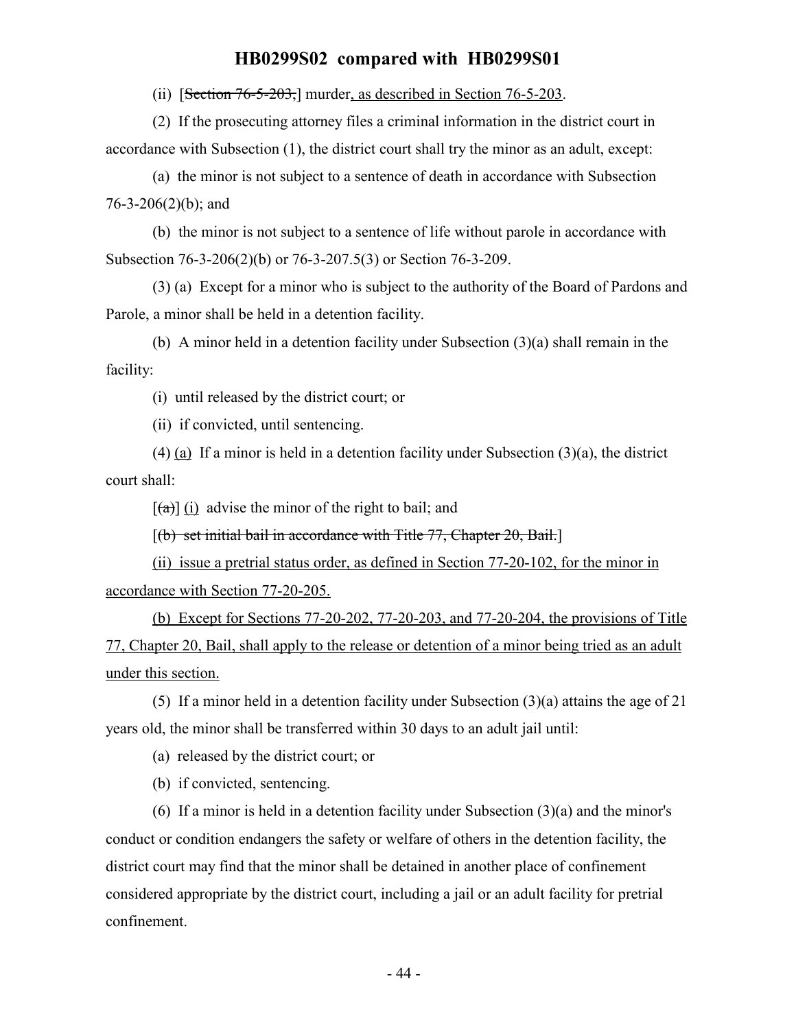(ii) [~~Section 76-5-203,~~] murder, as described in Section 76-5-203.

(2) If the prosecuting attorney files a criminal information in the district court in accordance with Subsection (1), the district court shall try the minor as an adult, except:

(a) the minor is not subject to a sentence of death in accordance with Subsection 76-3-206(2)(b); and

(b) the minor is not subject to a sentence of life without parole in accordance with Subsection 76-3-206(2)(b) or 76-3-207.5(3) or Section 76-3-209.

(3) (a) Except for a minor who is subject to the authority of the Board of Pardons and Parole, a minor shall be held in a detention facility.

(b) A minor held in a detention facility under Subsection (3)(a) shall remain in the facility:

(i) until released by the district court; or

(ii) if convicted, until sentencing.

(4) (a) If a minor is held in a detention facility under Subsection (3)(a), the district court shall:

[~~(a)~~] (i) advise the minor of the right to bail; and

[~~(b) set initial bail in accordance with Title 77, Chapter 20, Bail.~~]

(ii) issue a pretrial status order, as defined in Section 77-20-102, for the minor in accordance with Section 77-20-205.

(b) Except for Sections 77-20-202, 77-20-203, and 77-20-204, the provisions of Title 77, Chapter 20, Bail, shall apply to the release or detention of a minor being tried as an adult under this section.

(5) If a minor held in a detention facility under Subsection (3)(a) attains the age of 21 years old, the minor shall be transferred within 30 days to an adult jail until:

(a) released by the district court; or

(b) if convicted, sentencing.

(6) If a minor is held in a detention facility under Subsection (3)(a) and the minor's conduct or condition endangers the safety or welfare of others in the detention facility, the district court may find that the minor shall be detained in another place of confinement considered appropriate by the district court, including a jail or an adult facility for pretrial confinement.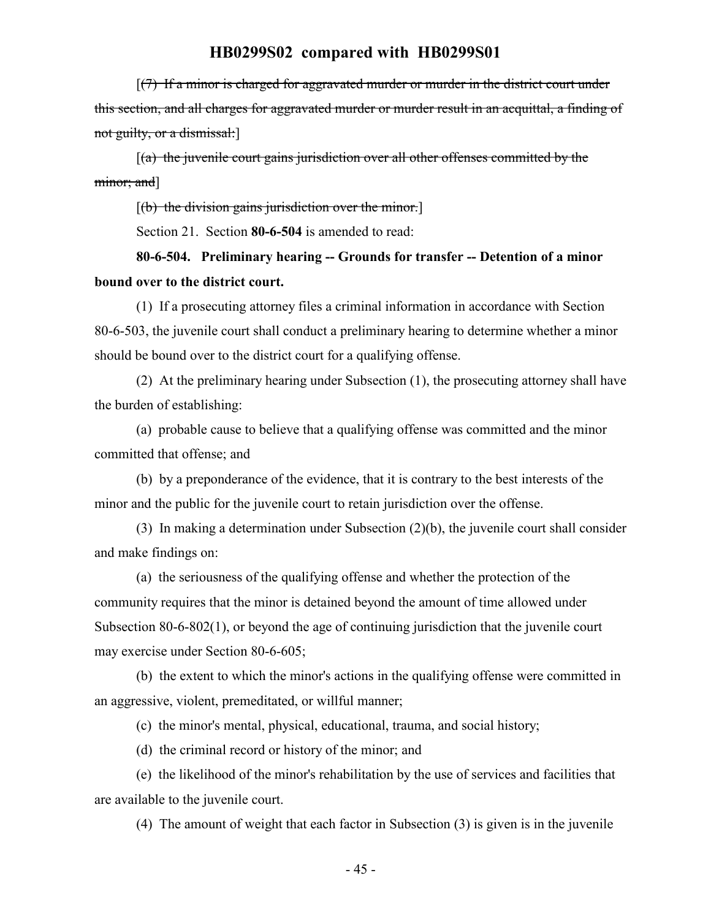[~~(7) If a minor is charged for aggravated murder or murder in the district court under this section, and all charges for aggravated murder or murder result in an acquittal, a finding of not guilty, or a dismissal:~~]

[~~(a) the juvenile court gains jurisdiction over all other offenses committed by the minor; and~~]

[~~(b) the division gains jurisdiction over the minor.~~]

Section 21. Section **80-6-504** is amended to read:

**80-6-504. Preliminary hearing -- Grounds for transfer -- Detention of a minor bound over to the district court.**

(1) If a prosecuting attorney files a criminal information in accordance with Section 80-6-503, the juvenile court shall conduct a preliminary hearing to determine whether a minor should be bound over to the district court for a qualifying offense.

(2) At the preliminary hearing under Subsection (1), the prosecuting attorney shall have the burden of establishing:

(a) probable cause to believe that a qualifying offense was committed and the minor committed that offense; and

(b) by a preponderance of the evidence, that it is contrary to the best interests of the minor and the public for the juvenile court to retain jurisdiction over the offense.

(3) In making a determination under Subsection (2)(b), the juvenile court shall consider and make findings on:

(a) the seriousness of the qualifying offense and whether the protection of the community requires that the minor is detained beyond the amount of time allowed under Subsection 80-6-802(1), or beyond the age of continuing jurisdiction that the juvenile court may exercise under Section 80-6-605;

(b) the extent to which the minor's actions in the qualifying offense were committed in an aggressive, violent, premeditated, or willful manner;

(c) the minor's mental, physical, educational, trauma, and social history;

(d) the criminal record or history of the minor; and

(e) the likelihood of the minor's rehabilitation by the use of services and facilities that are available to the juvenile court.

(4) The amount of weight that each factor in Subsection (3) is given is in the juvenile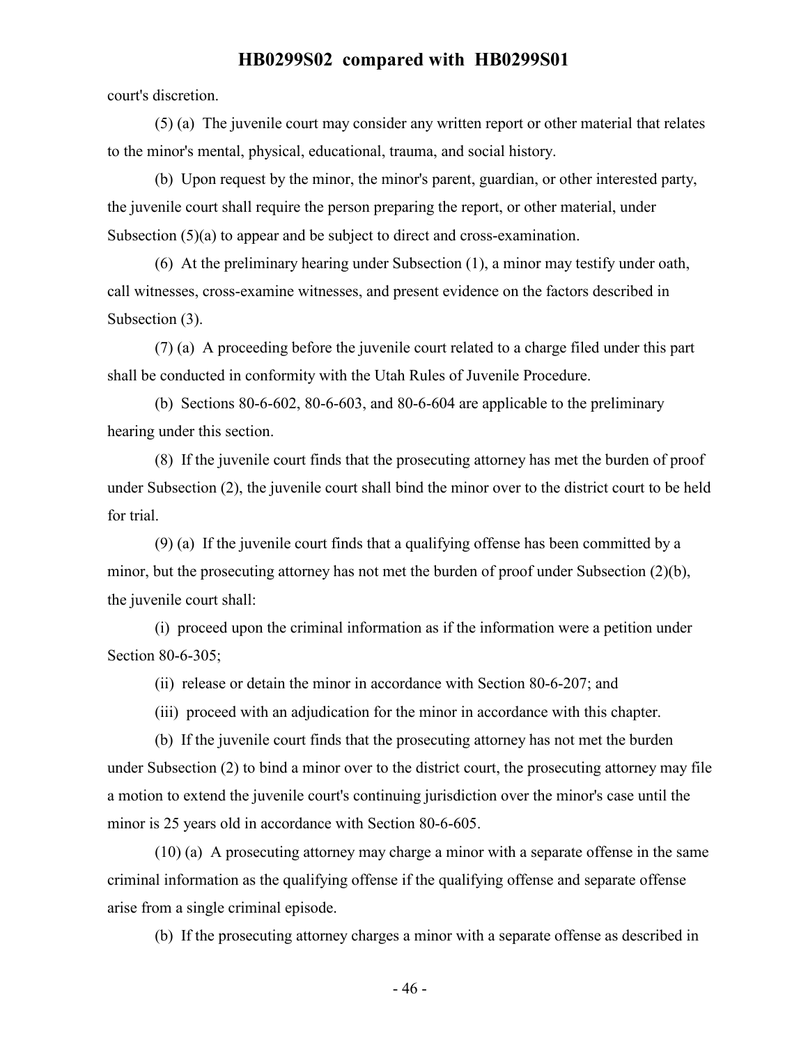court's discretion.

(5) (a) The juvenile court may consider any written report or other material that relates to the minor's mental, physical, educational, trauma, and social history.

(b) Upon request by the minor, the minor's parent, guardian, or other interested party, the juvenile court shall require the person preparing the report, or other material, under Subsection (5)(a) to appear and be subject to direct and cross-examination.

(6) At the preliminary hearing under Subsection (1), a minor may testify under oath, call witnesses, cross-examine witnesses, and present evidence on the factors described in Subsection (3).

(7) (a) A proceeding before the juvenile court related to a charge filed under this part shall be conducted in conformity with the Utah Rules of Juvenile Procedure.

(b) Sections 80-6-602, 80-6-603, and 80-6-604 are applicable to the preliminary hearing under this section.

(8) If the juvenile court finds that the prosecuting attorney has met the burden of proof under Subsection (2), the juvenile court shall bind the minor over to the district court to be held for trial.

(9) (a) If the juvenile court finds that a qualifying offense has been committed by a minor, but the prosecuting attorney has not met the burden of proof under Subsection (2)(b), the juvenile court shall:

(i) proceed upon the criminal information as if the information were a petition under Section 80-6-305;

(ii) release or detain the minor in accordance with Section 80-6-207; and

(iii) proceed with an adjudication for the minor in accordance with this chapter.

(b) If the juvenile court finds that the prosecuting attorney has not met the burden under Subsection (2) to bind a minor over to the district court, the prosecuting attorney may file a motion to extend the juvenile court's continuing jurisdiction over the minor's case until the minor is 25 years old in accordance with Section 80-6-605.

(10) (a) A prosecuting attorney may charge a minor with a separate offense in the same criminal information as the qualifying offense if the qualifying offense and separate offense arise from a single criminal episode.

(b) If the prosecuting attorney charges a minor with a separate offense as described in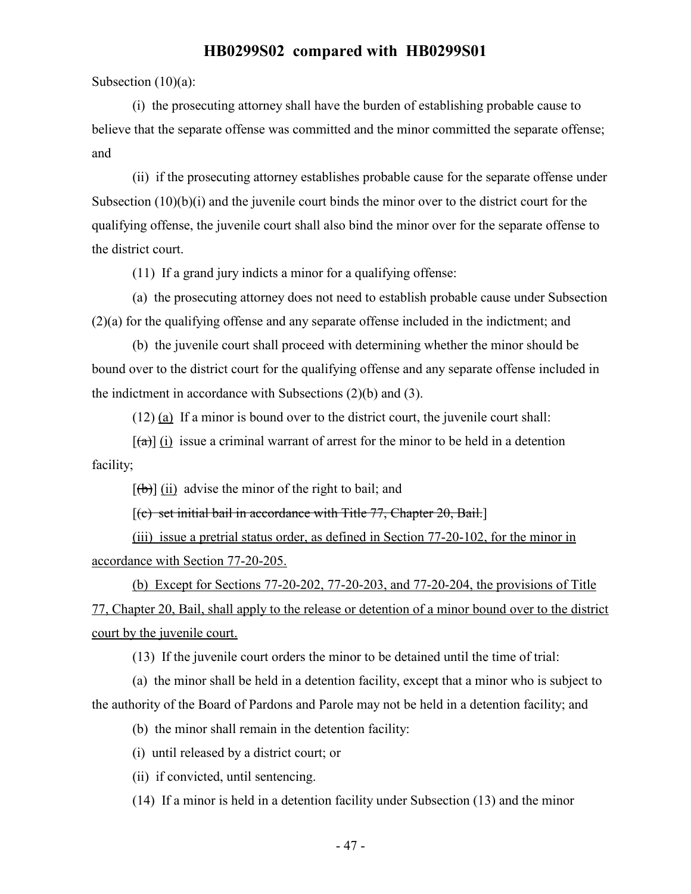Subsection (10)(a):

(i) the prosecuting attorney shall have the burden of establishing probable cause to believe that the separate offense was committed and the minor committed the separate offense; and

(ii) if the prosecuting attorney establishes probable cause for the separate offense under Subsection (10)(b)(i) and the juvenile court binds the minor over to the district court for the qualifying offense, the juvenile court shall also bind the minor over for the separate offense to the district court.

(11) If a grand jury indicts a minor for a qualifying offense:

(a) the prosecuting attorney does not need to establish probable cause under Subsection (2)(a) for the qualifying offense and any separate offense included in the indictment; and

(b) the juvenile court shall proceed with determining whether the minor should be bound over to the district court for the qualifying offense and any separate offense included in the indictment in accordance with Subsections (2)(b) and (3).

(12) <u>(a)</u> If a minor is bound over to the district court, the juvenile court shall:

[~~(a)~~] <u>(i)</u> issue a criminal warrant of arrest for the minor to be held in a detention facility;

[~~(b)~~] <u>(ii)</u> advise the minor of the right to bail; and

[~~(c) set initial bail in accordance with Title 77, Chapter 20, Bail.~~]

<u>(iii) issue a pretrial status order, as defined in Section 77-20-102, for the minor in accordance with Section 77-20-205.</u>

<u>(b) Except for Sections 77-20-202, 77-20-203, and 77-20-204, the provisions of Title 77, Chapter 20, Bail, shall apply to the release or detention of a minor bound over to the district court by the juvenile court.</u>

(13) If the juvenile court orders the minor to be detained until the time of trial:

(a) the minor shall be held in a detention facility, except that a minor who is subject to the authority of the Board of Pardons and Parole may not be held in a detention facility; and

(b) the minor shall remain in the detention facility:

(i) until released by a district court; or

(ii) if convicted, until sentencing.

(14) If a minor is held in a detention facility under Subsection (13) and the minor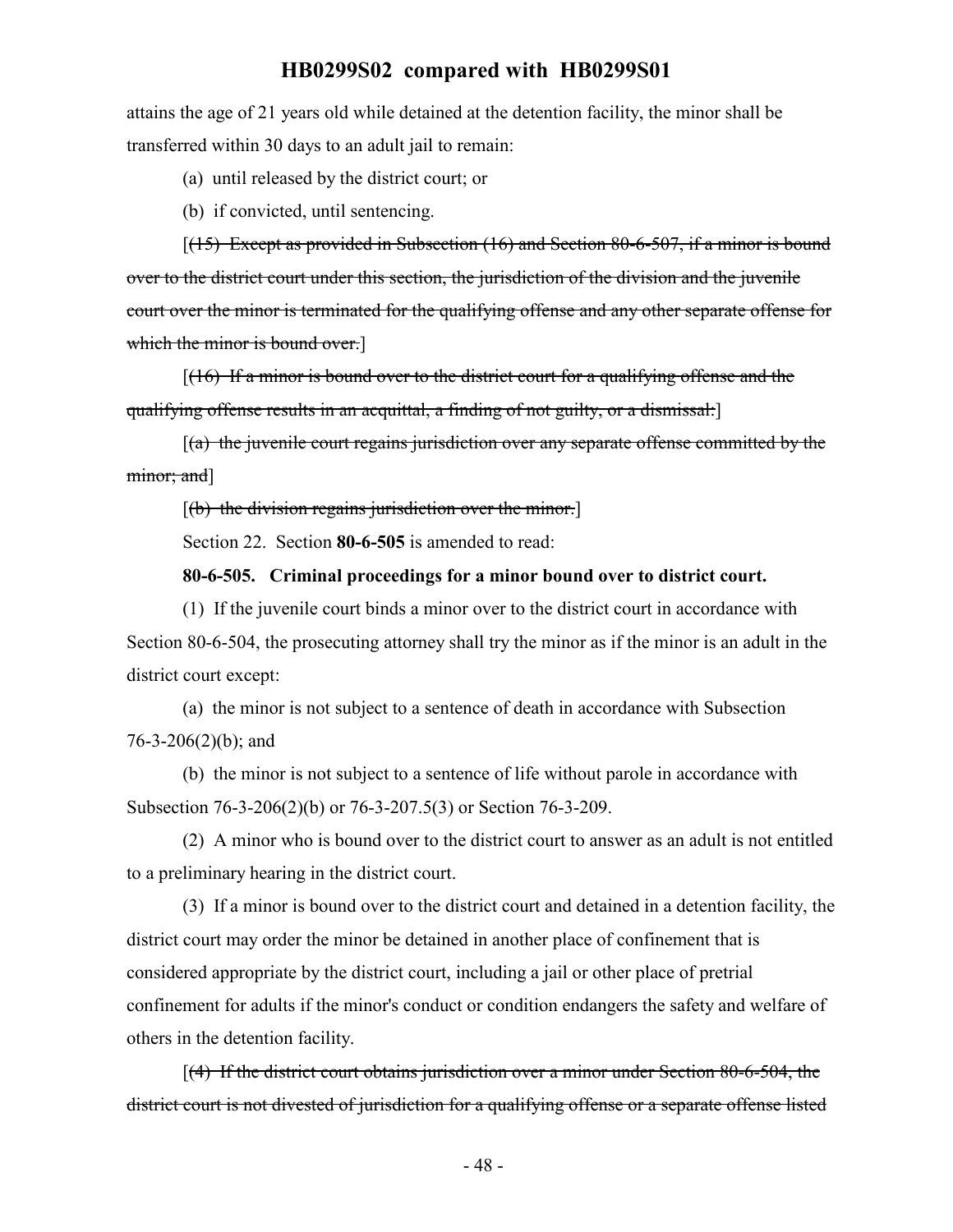attains the age of 21 years old while detained at the detention facility, the minor shall be transferred within 30 days to an adult jail to remain:

(a) until released by the district court; or

(b) if convicted, until sentencing.

[~~(15) Except as provided in Subsection (16) and Section 80-6-507, if a minor is bound over to the district court under this section, the jurisdiction of the division and the juvenile court over the minor is terminated for the qualifying offense and any other separate offense for which the minor is bound over.~~]

[~~(16) If a minor is bound over to the district court for a qualifying offense and the qualifying offense results in an acquittal, a finding of not guilty, or a dismissal:~~]

[~~(a) the juvenile court regains jurisdiction over any separate offense committed by the minor; and~~]

[~~(b) the division regains jurisdiction over the minor.~~]

Section 22. Section **80-6-505** is amended to read:

**80-6-505. Criminal proceedings for a minor bound over to district court.**

(1) If the juvenile court binds a minor over to the district court in accordance with Section 80-6-504, the prosecuting attorney shall try the minor as if the minor is an adult in the district court except:

(a) the minor is not subject to a sentence of death in accordance with Subsection 76-3-206(2)(b); and

(b) the minor is not subject to a sentence of life without parole in accordance with Subsection 76-3-206(2)(b) or 76-3-207.5(3) or Section 76-3-209.

(2) A minor who is bound over to the district court to answer as an adult is not entitled to a preliminary hearing in the district court.

(3) If a minor is bound over to the district court and detained in a detention facility, the district court may order the minor be detained in another place of confinement that is considered appropriate by the district court, including a jail or other place of pretrial confinement for adults if the minor's conduct or condition endangers the safety and welfare of others in the detention facility.

[~~(4) If the district court obtains jurisdiction over a minor under Section 80-6-504, the district court is not divested of jurisdiction for a qualifying offense or a separate offense listed~~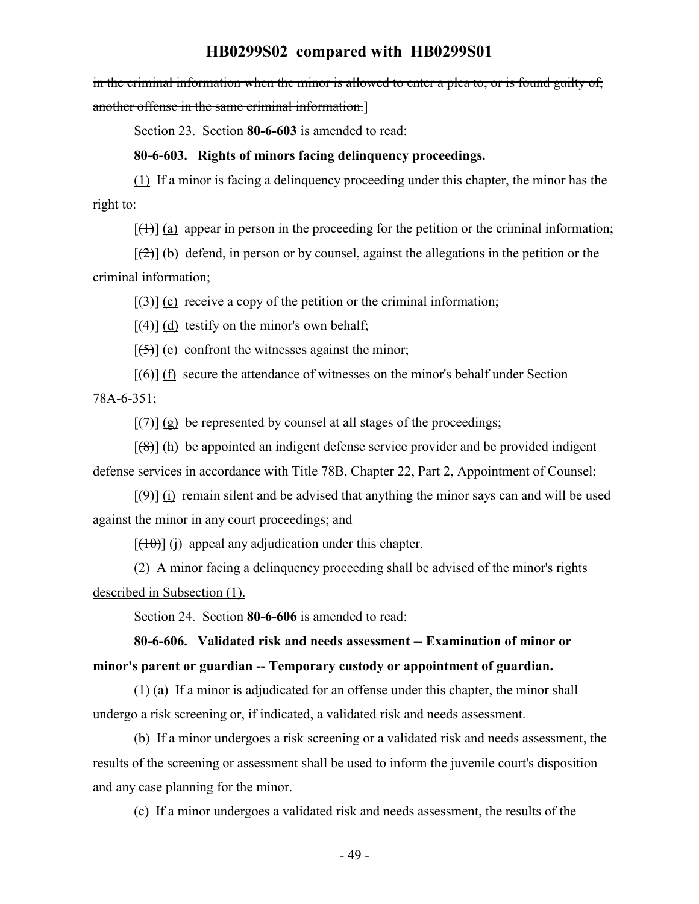~~in the criminal information when the minor is allowed to enter a plea to, or is found guilty of, another offense in the same criminal information.~~]

Section 23. Section **80-6-603** is amended to read:

**80-6-603. Rights of minors facing delinquency proceedings.**

<u>(1)</u> If a minor is facing a delinquency proceeding under this chapter, the minor has the right to:

[~~(1)~~] <u>(a)</u> appear in person in the proceeding for the petition or the criminal information;

[~~(2)~~] <u>(b)</u> defend, in person or by counsel, against the allegations in the petition or the criminal information;

[~~(3)~~] <u>(c)</u> receive a copy of the petition or the criminal information;

[~~(4)~~] <u>(d)</u> testify on the minor's own behalf;

[~~(5)~~] <u>(e)</u> confront the witnesses against the minor;

[~~(6)~~] <u>(f)</u> secure the attendance of witnesses on the minor's behalf under Section 78A-6-351;

[~~(7)~~] <u>(g)</u> be represented by counsel at all stages of the proceedings;

[~~(8)~~] <u>(h)</u> be appointed an indigent defense service provider and be provided indigent defense services in accordance with Title 78B, Chapter 22, Part 2, Appointment of Counsel;

[~~(9)~~] <u>(i)</u> remain silent and be advised that anything the minor says can and will be used against the minor in any court proceedings; and

[~~(10)~~] <u>(j)</u> appeal any adjudication under this chapter.

<u>(2) A minor facing a delinquency proceeding shall be advised of the minor's rights described in Subsection (1).</u>

Section 24. Section **80-6-606** is amended to read:

**80-6-606. Validated risk and needs assessment -- Examination of minor or minor's parent or guardian -- Temporary custody or appointment of guardian.**

(1) (a) If a minor is adjudicated for an offense under this chapter, the minor shall undergo a risk screening or, if indicated, a validated risk and needs assessment.

(b) If a minor undergoes a risk screening or a validated risk and needs assessment, the results of the screening or assessment shall be used to inform the juvenile court's disposition and any case planning for the minor.

(c) If a minor undergoes a validated risk and needs assessment, the results of the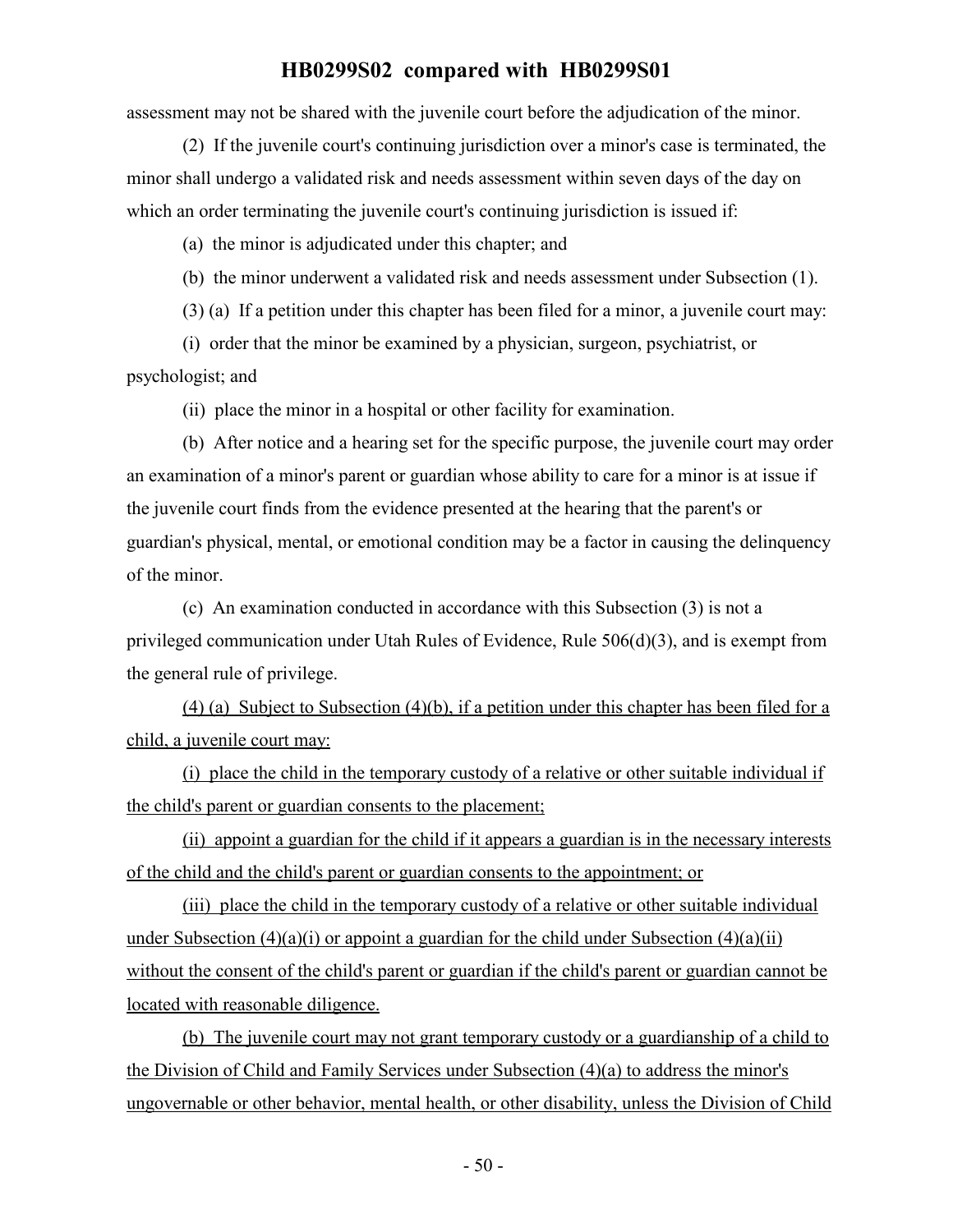assessment may not be shared with the juvenile court before the adjudication of the minor.

(2) If the juvenile court's continuing jurisdiction over a minor's case is terminated, the minor shall undergo a validated risk and needs assessment within seven days of the day on which an order terminating the juvenile court's continuing jurisdiction is issued if:

(a) the minor is adjudicated under this chapter; and

(b) the minor underwent a validated risk and needs assessment under Subsection (1).

(3) (a) If a petition under this chapter has been filed for a minor, a juvenile court may:

(i) order that the minor be examined by a physician, surgeon, psychiatrist, or psychologist; and

(ii) place the minor in a hospital or other facility for examination.

(b) After notice and a hearing set for the specific purpose, the juvenile court may order an examination of a minor's parent or guardian whose ability to care for a minor is at issue if the juvenile court finds from the evidence presented at the hearing that the parent's or guardian's physical, mental, or emotional condition may be a factor in causing the delinquency of the minor.

(c) An examination conducted in accordance with this Subsection (3) is not a privileged communication under Utah Rules of Evidence, Rule 506(d)(3), and is exempt from the general rule of privilege.

<u>(4) (a) Subject to Subsection (4)(b), if a petition under this chapter has been filed for a child, a juvenile court may:</u>

<u>(i) place the child in the temporary custody of a relative or other suitable individual if the child's parent or guardian consents to the placement;</u>

<u>(ii) appoint a guardian for the child if it appears a guardian is in the necessary interests of the child and the child's parent or guardian consents to the appointment; or</u>

<u>(iii) place the child in the temporary custody of a relative or other suitable individual under Subsection (4)(a)(i) or appoint a guardian for the child under Subsection (4)(a)(ii) without the consent of the child's parent or guardian if the child's parent or guardian cannot be located with reasonable diligence.</u>

<u>(b) The juvenile court may not grant temporary custody or a guardianship of a child to the Division of Child and Family Services under Subsection (4)(a) to address the minor's ungovernable or other behavior, mental health, or other disability, unless the Division of Child</u>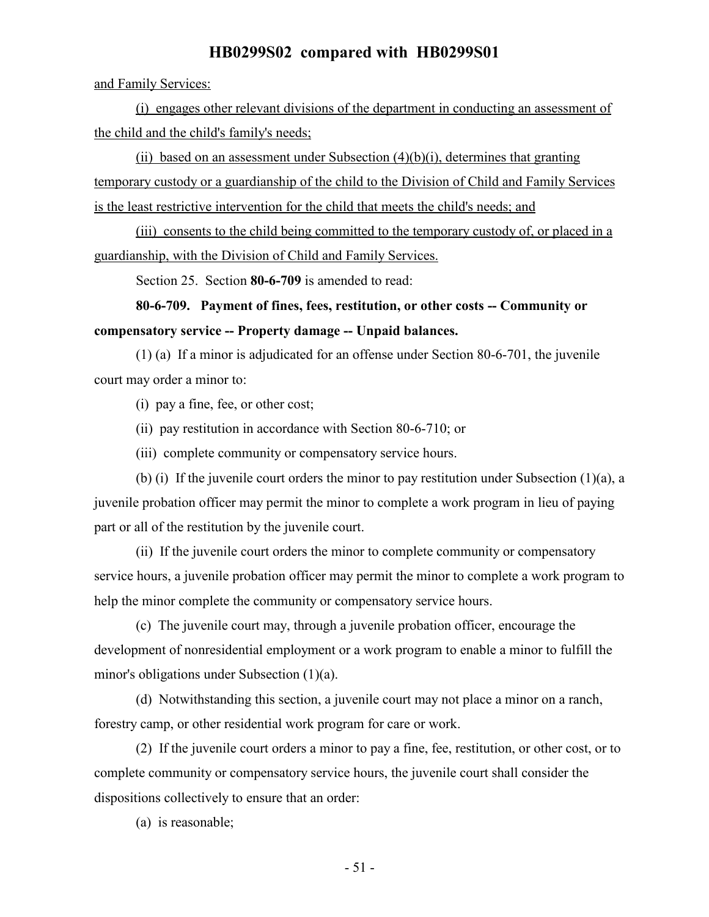and Family Services:

(i) engages other relevant divisions of the department in conducting an assessment of the child and the child's family's needs;

(ii) based on an assessment under Subsection (4)(b)(i), determines that granting temporary custody or a guardianship of the child to the Division of Child and Family Services is the least restrictive intervention for the child that meets the child's needs; and

(iii) consents to the child being committed to the temporary custody of, or placed in a guardianship, with the Division of Child and Family Services.

Section 25. Section **80-6-709** is amended to read:

**80-6-709. Payment of fines, fees, restitution, or other costs -- Community or compensatory service -- Property damage -- Unpaid balances.**

(1) (a) If a minor is adjudicated for an offense under Section 80-6-701, the juvenile court may order a minor to:

(i) pay a fine, fee, or other cost;

(ii) pay restitution in accordance with Section 80-6-710; or

(iii) complete community or compensatory service hours.

(b) (i) If the juvenile court orders the minor to pay restitution under Subsection (1)(a), a juvenile probation officer may permit the minor to complete a work program in lieu of paying part or all of the restitution by the juvenile court.

(ii) If the juvenile court orders the minor to complete community or compensatory service hours, a juvenile probation officer may permit the minor to complete a work program to help the minor complete the community or compensatory service hours.

(c) The juvenile court may, through a juvenile probation officer, encourage the development of nonresidential employment or a work program to enable a minor to fulfill the minor's obligations under Subsection (1)(a).

(d) Notwithstanding this section, a juvenile court may not place a minor on a ranch, forestry camp, or other residential work program for care or work.

(2) If the juvenile court orders a minor to pay a fine, fee, restitution, or other cost, or to complete community or compensatory service hours, the juvenile court shall consider the dispositions collectively to ensure that an order:

(a) is reasonable;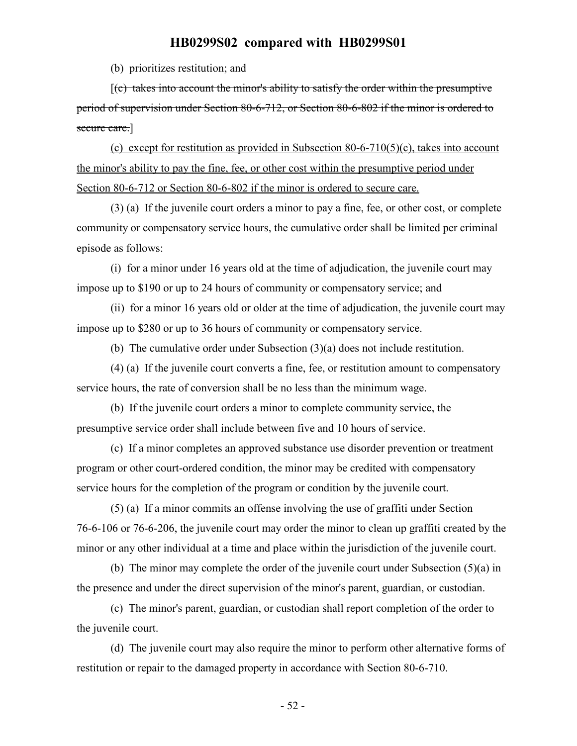(b) prioritizes restitution; and

[~~(c) takes into account the minor's ability to satisfy the order within the presumptive period of supervision under Section 80-6-712, or Section 80-6-802 if the minor is ordered to secure care.~~]

<u>(c) except for restitution as provided in Subsection 80-6-710(5)(c), takes into account the minor's ability to pay the fine, fee, or other cost within the presumptive period under Section 80-6-712 or Section 80-6-802 if the minor is ordered to secure care.</u>

(3) (a) If the juvenile court orders a minor to pay a fine, fee, or other cost, or complete community or compensatory service hours, the cumulative order shall be limited per criminal episode as follows:

(i) for a minor under 16 years old at the time of adjudication, the juvenile court may impose up to $190 or up to 24 hours of community or compensatory service; and

(ii) for a minor 16 years old or older at the time of adjudication, the juvenile court may impose up to $280 or up to 36 hours of community or compensatory service.

(b) The cumulative order under Subsection (3)(a) does not include restitution.

(4) (a) If the juvenile court converts a fine, fee, or restitution amount to compensatory service hours, the rate of conversion shall be no less than the minimum wage.

(b) If the juvenile court orders a minor to complete community service, the presumptive service order shall include between five and 10 hours of service.

(c) If a minor completes an approved substance use disorder prevention or treatment program or other court-ordered condition, the minor may be credited with compensatory service hours for the completion of the program or condition by the juvenile court.

(5) (a) If a minor commits an offense involving the use of graffiti under Section 76-6-106 or 76-6-206, the juvenile court may order the minor to clean up graffiti created by the minor or any other individual at a time and place within the jurisdiction of the juvenile court.

(b) The minor may complete the order of the juvenile court under Subsection (5)(a) in the presence and under the direct supervision of the minor's parent, guardian, or custodian.

(c) The minor's parent, guardian, or custodian shall report completion of the order to the juvenile court.

(d) The juvenile court may also require the minor to perform other alternative forms of restitution or repair to the damaged property in accordance with Section 80-6-710.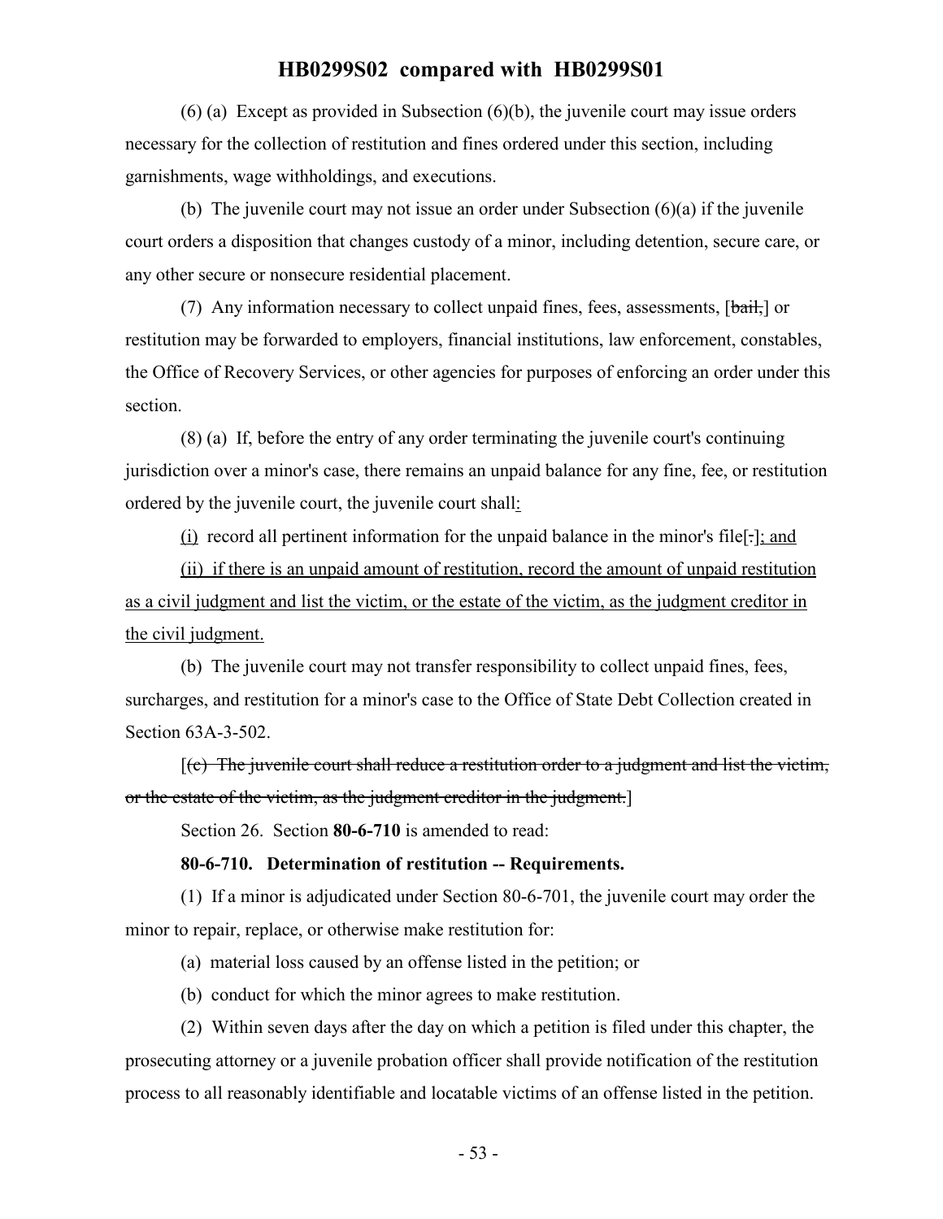(6) (a) Except as provided in Subsection (6)(b), the juvenile court may issue orders necessary for the collection of restitution and fines ordered under this section, including garnishments, wage withholdings, and executions.

(b) The juvenile court may not issue an order under Subsection (6)(a) if the juvenile court orders a disposition that changes custody of a minor, including detention, secure care, or any other secure or nonsecure residential placement.

(7) Any information necessary to collect unpaid fines, fees, assessments, [~~bail,~~] or restitution may be forwarded to employers, financial institutions, law enforcement, constables, the Office of Recovery Services, or other agencies for purposes of enforcing an order under this section.

(8) (a) If, before the entry of any order terminating the juvenile court's continuing jurisdiction over a minor's case, there remains an unpaid balance for any fine, fee, or restitution ordered by the juvenile court, the juvenile court shall<u>:</u>

<u>(i)</u> record all pertinent information for the unpaid balance in the minor's file[~~.~~]<u>; and</u>

<u>(ii) if there is an unpaid amount of restitution, record the amount of unpaid restitution as a civil judgment and list the victim, or the estate of the victim, as the judgment creditor in the civil judgment.</u>

(b) The juvenile court may not transfer responsibility to collect unpaid fines, fees, surcharges, and restitution for a minor's case to the Office of State Debt Collection created in Section 63A-3-502.

[~~(c) The juvenile court shall reduce a restitution order to a judgment and list the victim, or the estate of the victim, as the judgment creditor in the judgment.~~]

Section 26. Section **80-6-710** is amended to read:

**80-6-710. Determination of restitution -- Requirements.**

(1) If a minor is adjudicated under Section 80-6-701, the juvenile court may order the minor to repair, replace, or otherwise make restitution for:

(a) material loss caused by an offense listed in the petition; or

(b) conduct for which the minor agrees to make restitution.

(2) Within seven days after the day on which a petition is filed under this chapter, the prosecuting attorney or a juvenile probation officer shall provide notification of the restitution process to all reasonably identifiable and locatable victims of an offense listed in the petition.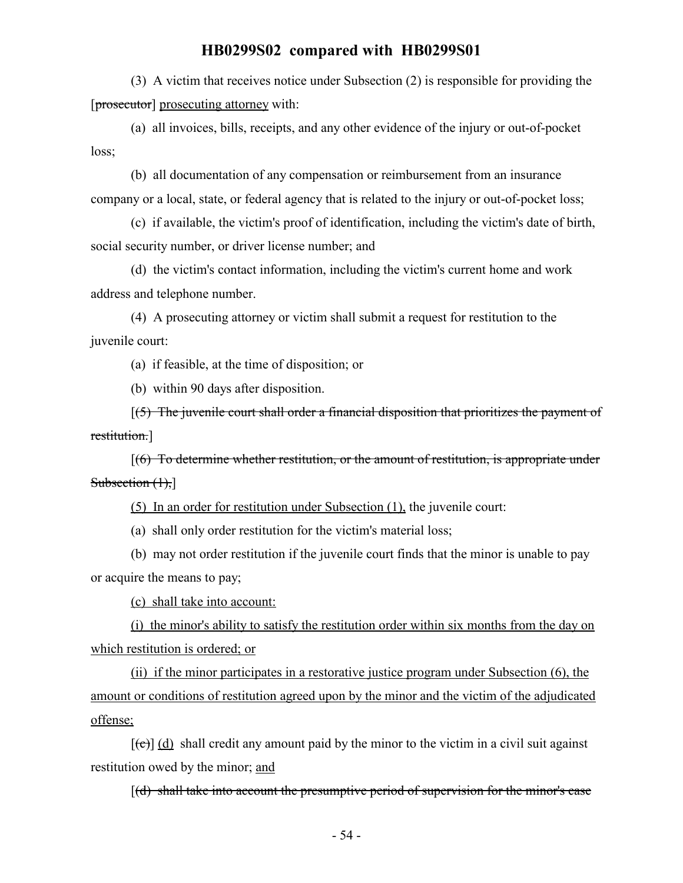(3) A victim that receives notice under Subsection (2) is responsible for providing the [~~prosecutor~~] prosecuting attorney with:

(a) all invoices, bills, receipts, and any other evidence of the injury or out-of-pocket loss;

(b) all documentation of any compensation or reimbursement from an insurance company or a local, state, or federal agency that is related to the injury or out-of-pocket loss;

(c) if available, the victim's proof of identification, including the victim's date of birth, social security number, or driver license number; and

(d) the victim's contact information, including the victim's current home and work address and telephone number.

(4) A prosecuting attorney or victim shall submit a request for restitution to the juvenile court:

(a) if feasible, at the time of disposition; or

(b) within 90 days after disposition.

[~~(5) The juvenile court shall order a financial disposition that prioritizes the payment of restitution.~~]

[~~(6) To determine whether restitution, or the amount of restitution, is appropriate under Subsection (1),~~]

(5) In an order for restitution under Subsection (1), the juvenile court:

(a) shall only order restitution for the victim's material loss;

(b) may not order restitution if the juvenile court finds that the minor is unable to pay or acquire the means to pay;

(c) shall take into account:

(i) the minor's ability to satisfy the restitution order within six months from the day on which restitution is ordered; or

(ii) if the minor participates in a restorative justice program under Subsection (6), the amount or conditions of restitution agreed upon by the minor and the victim of the adjudicated offense;

[~~(c)~~] (d) shall credit any amount paid by the minor to the victim in a civil suit against restitution owed by the minor; and

[~~(d) shall take into account the presumptive period of supervision for the minor's case~~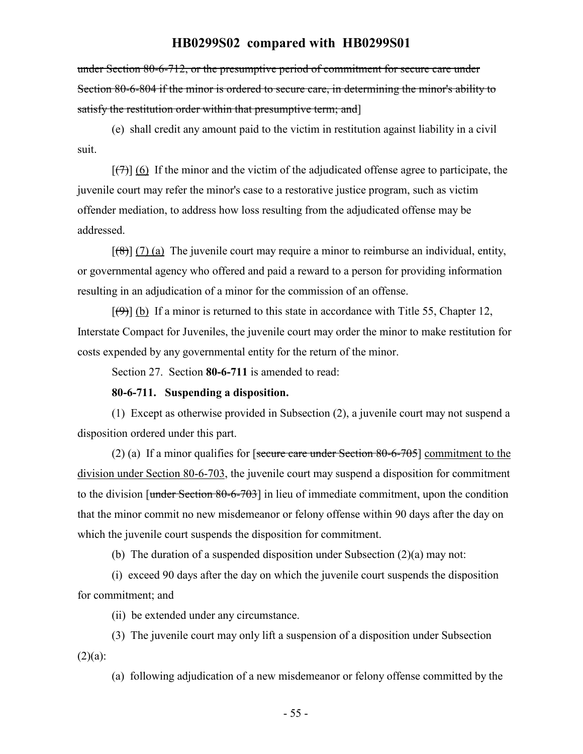~~under Section 80-6-712, or the presumptive period of commitment for secure care under Section 80-6-804 if the minor is ordered to secure care, in determining the minor's ability to satisfy the restitution order within that presumptive term; and~~]

(e) shall credit any amount paid to the victim in restitution against liability in a civil suit.

[~~(7)~~] (6) If the minor and the victim of the adjudicated offense agree to participate, the juvenile court may refer the minor's case to a restorative justice program, such as victim offender mediation, to address how loss resulting from the adjudicated offense may be addressed.

[~~(8)~~] (7) (a) The juvenile court may require a minor to reimburse an individual, entity, or governmental agency who offered and paid a reward to a person for providing information resulting in an adjudication of a minor for the commission of an offense.

[~~(9)~~] (b) If a minor is returned to this state in accordance with Title 55, Chapter 12, Interstate Compact for Juveniles, the juvenile court may order the minor to make restitution for costs expended by any governmental entity for the return of the minor.

Section 27. Section **80-6-711** is amended to read:

**80-6-711. Suspending a disposition.**

(1) Except as otherwise provided in Subsection (2), a juvenile court may not suspend a disposition ordered under this part.

(2) (a) If a minor qualifies for [~~secure care under Section 80-6-705~~] commitment to the division under Section 80-6-703, the juvenile court may suspend a disposition for commitment to the division [~~under Section 80-6-703~~] in lieu of immediate commitment, upon the condition that the minor commit no new misdemeanor or felony offense within 90 days after the day on which the juvenile court suspends the disposition for commitment.

(b) The duration of a suspended disposition under Subsection (2)(a) may not:

(i) exceed 90 days after the day on which the juvenile court suspends the disposition for commitment; and

(ii) be extended under any circumstance.

(3) The juvenile court may only lift a suspension of a disposition under Subsection (2)(a):

(a) following adjudication of a new misdemeanor or felony offense committed by the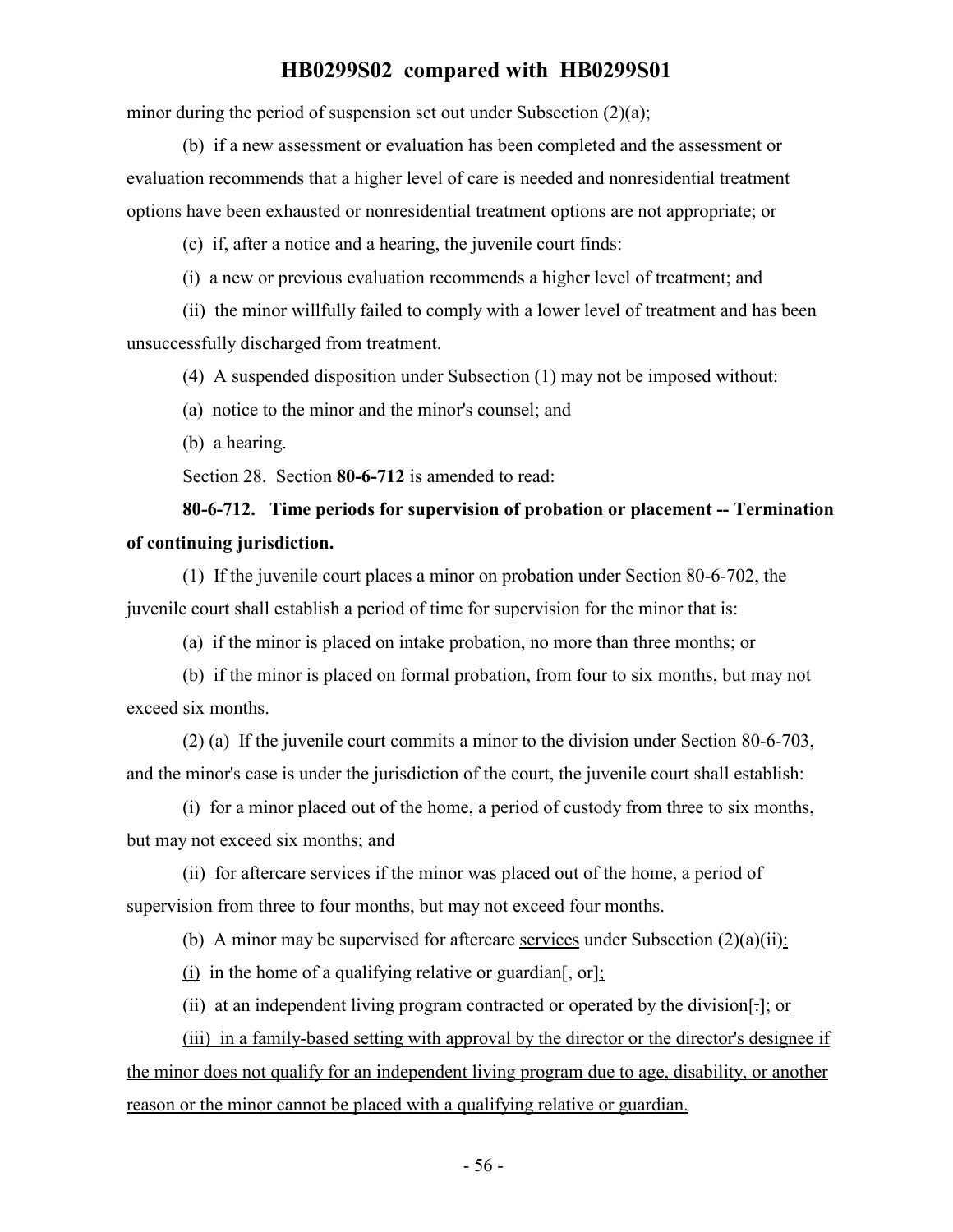minor during the period of suspension set out under Subsection (2)(a);

(b) if a new assessment or evaluation has been completed and the assessment or evaluation recommends that a higher level of care is needed and nonresidential treatment options have been exhausted or nonresidential treatment options are not appropriate; or

(c) if, after a notice and a hearing, the juvenile court finds:

(i) a new or previous evaluation recommends a higher level of treatment; and

(ii) the minor willfully failed to comply with a lower level of treatment and has been unsuccessfully discharged from treatment.

(4) A suspended disposition under Subsection (1) may not be imposed without:

(a) notice to the minor and the minor's counsel; and

(b) a hearing.

Section 28. Section **80-6-712** is amended to read:

**80-6-712. Time periods for supervision of probation or placement -- Termination of continuing jurisdiction.**

(1) If the juvenile court places a minor on probation under Section 80-6-702, the juvenile court shall establish a period of time for supervision for the minor that is:

(a) if the minor is placed on intake probation, no more than three months; or

(b) if the minor is placed on formal probation, from four to six months, but may not exceed six months.

(2) (a) If the juvenile court commits a minor to the division under Section 80-6-703, and the minor's case is under the jurisdiction of the court, the juvenile court shall establish:

(i) for a minor placed out of the home, a period of custody from three to six months, but may not exceed six months; and

(ii) for aftercare services if the minor was placed out of the home, a period of supervision from three to four months, but may not exceed four months.

(b) A minor may be supervised for aftercare services under Subsection (2)(a)(ii):

(i) in the home of a qualifying relative or guardian[~~, or~~];

(ii) at an independent living program contracted or operated by the division[~~.~~]; or

(iii) in a family-based setting with approval by the director or the director's designee if the minor does not qualify for an independent living program due to age, disability, or another reason or the minor cannot be placed with a qualifying relative or guardian.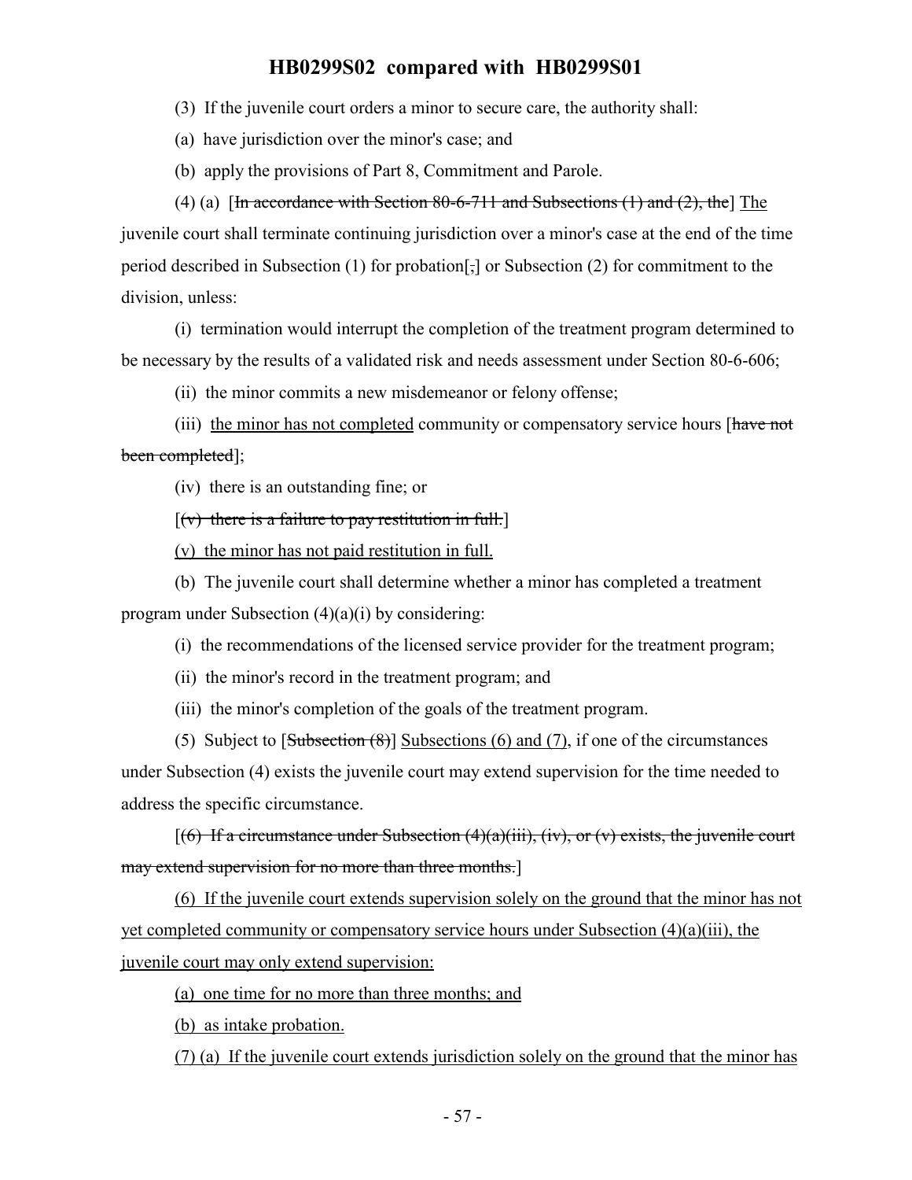(3) If the juvenile court orders a minor to secure care, the authority shall:

(a) have jurisdiction over the minor's case; and

(b) apply the provisions of Part 8, Commitment and Parole.

(4) (a) [~~In accordance with Section 80-6-711 and Subsections (1) and (2), the~~] <u>The</u> juvenile court shall terminate continuing jurisdiction over a minor's case at the end of the time period described in Subsection (1) for probation[~~,~~] or Subsection (2) for commitment to the division, unless:

(i) termination would interrupt the completion of the treatment program determined to be necessary by the results of a validated risk and needs assessment under Section 80-6-606;

(ii) the minor commits a new misdemeanor or felony offense;

(iii) <u>the minor has not completed</u> community or compensatory service hours [~~have not been completed~~];

(iv) there is an outstanding fine; or

[~~(v) there is a failure to pay restitution in full.~~]

<u>(v) the minor has not paid restitution in full.</u>

(b) The juvenile court shall determine whether a minor has completed a treatment program under Subsection (4)(a)(i) by considering:

(i) the recommendations of the licensed service provider for the treatment program;

(ii) the minor's record in the treatment program; and

(iii) the minor's completion of the goals of the treatment program.

(5) Subject to [~~Subsection (8)~~] <u>Subsections (6) and (7)</u>, if one of the circumstances under Subsection (4) exists the juvenile court may extend supervision for the time needed to address the specific circumstance.

[~~(6) If a circumstance under Subsection (4)(a)(iii), (iv), or (v) exists, the juvenile court may extend supervision for no more than three months.~~]

<u>(6) If the juvenile court extends supervision solely on the ground that the minor has not yet completed community or compensatory service hours under Subsection (4)(a)(iii), the juvenile court may only extend supervision:</u>

<u>(a) one time for no more than three months; and</u>

<u>(b) as intake probation.</u>

<u>(7) (a) If the juvenile court extends jurisdiction solely on the ground that the minor has</u>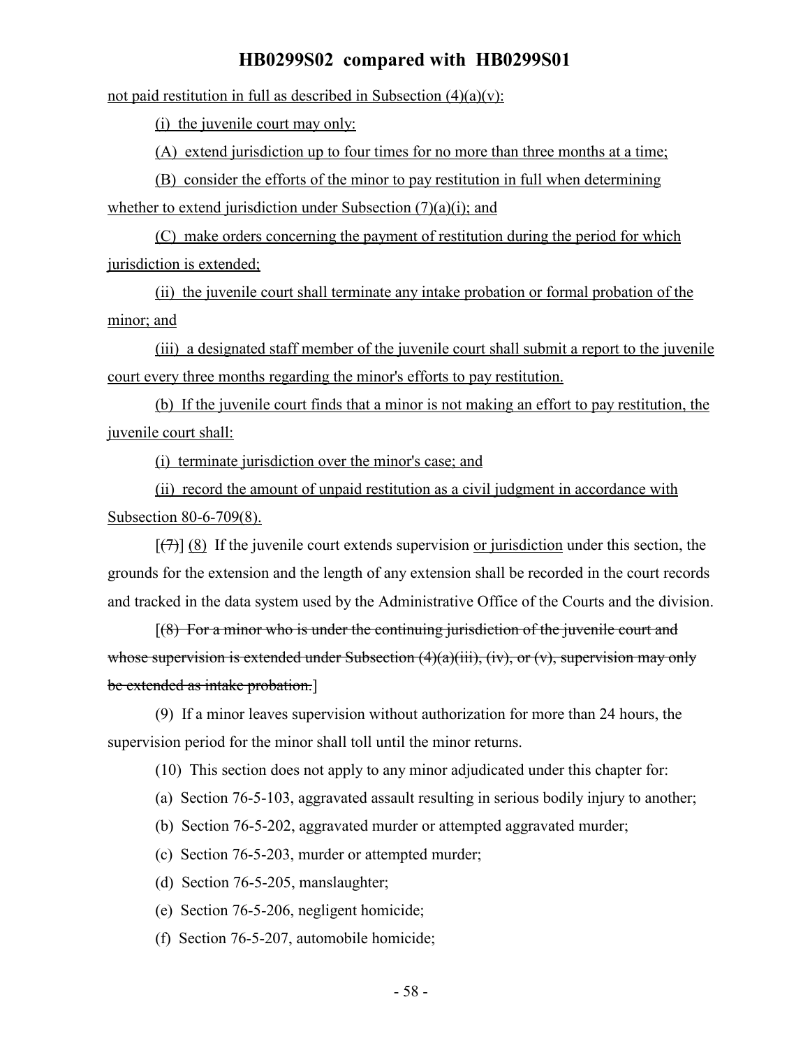not paid restitution in full as described in Subsection (4)(a)(v):

(i) the juvenile court may only:

(A) extend jurisdiction up to four times for no more than three months at a time;

(B) consider the efforts of the minor to pay restitution in full when determining whether to extend jurisdiction under Subsection (7)(a)(i); and

(C) make orders concerning the payment of restitution during the period for which jurisdiction is extended;

(ii) the juvenile court shall terminate any intake probation or formal probation of the minor; and

(iii) a designated staff member of the juvenile court shall submit a report to the juvenile court every three months regarding the minor's efforts to pay restitution.

(b) If the juvenile court finds that a minor is not making an effort to pay restitution, the juvenile court shall:

(i) terminate jurisdiction over the minor's case; and

(ii) record the amount of unpaid restitution as a civil judgment in accordance with Subsection 80-6-709(8).

[~~(7)~~] (8) If the juvenile court extends supervision or jurisdiction under this section, the grounds for the extension and the length of any extension shall be recorded in the court records and tracked in the data system used by the Administrative Office of the Courts and the division.

[~~(8) For a minor who is under the continuing jurisdiction of the juvenile court and whose supervision is extended under Subsection (4)(a)(iii), (iv), or (v), supervision may only be extended as intake probation.~~]

(9) If a minor leaves supervision without authorization for more than 24 hours, the supervision period for the minor shall toll until the minor returns.

(10) This section does not apply to any minor adjudicated under this chapter for:

(a) Section 76-5-103, aggravated assault resulting in serious bodily injury to another;

(b) Section 76-5-202, aggravated murder or attempted aggravated murder;

(c) Section 76-5-203, murder or attempted murder;

(d) Section 76-5-205, manslaughter;

(e) Section 76-5-206, negligent homicide;

(f) Section 76-5-207, automobile homicide;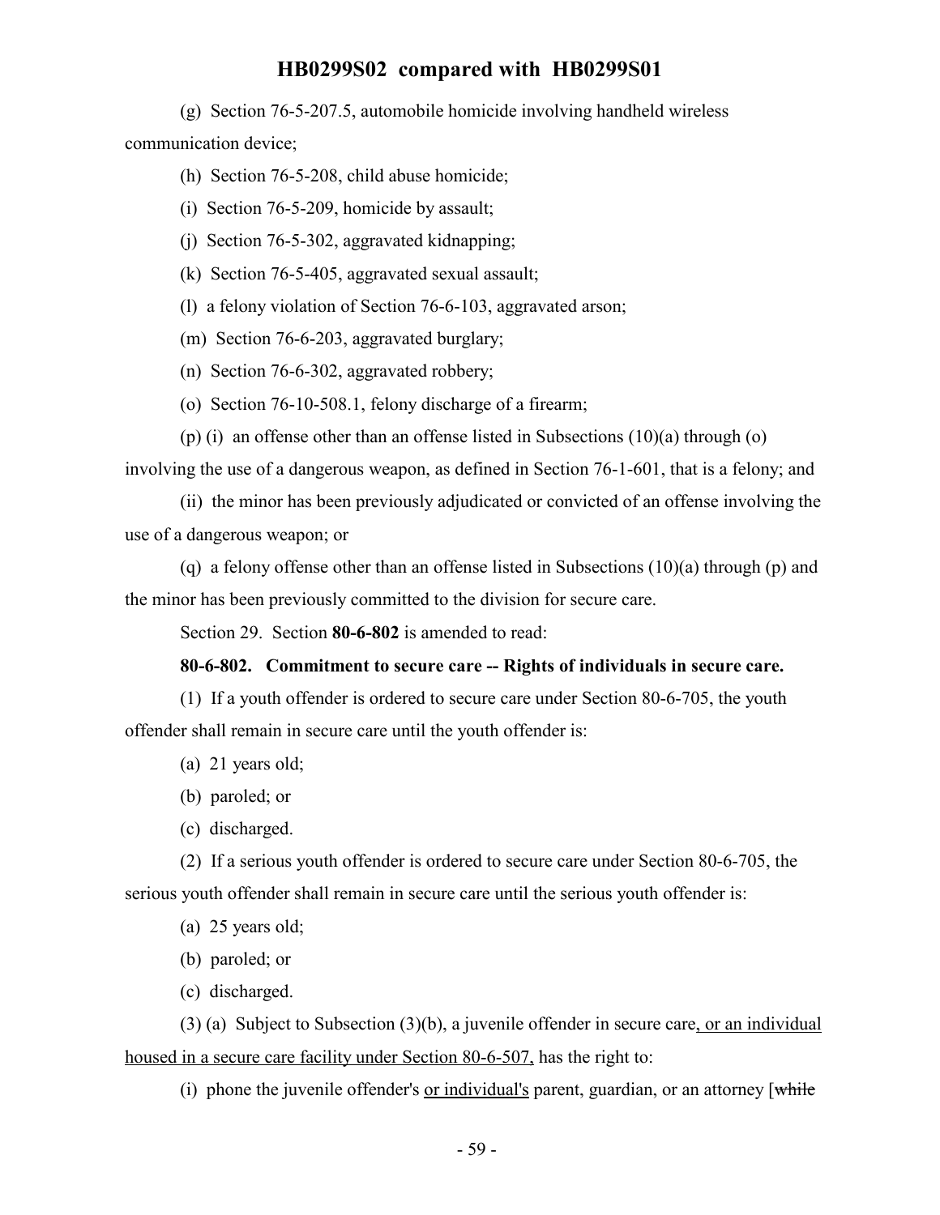(g) Section 76-5-207.5, automobile homicide involving handheld wireless communication device;

(h) Section 76-5-208, child abuse homicide;

(i) Section 76-5-209, homicide by assault;

(j) Section 76-5-302, aggravated kidnapping;

(k) Section 76-5-405, aggravated sexual assault;

(l) a felony violation of Section 76-6-103, aggravated arson;

(m) Section 76-6-203, aggravated burglary;

(n) Section 76-6-302, aggravated robbery;

(o) Section 76-10-508.1, felony discharge of a firearm;

(p) (i) an offense other than an offense listed in Subsections (10)(a) through (o) involving the use of a dangerous weapon, as defined in Section 76-1-601, that is a felony; and

(ii) the minor has been previously adjudicated or convicted of an offense involving the use of a dangerous weapon; or

(q) a felony offense other than an offense listed in Subsections (10)(a) through (p) and the minor has been previously committed to the division for secure care.

Section 29. Section **80-6-802** is amended to read:

**80-6-802. Commitment to secure care -- Rights of individuals in secure care.**

(1) If a youth offender is ordered to secure care under Section 80-6-705, the youth offender shall remain in secure care until the youth offender is:

(a) 21 years old;

(b) paroled; or

(c) discharged.

(2) If a serious youth offender is ordered to secure care under Section 80-6-705, the serious youth offender shall remain in secure care until the serious youth offender is:

(a) 25 years old;

(b) paroled; or

(c) discharged.

(3) (a) Subject to Subsection (3)(b), a juvenile offender in secure care, or an individual housed in a secure care facility under Section 80-6-507, has the right to:

(i) phone the juvenile offender's or individual's parent, guardian, or an attorney [~~while~~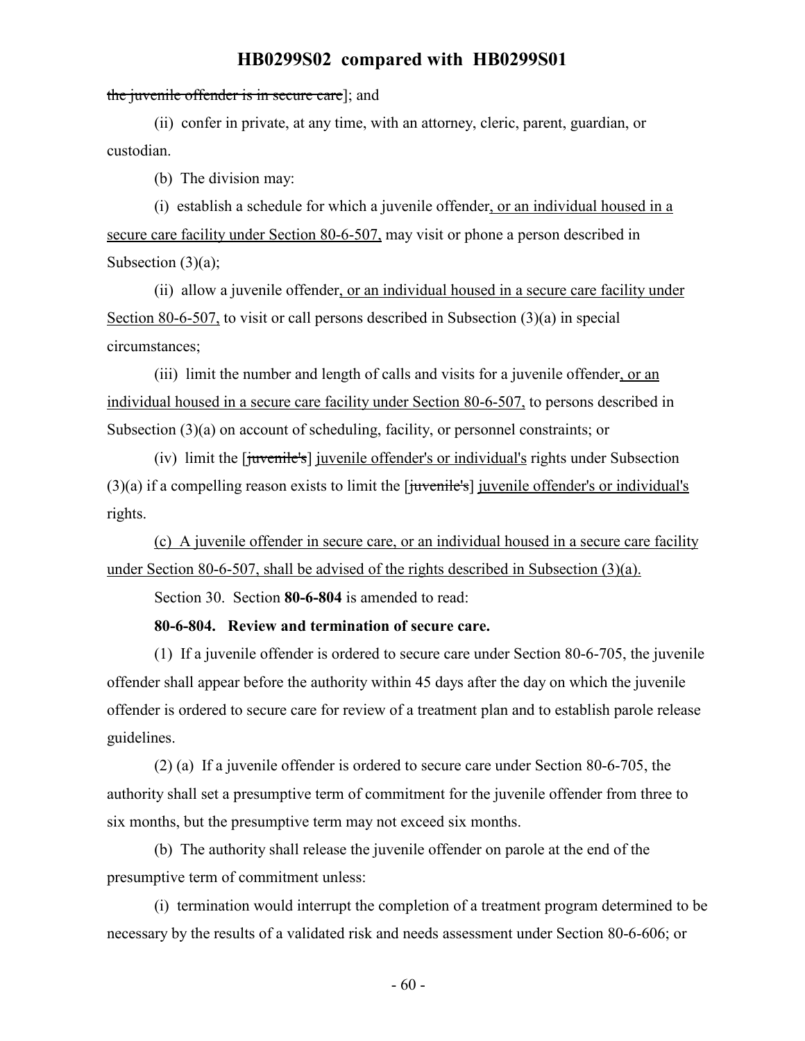~~the juvenile offender is in secure care~~]; and

(ii) confer in private, at any time, with an attorney, cleric, parent, guardian, or custodian.

(b) The division may:

(i) establish a schedule for which a juvenile offender<u>, or an individual housed in a secure care facility under Section 80-6-507,</u> may visit or phone a person described in Subsection (3)(a);

(ii) allow a juvenile offender<u>, or an individual housed in a secure care facility under Section 80-6-507,</u> to visit or call persons described in Subsection (3)(a) in special circumstances;

(iii) limit the number and length of calls and visits for a juvenile offender<u>, or an individual housed in a secure care facility under Section 80-6-507,</u> to persons described in Subsection (3)(a) on account of scheduling, facility, or personnel constraints; or

(iv) limit the [~~juvenile's~~] <u>juvenile offender's or individual's</u> rights under Subsection (3)(a) if a compelling reason exists to limit the [~~juvenile's~~] <u>juvenile offender's or individual's</u> rights.

<u>(c) A juvenile offender in secure care, or an individual housed in a secure care facility under Section 80-6-507, shall be advised of the rights described in Subsection (3)(a).</u>

Section 30. Section **80-6-804** is amended to read:

**80-6-804. Review and termination of secure care.**

(1) If a juvenile offender is ordered to secure care under Section 80-6-705, the juvenile offender shall appear before the authority within 45 days after the day on which the juvenile offender is ordered to secure care for review of a treatment plan and to establish parole release guidelines.

(2) (a) If a juvenile offender is ordered to secure care under Section 80-6-705, the authority shall set a presumptive term of commitment for the juvenile offender from three to six months, but the presumptive term may not exceed six months.

(b) The authority shall release the juvenile offender on parole at the end of the presumptive term of commitment unless:

(i) termination would interrupt the completion of a treatment program determined to be necessary by the results of a validated risk and needs assessment under Section 80-6-606; or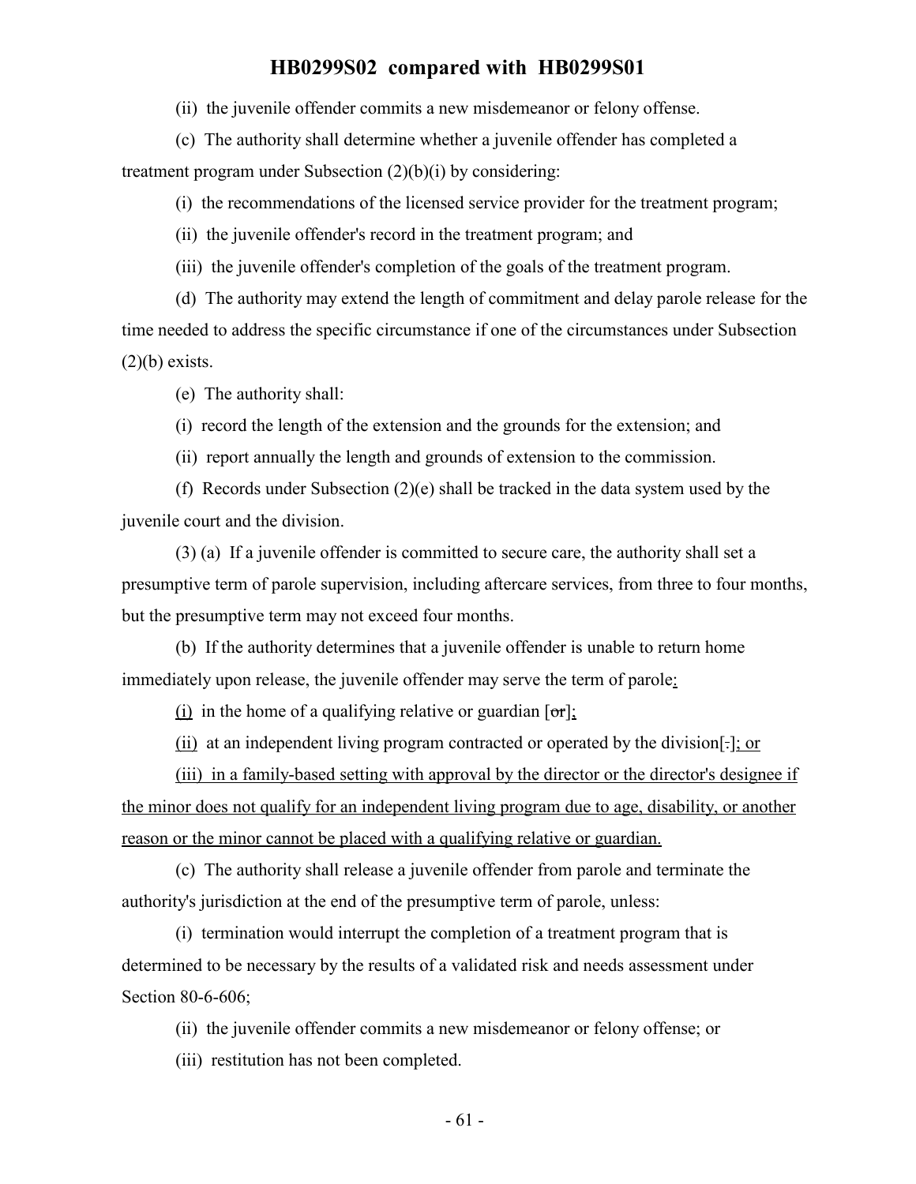(ii) the juvenile offender commits a new misdemeanor or felony offense.

(c) The authority shall determine whether a juvenile offender has completed a treatment program under Subsection (2)(b)(i) by considering:

(i) the recommendations of the licensed service provider for the treatment program;

(ii) the juvenile offender's record in the treatment program; and

(iii) the juvenile offender's completion of the goals of the treatment program.

(d) The authority may extend the length of commitment and delay parole release for the time needed to address the specific circumstance if one of the circumstances under Subsection (2)(b) exists.

(e) The authority shall:

(i) record the length of the extension and the grounds for the extension; and

(ii) report annually the length and grounds of extension to the commission.

(f) Records under Subsection (2)(e) shall be tracked in the data system used by the juvenile court and the division.

(3) (a) If a juvenile offender is committed to secure care, the authority shall set a presumptive term of parole supervision, including aftercare services, from three to four months, but the presumptive term may not exceed four months.

(b) If the authority determines that a juvenile offender is unable to return home immediately upon release, the juvenile offender may serve the term of parole<ins>:</ins>

<ins>(i)</ins> in the home of a qualifying relative or guardian [~~or~~]<ins>;</ins>

<ins>(ii)</ins> at an independent living program contracted or operated by the division[~~.~~]<ins>; or</ins>

<ins>(iii) in a family-based setting with approval by the director or the director's designee if the minor does not qualify for an independent living program due to age, disability, or another reason or the minor cannot be placed with a qualifying relative or guardian.</ins>

(c) The authority shall release a juvenile offender from parole and terminate the authority's jurisdiction at the end of the presumptive term of parole, unless:

(i) termination would interrupt the completion of a treatment program that is determined to be necessary by the results of a validated risk and needs assessment under Section 80-6-606;

(ii) the juvenile offender commits a new misdemeanor or felony offense; or

(iii) restitution has not been completed.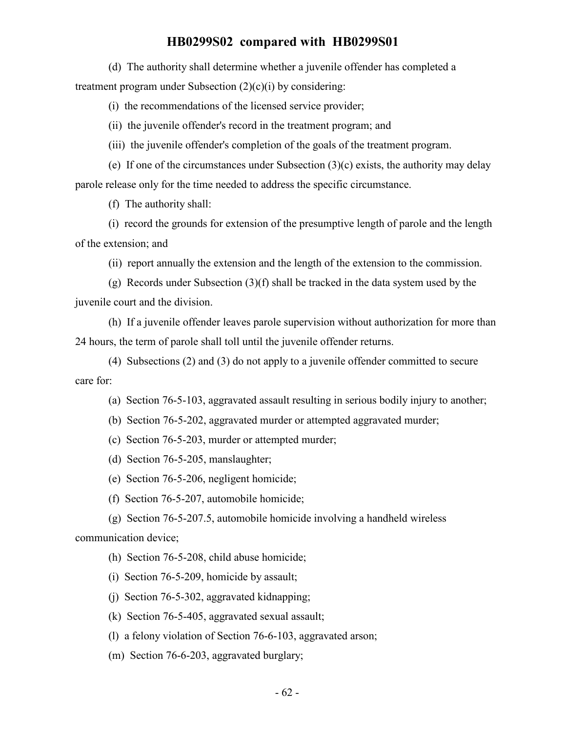(d) The authority shall determine whether a juvenile offender has completed a treatment program under Subsection (2)(c)(i) by considering:

(i) the recommendations of the licensed service provider;

(ii) the juvenile offender's record in the treatment program; and

(iii) the juvenile offender's completion of the goals of the treatment program.

(e) If one of the circumstances under Subsection (3)(c) exists, the authority may delay parole release only for the time needed to address the specific circumstance.

(f) The authority shall:

(i) record the grounds for extension of the presumptive length of parole and the length of the extension; and

(ii) report annually the extension and the length of the extension to the commission.

(g) Records under Subsection (3)(f) shall be tracked in the data system used by the juvenile court and the division.

(h) If a juvenile offender leaves parole supervision without authorization for more than 24 hours, the term of parole shall toll until the juvenile offender returns.

(4) Subsections (2) and (3) do not apply to a juvenile offender committed to secure care for:

(a) Section 76-5-103, aggravated assault resulting in serious bodily injury to another;

(b) Section 76-5-202, aggravated murder or attempted aggravated murder;

(c) Section 76-5-203, murder or attempted murder;

(d) Section 76-5-205, manslaughter;

(e) Section 76-5-206, negligent homicide;

(f) Section 76-5-207, automobile homicide;

(g) Section 76-5-207.5, automobile homicide involving a handheld wireless communication device;

(h) Section 76-5-208, child abuse homicide;

(i) Section 76-5-209, homicide by assault;

(j) Section 76-5-302, aggravated kidnapping;

(k) Section 76-5-405, aggravated sexual assault;

(l) a felony violation of Section 76-6-103, aggravated arson;

(m) Section 76-6-203, aggravated burglary;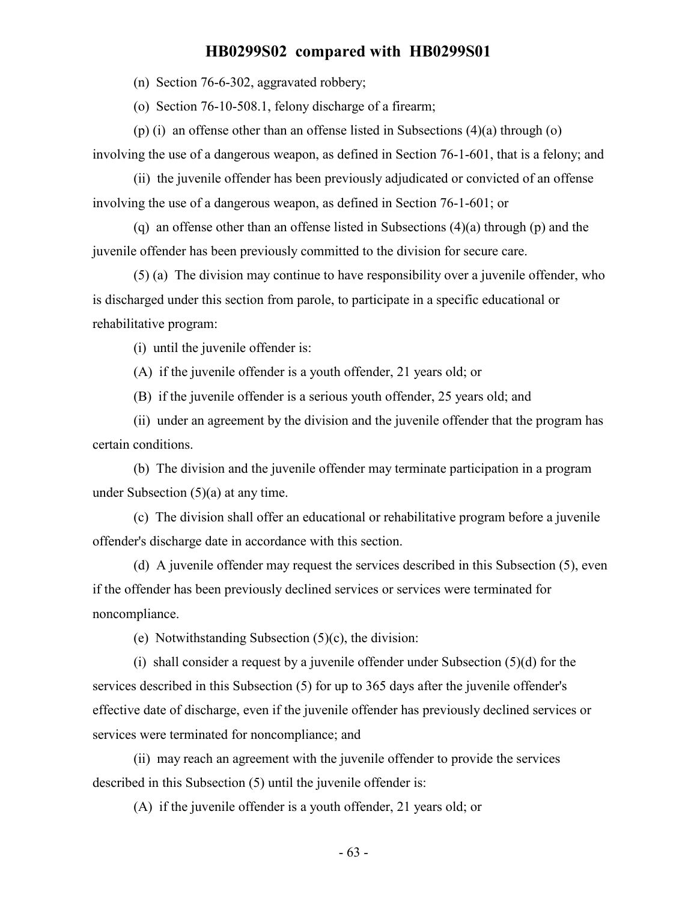(n) Section 76-6-302, aggravated robbery;

(o) Section 76-10-508.1, felony discharge of a firearm;

(p) (i) an offense other than an offense listed in Subsections (4)(a) through (o) involving the use of a dangerous weapon, as defined in Section 76-1-601, that is a felony; and

(ii) the juvenile offender has been previously adjudicated or convicted of an offense involving the use of a dangerous weapon, as defined in Section 76-1-601; or

(q) an offense other than an offense listed in Subsections (4)(a) through (p) and the juvenile offender has been previously committed to the division for secure care.

(5) (a) The division may continue to have responsibility over a juvenile offender, who is discharged under this section from parole, to participate in a specific educational or rehabilitative program:

(i) until the juvenile offender is:

(A) if the juvenile offender is a youth offender, 21 years old; or

(B) if the juvenile offender is a serious youth offender, 25 years old; and

(ii) under an agreement by the division and the juvenile offender that the program has certain conditions.

(b) The division and the juvenile offender may terminate participation in a program under Subsection (5)(a) at any time.

(c) The division shall offer an educational or rehabilitative program before a juvenile offender's discharge date in accordance with this section.

(d) A juvenile offender may request the services described in this Subsection (5), even if the offender has been previously declined services or services were terminated for noncompliance.

(e) Notwithstanding Subsection (5)(c), the division:

(i) shall consider a request by a juvenile offender under Subsection (5)(d) for the services described in this Subsection (5) for up to 365 days after the juvenile offender's effective date of discharge, even if the juvenile offender has previously declined services or services were terminated for noncompliance; and

(ii) may reach an agreement with the juvenile offender to provide the services described in this Subsection (5) until the juvenile offender is:

(A) if the juvenile offender is a youth offender, 21 years old; or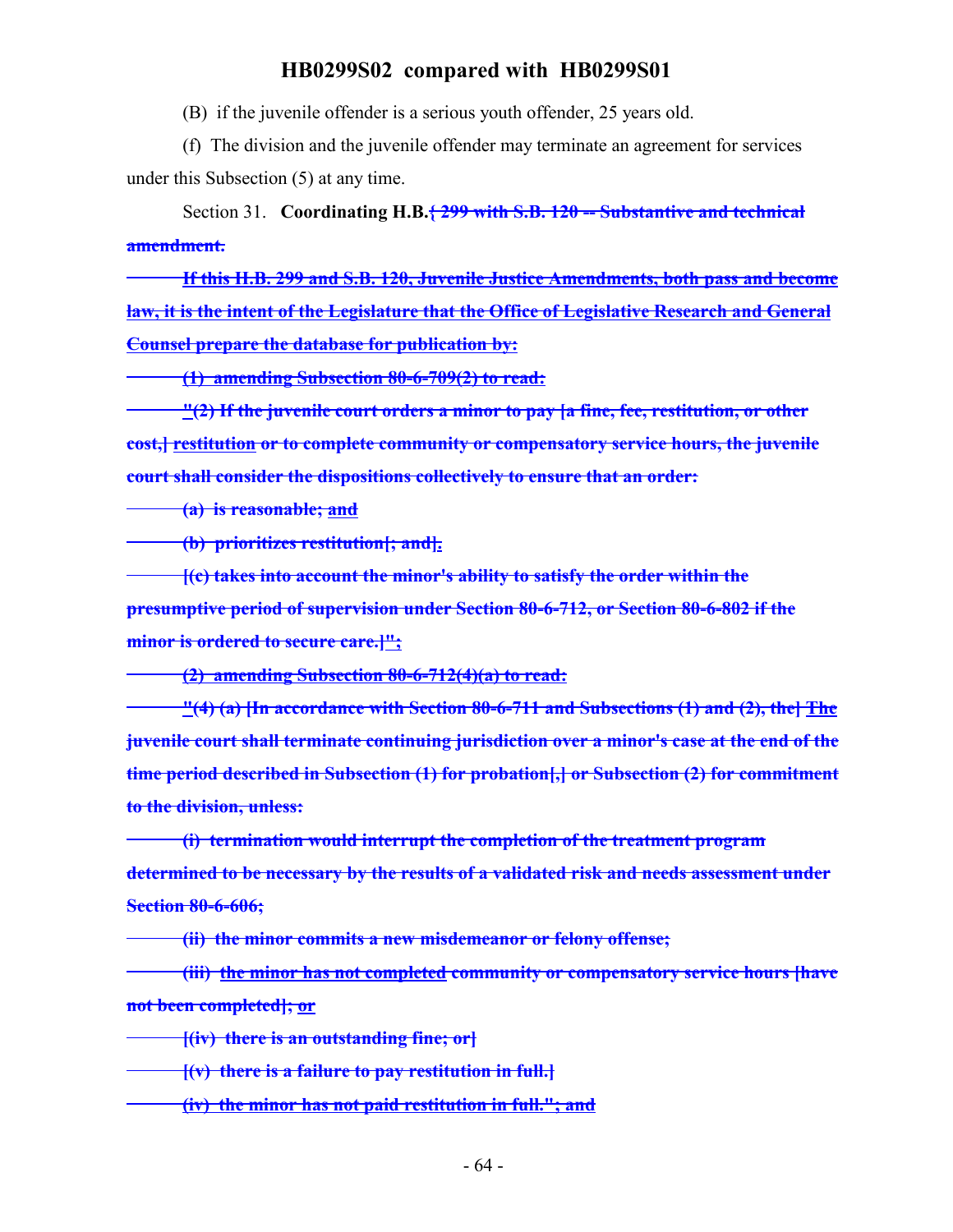(B) if the juvenile offender is a serious youth offender, 25 years old.

(f) The division and the juvenile offender may terminate an agreement for services under this Subsection (5) at any time.

Section 31. **Coordinating H.B.{ 299 with S.B. 120 -- Substantive and technical amendment.**

**If this H.B. 299 and S.B. 120, Juvenile Justice Amendments, both pass and become law, it is the intent of the Legislature that the Office of Legislative Research and General Counsel prepare the database for publication by:**

**(1) amending Subsection 80-6-709(2) to read:**

**"(2) If the juvenile court orders a minor to pay [a fine, fee, restitution, or other cost,] restitution or to complete community or compensatory service hours, the juvenile court shall consider the dispositions collectively to ensure that an order:**

**(a) is reasonable; and**

**(b) prioritizes restitution[; and].**

**[(c) takes into account the minor's ability to satisfy the order within the presumptive period of supervision under Section 80-6-712, or Section 80-6-802 if the minor is ordered to secure care.]";**

**(2) amending Subsection 80-6-712(4)(a) to read:**

**"(4) (a) [In accordance with Section 80-6-711 and Subsections (1) and (2), the] The juvenile court shall terminate continuing jurisdiction over a minor's case at the end of the time period described in Subsection (1) for probation[,] or Subsection (2) for commitment to the division, unless:**

**(i) termination would interrupt the completion of the treatment program determined to be necessary by the results of a validated risk and needs assessment under Section 80-6-606;**

**(ii) the minor commits a new misdemeanor or felony offense;**

**(iii) the minor has not completed community or compensatory service hours [have not been completed]; or**

**[(iv) there is an outstanding fine; or]**

**[(v) there is a failure to pay restitution in full.]**

**(iv) the minor has not paid restitution in full."; and**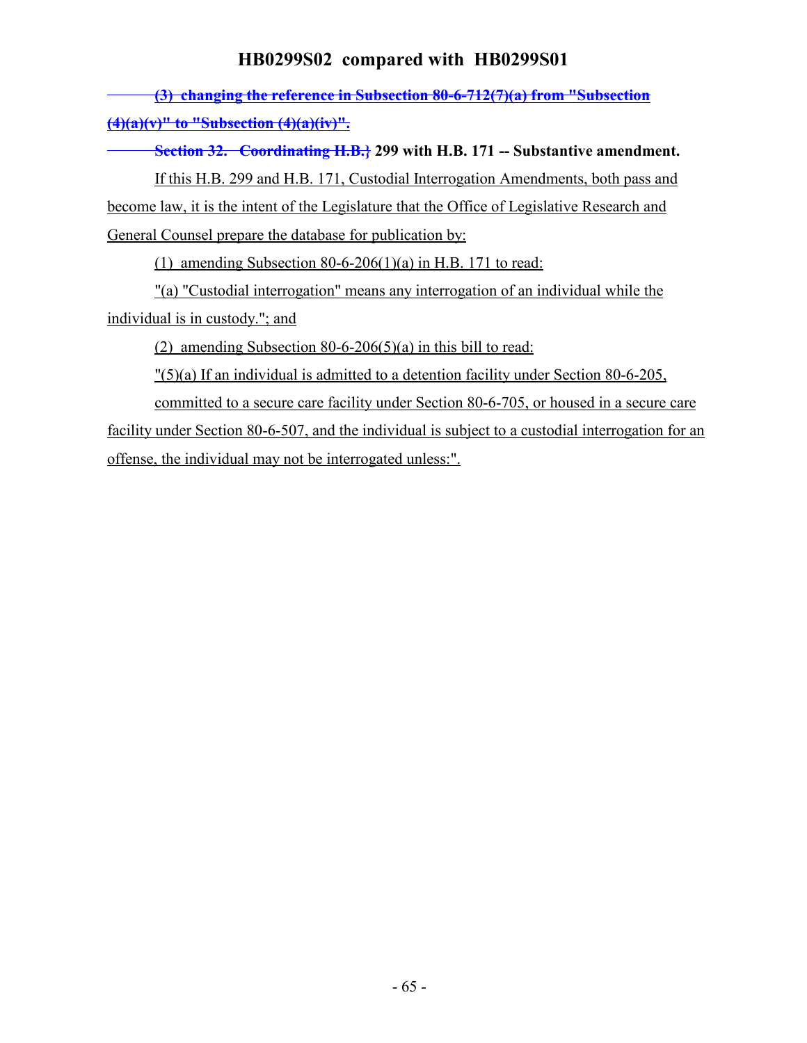~~(3) changing the reference in Subsection 80-6-712(7)(a) from "Subsection (4)(a)(v)" to "Subsection (4)(a)(iv)".~~

~~Section 32. Coordinating H.B.}~~ **299 with H.B. 171 -- Substantive amendment.**

If this H.B. 299 and H.B. 171, Custodial Interrogation Amendments, both pass and become law, it is the intent of the Legislature that the Office of Legislative Research and General Counsel prepare the database for publication by:

(1) amending Subsection 80-6-206(1)(a) in H.B. 171 to read:

"(a) "Custodial interrogation" means any interrogation of an individual while the individual is in custody."; and

(2) amending Subsection 80-6-206(5)(a) in this bill to read:

"(5)(a) If an individual is admitted to a detention facility under Section 80-6-205, committed to a secure care facility under Section 80-6-705, or housed in a secure care facility under Section 80-6-507, and the individual is subject to a custodial interrogation for an offense, the individual may not be interrogated unless:".